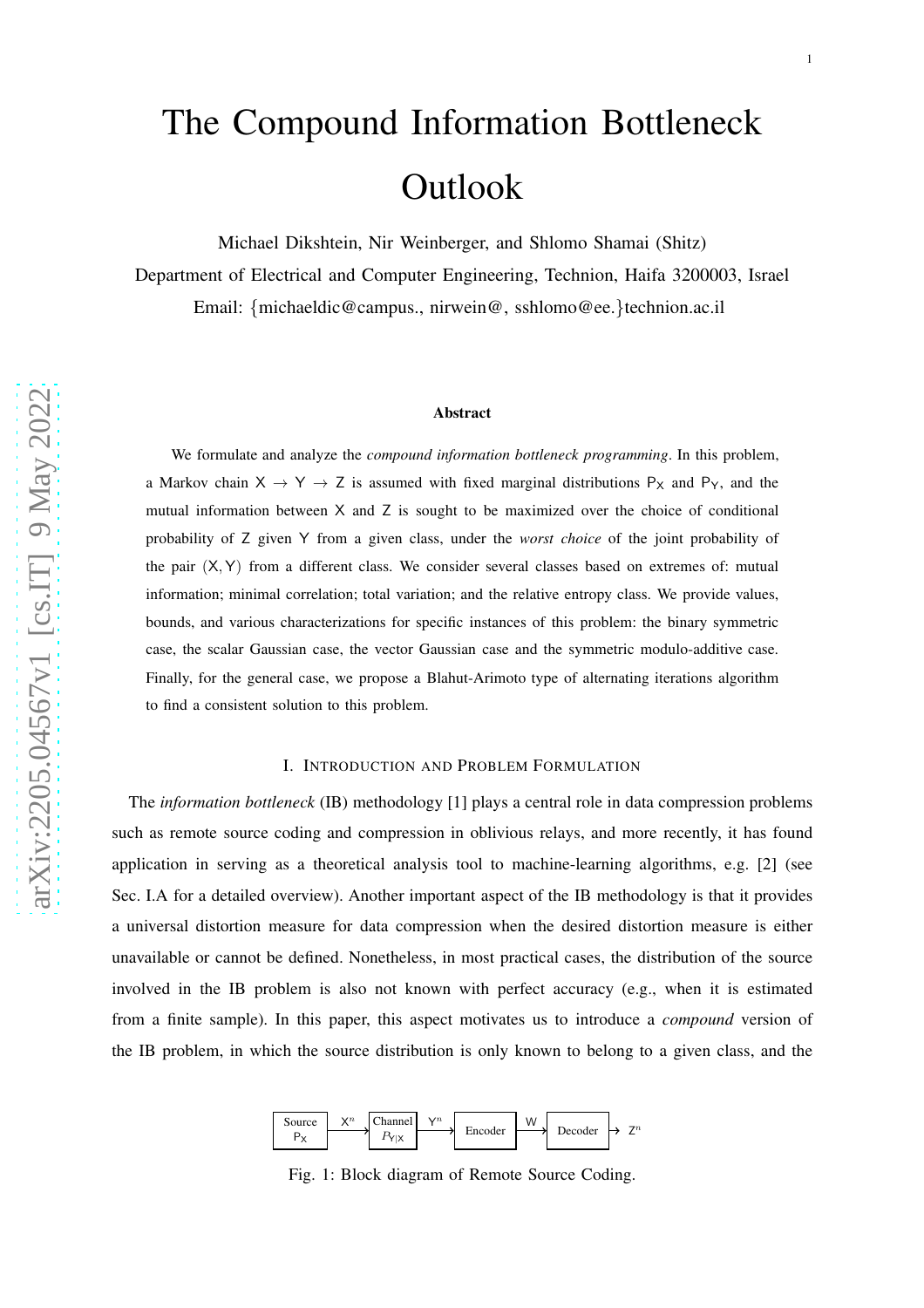# The Compound Information Bottleneck Outlook

Michael Dikshtein, Nir Weinberger, and Shlomo Shamai (Shitz)

Department of Electrical and Computer Engineering, Technion, Haifa 3200003, Israel

Email: {michaeldic@campus., nirwein@, sshlomo@ee.}technion.ac.il

### Abstract

We formulate and analyze the *compound information bottleneck programming*. In this problem, a Markov chain $\mathsf{X} \rightarrow \mathsf{Y} \rightarrow \mathsf{Z}$ is assumed with fixed marginal distributions $\mathsf{P}_\mathsf{X}$ and $\mathsf{P}_\mathsf{Y}$, and the mutual information between $\mathsf{X}$ and $\mathsf{Z}$ is sought to be maximized over the choice of conditional probability of $\mathsf{Z}$ given $\mathsf{Y}$ from a given class, under the *worst choice* of the joint probability of the pair $(\mathsf{X}, \mathsf{Y})$ from a different class. We consider several classes based on extremes of: mutual information; minimal correlation; total variation; and the relative entropy class. We provide values, bounds, and various characterizations for specific instances of this problem: the binary symmetric case, the scalar Gaussian case, the vector Gaussian case and the symmetric modulo-additive case. Finally, for the general case, we propose a Blahut-Arimoto type of alternating iterations algorithm to find a consistent solution to this problem.

## I. Introduction and Problem Formulation

The *information bottleneck* (IB) methodology [1] plays a central role in data compression problems such as remote source coding and compression in oblivious relays, and more recently, it has found application in serving as a theoretical analysis tool to machine-learning algorithms, e.g. [2] (see Sec. I.A for a detailed overview). Another important aspect of the IB methodology is that it provides a universal distortion measure for data compression when the desired distortion measure is either unavailable or cannot be defined. Nonetheless, in most practical cases, the distribution of the source involved in the IB problem is also not known with perfect accuracy (e.g., when it is estimated from a finite sample). In this paper, this aspect motivates us to introduce a *compound* version of the IB problem, in which the source distribution is only known to belong to a given class, and the

Source $\mathsf{P}_\mathsf{X}$ → $\mathsf{X}^n$ → Channel $P_{\mathsf{Y}|\mathsf{X}}$ → $\mathsf{Y}^n$ → Encoder → $\mathsf{W}$ → Decoder → $\mathsf{Z}^n$

Fig. 1: Block diagram of Remote Source Coding.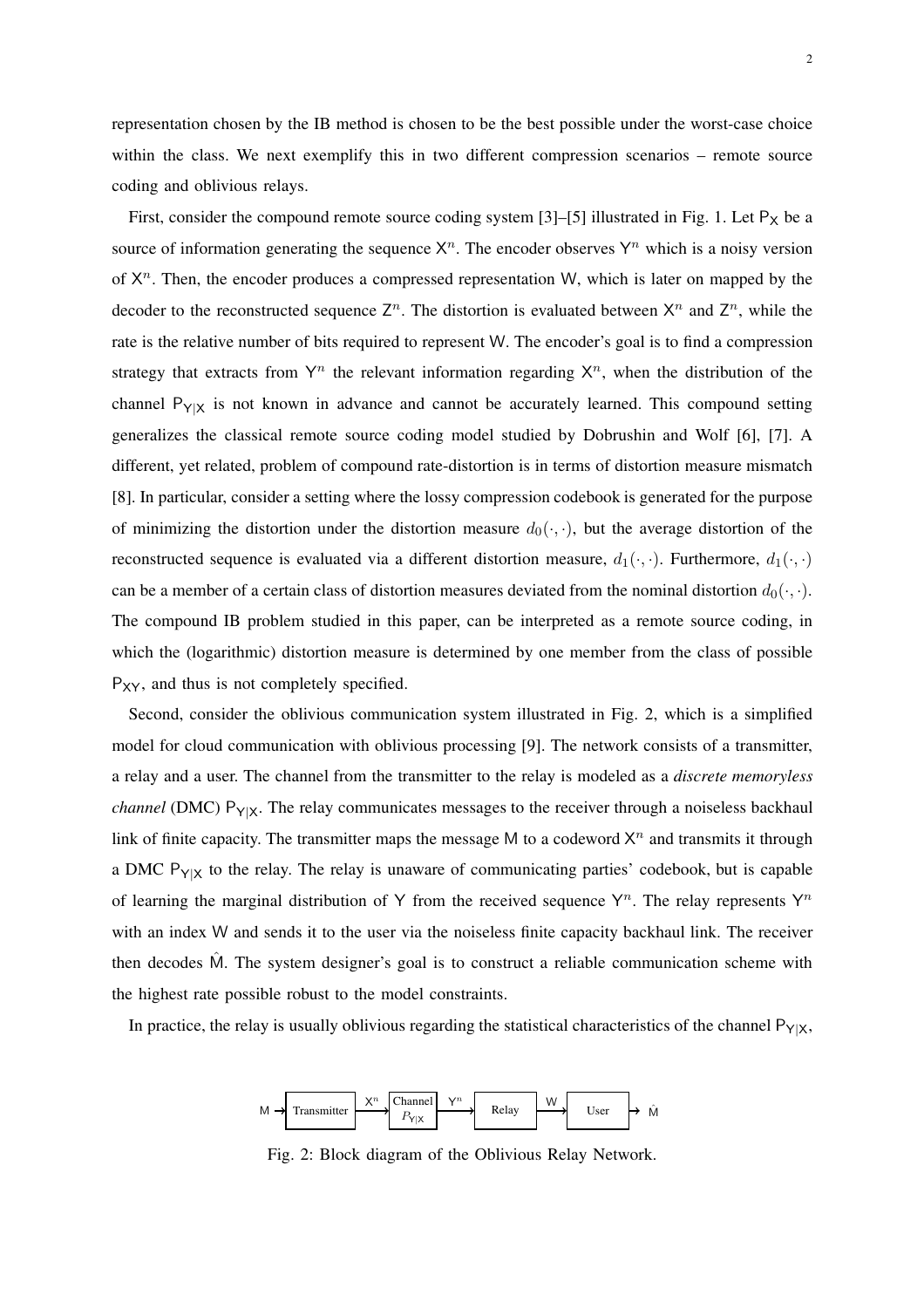representation chosen by the IB method is chosen to be the best possible under the worst-case choice within the class. We next exemplify this in two different compression scenarios – remote source coding and oblivious relays.

First, consider the compound remote source coding system [3]–[5] illustrated in Fig. 1. Let $\mathsf{P}_\mathsf{X}$ be a source of information generating the sequence $\mathsf{X}^n$. The encoder observes $\mathsf{Y}^n$ which is a noisy version of $\mathsf{X}^n$. Then, the encoder produces a compressed representation $\mathsf{W}$, which is later on mapped by the decoder to the reconstructed sequence $\mathsf{Z}^n$. The distortion is evaluated between $\mathsf{X}^n$ and $\mathsf{Z}^n$, while the rate is the relative number of bits required to represent $\mathsf{W}$. The encoder's goal is to find a compression strategy that extracts from $\mathsf{Y}^n$ the relevant information regarding $\mathsf{X}^n$, when the distribution of the channel $\mathsf{P}_{\mathsf{Y}|\mathsf{X}}$ is not known in advance and cannot be accurately learned. This compound setting generalizes the classical remote source coding model studied by Dobrushin and Wolf [6], [7]. A different, yet related, problem of compound rate-distortion is in terms of distortion measure mismatch [8]. In particular, consider a setting where the lossy compression codebook is generated for the purpose of minimizing the distortion under the distortion measure $d_0(\cdot,\cdot)$, but the average distortion of the reconstructed sequence is evaluated via a different distortion measure, $d_1(\cdot,\cdot)$. Furthermore, $d_1(\cdot,\cdot)$ can be a member of a certain class of distortion measures deviated from the nominal distortion $d_0(\cdot,\cdot)$. The compound IB problem studied in this paper, can be interpreted as a remote source coding, in which the (logarithmic) distortion measure is determined by one member from the class of possible $\mathsf{P}_{\mathsf{XY}}$, and thus is not completely specified.

Second, consider the oblivious communication system illustrated in Fig. 2, which is a simplified model for cloud communication with oblivious processing [9]. The network consists of a transmitter, a relay and a user. The channel from the transmitter to the relay is modeled as a *discrete memoryless channel* (DMC) $\mathsf{P}_{\mathsf{Y}|\mathsf{X}}$. The relay communicates messages to the receiver through a noiseless backhaul link of finite capacity. The transmitter maps the message $\mathsf{M}$ to a codeword $\mathsf{X}^n$ and transmits it through a DMC $\mathsf{P}_{\mathsf{Y}|\mathsf{X}}$ to the relay. The relay is unaware of communicating parties' codebook, but is capable of learning the marginal distribution of $\mathsf{Y}$ from the received sequence $\mathsf{Y}^n$. The relay represents $\mathsf{Y}^n$ with an index $\mathsf{W}$ and sends it to the user via the noiseless finite capacity backhaul link. The receiver then decodes $\hat{\mathsf{M}}$. The system designer's goal is to construct a reliable communication scheme with the highest rate possible robust to the model constraints.

In practice, the relay is usually oblivious regarding the statistical characteristics of the channel $\mathsf{P}_{\mathsf{Y}|\mathsf{X}}$,

$\mathsf{M} \rightarrow$ Transmitter $\xrightarrow{\mathsf{X}^n}$ Channel $P_{\mathsf{Y}|\mathsf{X}}$ $\xrightarrow{\mathsf{Y}^n}$ Relay $\xrightarrow{\mathsf{W}}$ User $\rightarrow \hat{\mathsf{M}}$

Fig. 2: Block diagram of the Oblivious Relay Network.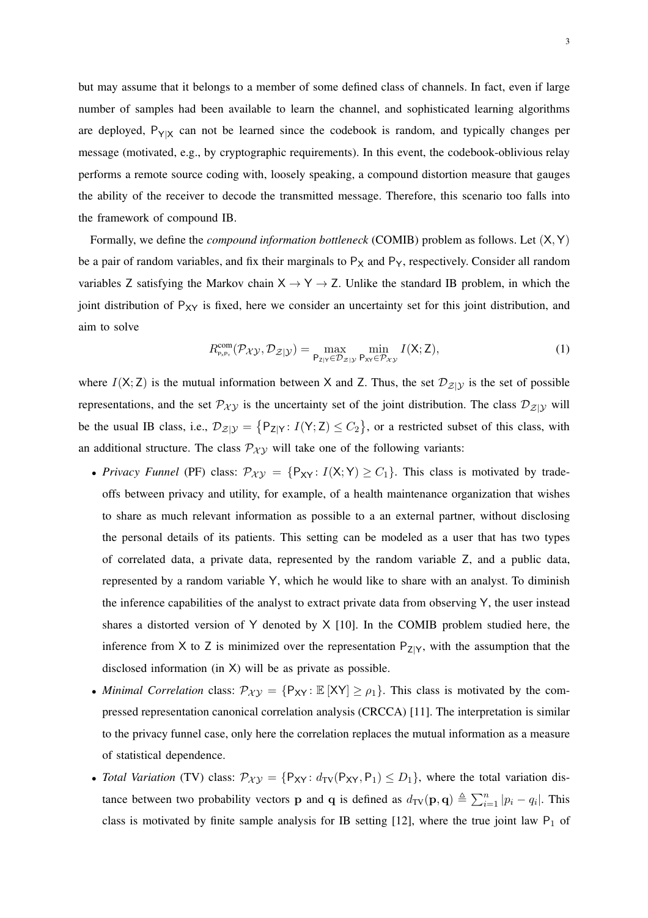but may assume that it belongs to a member of some defined class of channels. In fact, even if large number of samples had been available to learn the channel, and sophisticated learning algorithms are deployed, $\mathsf{P}_{\mathsf{Y}|\mathsf{X}}$ can not be learned since the codebook is random, and typically changes per message (motivated, e.g., by cryptographic requirements). In this event, the codebook-oblivious relay performs a remote source coding with, loosely speaking, a compound distortion measure that gauges the ability of the receiver to decode the transmitted message. Therefore, this scenario too falls into the framework of compound IB.

Formally, we define the *compound information bottleneck* (COMIB) problem as follows. Let $(\mathsf{X}, \mathsf{Y})$ be a pair of random variables, and fix their marginals to $\mathsf{P}_\mathsf{X}$ and $\mathsf{P}_\mathsf{Y}$, respectively. Consider all random variables $\mathsf{Z}$ satisfying the Markov chain $\mathsf{X} \to \mathsf{Y} \to \mathsf{Z}$. Unlike the standard IB problem, in which the joint distribution of $\mathsf{P}_{\mathsf{XY}}$ is fixed, here we consider an uncertainty set for this joint distribution, and aim to solve

$$R^{\text{com}}_{\mathsf{P}_\mathsf{X}\mathsf{P}_\mathsf{Y}}(\mathcal{P}_{\mathcal{X}\mathcal{Y}}, \mathcal{D}_{\mathcal{Z}|\mathcal{Y}}) = \max_{\mathsf{P}_{\mathsf{Z}|\mathsf{Y}} \in \mathcal{D}_{\mathcal{Z}|\mathcal{Y}}} \min_{\mathsf{P}_{\mathsf{XY}} \in \mathcal{P}_{\mathcal{X}\mathcal{Y}}} I(\mathsf{X};\mathsf{Z}), \tag{1}$$

where $I(\mathsf{X};\mathsf{Z})$ is the mutual information between $\mathsf{X}$ and $\mathsf{Z}$. Thus, the set $\mathcal{D}_{\mathcal{Z}|\mathcal{Y}}$ is the set of possible representations, and the set $\mathcal{P}_{\mathcal{X}\mathcal{Y}}$ is the uncertainty set of the joint distribution. The class $\mathcal{D}_{\mathcal{Z}|\mathcal{Y}}$ will be the usual IB class, i.e., $\mathcal{D}_{\mathcal{Z}|\mathcal{Y}} = \left\{\mathsf{P}_{\mathsf{Z}|\mathsf{Y}} \colon I(\mathsf{Y};\mathsf{Z}) \leq C_2\right\}$, or a restricted subset of this class, with an additional structure. The class $\mathcal{P}_{\mathcal{X}\mathcal{Y}}$ will take one of the following variants:

- *Privacy Funnel* (PF) class: $\mathcal{P}_{\mathcal{X}\mathcal{Y}} = \{\mathsf{P}_{\mathsf{XY}} \colon I(\mathsf{X};\mathsf{Y}) \geq C_1\}$. This class is motivated by trade-offs between privacy and utility, for example, of a health maintenance organization that wishes to share as much relevant information as possible to a an external partner, without disclosing the personal details of its patients. This setting can be modeled as a user that has two types of correlated data, a private data, represented by the random variable $\mathsf{Z}$, and a public data, represented by a random variable $\mathsf{Y}$, which he would like to share with an analyst. To diminish the inference capabilities of the analyst to extract private data from observing $\mathsf{Y}$, the user instead shares a distorted version of $\mathsf{Y}$ denoted by $\mathsf{X}$ [10]. In the COMIB problem studied here, the inference from $\mathsf{X}$ to $\mathsf{Z}$ is minimized over the representation $\mathsf{P}_{\mathsf{Z}|\mathsf{Y}}$, with the assumption that the disclosed information (in $\mathsf{X}$) will be as private as possible.
- *Minimal Correlation* class: $\mathcal{P}_{\mathcal{X}\mathcal{Y}} = \{\mathsf{P}_{\mathsf{XY}} \colon \mathbb{E}\left[\mathsf{XY}\right] \geq \rho_1\}$. This class is motivated by the compressed representation canonical correlation analysis (CRCCA) [11]. The interpretation is similar to the privacy funnel case, only here the correlation replaces the mutual information as a measure of statistical dependence.
- *Total Variation* (TV) class: $\mathcal{P}_{\mathcal{X}\mathcal{Y}} = \{\mathsf{P}_{\mathsf{XY}} \colon d_{\text{TV}}(\mathsf{P}_{\mathsf{XY}}, \mathsf{P}_1) \leq D_1\}$, where the total variation distance between two probability vectors $\mathbf{p}$ and $\mathbf{q}$ is defined as $d_{\text{TV}}(\mathbf{p}, \mathbf{q}) \triangleq \sum_{i=1}^{n} |p_i - q_i|$. This class is motivated by finite sample analysis for IB setting [12], where the true joint law $\mathsf{P}_1$ of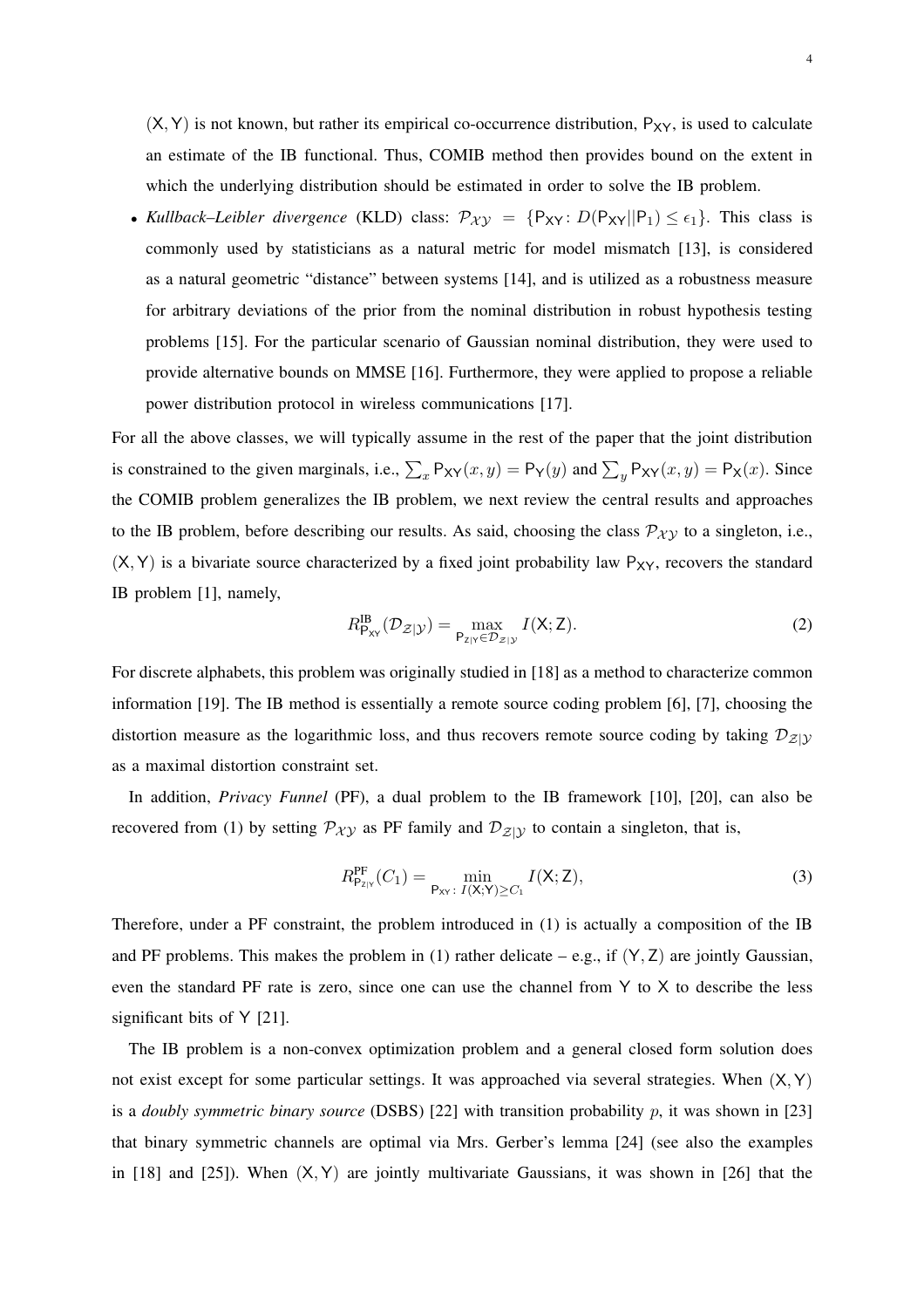$(\mathsf{X}, \mathsf{Y})$ is not known, but rather its empirical co-occurrence distribution, $\mathsf{P}_{\mathsf{XY}}$, is used to calculate an estimate of the IB functional. Thus, COMIB method then provides bound on the extent in which the underlying distribution should be estimated in order to solve the IB problem.

- *Kullback–Leibler divergence* (KLD) class: $\mathcal{P}_{\mathcal{XY}} = \{\mathsf{P}_{\mathsf{XY}} \colon D(\mathsf{P}_{\mathsf{XY}} || \mathsf{P}_1) \leq \epsilon_1\}$. This class is commonly used by statisticians as a natural metric for model mismatch [13], is considered as a natural geometric "distance" between systems [14], and is utilized as a robustness measure for arbitrary deviations of the prior from the nominal distribution in robust hypothesis testing problems [15]. For the particular scenario of Gaussian nominal distribution, they were used to provide alternative bounds on MMSE [16]. Furthermore, they were applied to propose a reliable power distribution protocol in wireless communications [17].

For all the above classes, we will typically assume in the rest of the paper that the joint distribution is constrained to the given marginals, i.e., $\sum_x \mathsf{P}_{\mathsf{XY}}(x, y) = \mathsf{P}_{\mathsf{Y}}(y)$ and $\sum_y \mathsf{P}_{\mathsf{XY}}(x, y) = \mathsf{P}_{\mathsf{X}}(x)$. Since the COMIB problem generalizes the IB problem, we next review the central results and approaches to the IB problem, before describing our results. As said, choosing the class $\mathcal{P}_{\mathcal{XY}}$ to a singleton, i.e., $(\mathsf{X}, \mathsf{Y})$ is a bivariate source characterized by a fixed joint probability law $\mathsf{P}_{\mathsf{XY}}$, recovers the standard IB problem [1], namely,

$$R^{\mathsf{IB}}_{\mathsf{P}_{\mathsf{XY}}}(\mathcal{D}_{\mathcal{Z}|\mathcal{Y}}) = \max_{\mathsf{P}_{\mathsf{Z|Y}} \in \mathcal{D}_{\mathcal{Z}|\mathcal{Y}}} I(\mathsf{X}; \mathsf{Z}). \tag{2}$$

For discrete alphabets, this problem was originally studied in [18] as a method to characterize common information [19]. The IB method is essentially a remote source coding problem [6], [7], choosing the distortion measure as the logarithmic loss, and thus recovers remote source coding by taking $\mathcal{D}_{\mathcal{Z}|\mathcal{Y}}$ as a maximal distortion constraint set.

In addition, *Privacy Funnel* (PF), a dual problem to the IB framework [10], [20], can also be recovered from (1) by setting $\mathcal{P}_{\mathcal{XY}}$ as PF family and $\mathcal{D}_{\mathcal{Z}|\mathcal{Y}}$ to contain a singleton, that is,

$$R^{\mathsf{PF}}_{\mathsf{P}_{\mathsf{Z|Y}}}(C_1) = \min_{\mathsf{P}_{\mathsf{XY}} \colon I(\mathsf{X}; \mathsf{Y}) \geq C_1} I(\mathsf{X}; \mathsf{Z}), \tag{3}$$

Therefore, under a PF constraint, the problem introduced in (1) is actually a composition of the IB and PF problems. This makes the problem in (1) rather delicate – e.g., if $(\mathsf{Y}, \mathsf{Z})$ are jointly Gaussian, even the standard PF rate is zero, since one can use the channel from $\mathsf{Y}$ to $\mathsf{X}$ to describe the less significant bits of $\mathsf{Y}$ [21].

The IB problem is a non-convex optimization problem and a general closed form solution does not exist except for some particular settings. It was approached via several strategies. When $(\mathsf{X}, \mathsf{Y})$ is a *doubly symmetric binary source* (DSBS) [22] with transition probability $p$, it was shown in [23] that binary symmetric channels are optimal via Mrs. Gerber's lemma [24] (see also the examples in [18] and [25]). When $(\mathsf{X}, \mathsf{Y})$ are jointly multivariate Gaussians, it was shown in [26] that the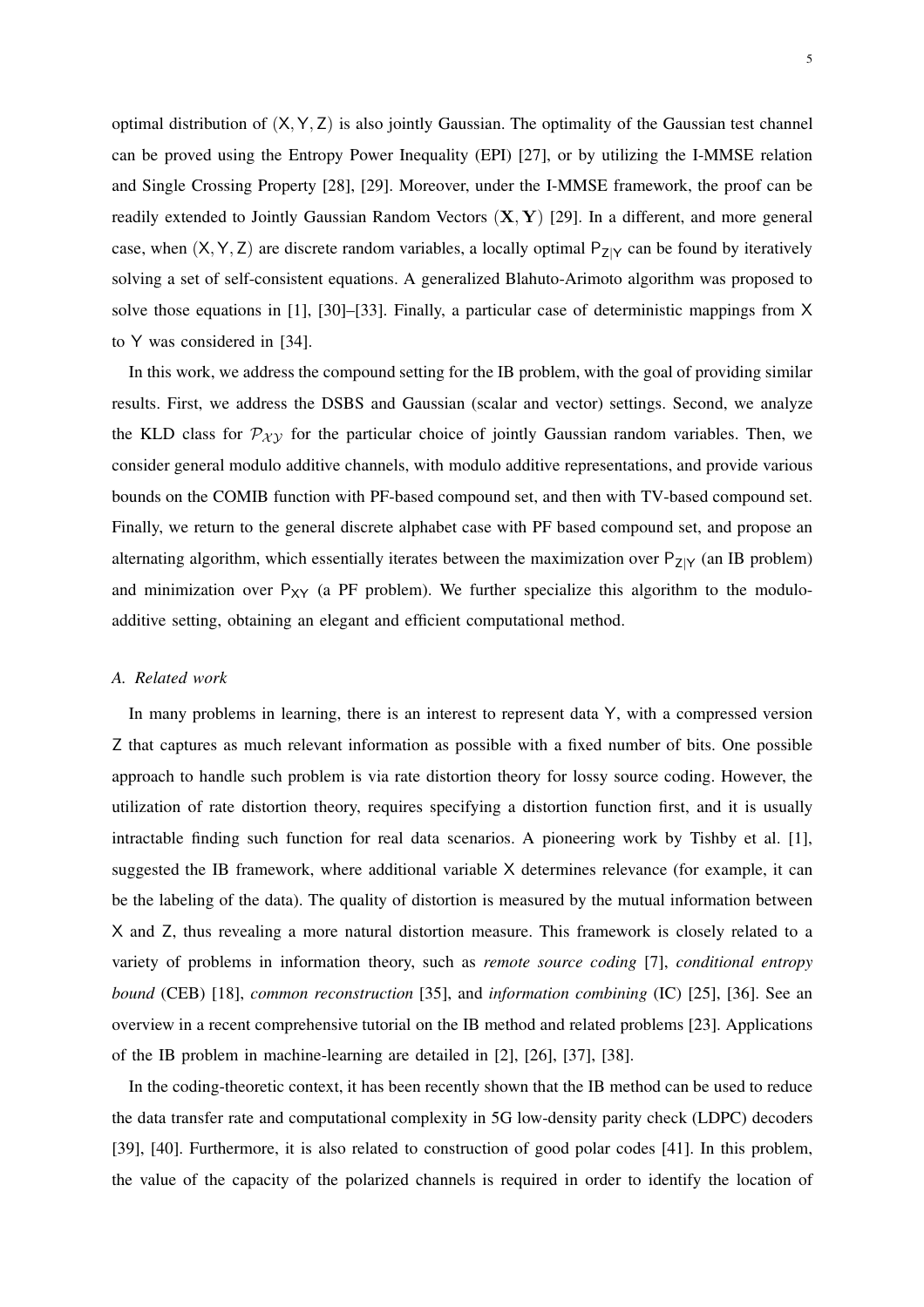optimal distribution of $(\mathsf{X},\mathsf{Y},\mathsf{Z})$ is also jointly Gaussian. The optimality of the Gaussian test channel can be proved using the Entropy Power Inequality (EPI) [27], or by utilizing the I-MMSE relation and Single Crossing Property [28], [29]. Moreover, under the I-MMSE framework, the proof can be readily extended to Jointly Gaussian Random Vectors $(\mathbf{X},\mathbf{Y})$ [29]. In a different, and more general case, when $(\mathsf{X},\mathsf{Y},\mathsf{Z})$ are discrete random variables, a locally optimal $\mathsf{P}_{\mathsf{Z}|\mathsf{Y}}$ can be found by iteratively solving a set of self-consistent equations. A generalized Blahuto-Arimoto algorithm was proposed to solve those equations in [1], [30]–[33]. Finally, a particular case of deterministic mappings from $\mathsf{X}$ to $\mathsf{Y}$ was considered in [34].

In this work, we address the compound setting for the IB problem, with the goal of providing similar results. First, we address the DSBS and Gaussian (scalar and vector) settings. Second, we analyze the KLD class for $\mathcal{P}_{\mathcal{XY}}$ for the particular choice of jointly Gaussian random variables. Then, we consider general modulo additive channels, with modulo additive representations, and provide various bounds on the COMIB function with PF-based compound set, and then with TV-based compound set. Finally, we return to the general discrete alphabet case with PF based compound set, and propose an alternating algorithm, which essentially iterates between the maximization over $\mathsf{P}_{\mathsf{Z}|\mathsf{Y}}$ (an IB problem) and minimization over $\mathsf{P}_{\mathsf{XY}}$ (a PF problem). We further specialize this algorithm to the modulo-additive setting, obtaining an elegant and efficient computational method.

### *A. Related work*

In many problems in learning, there is an interest to represent data $\mathsf{Y}$, with a compressed version $\mathsf{Z}$ that captures as much relevant information as possible with a fixed number of bits. One possible approach to handle such problem is via rate distortion theory for lossy source coding. However, the utilization of rate distortion theory, requires specifying a distortion function first, and it is usually intractable finding such function for real data scenarios. A pioneering work by Tishby et al. [1], suggested the IB framework, where additional variable $\mathsf{X}$ determines relevance (for example, it can be the labeling of the data). The quality of distortion is measured by the mutual information between $\mathsf{X}$ and $\mathsf{Z}$, thus revealing a more natural distortion measure. This framework is closely related to a variety of problems in information theory, such as *remote source coding* [7], *conditional entropy bound* (CEB) [18], *common reconstruction* [35], and *information combining* (IC) [25], [36]. See an overview in a recent comprehensive tutorial on the IB method and related problems [23]. Applications of the IB problem in machine-learning are detailed in [2], [26], [37], [38].

In the coding-theoretic context, it has been recently shown that the IB method can be used to reduce the data transfer rate and computational complexity in 5G low-density parity check (LDPC) decoders [39], [40]. Furthermore, it is also related to construction of good polar codes [41]. In this problem, the value of the capacity of the polarized channels is required in order to identify the location of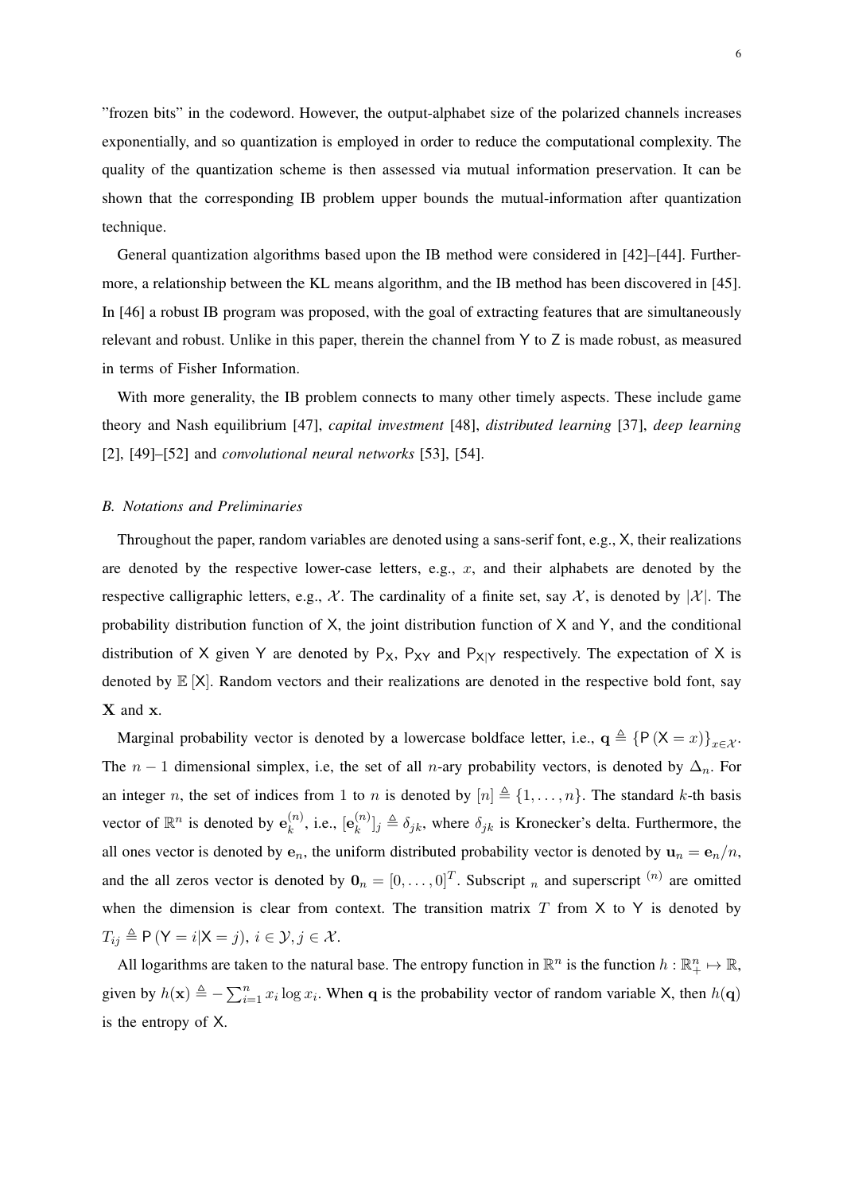"frozen bits" in the codeword. However, the output-alphabet size of the polarized channels increases exponentially, and so quantization is employed in order to reduce the computational complexity. The quality of the quantization scheme is then assessed via mutual information preservation. It can be shown that the corresponding IB problem upper bounds the mutual-information after quantization technique.

General quantization algorithms based upon the IB method were considered in [42]–[44]. Furthermore, a relationship between the KL means algorithm, and the IB method has been discovered in [45]. In [46] a robust IB program was proposed, with the goal of extracting features that are simultaneously relevant and robust. Unlike in this paper, therein the channel from $\mathsf{Y}$ to $\mathsf{Z}$ is made robust, as measured in terms of Fisher Information.

With more generality, the IB problem connects to many other timely aspects. These include game theory and Nash equilibrium [47], *capital investment* [48], *distributed learning* [37], *deep learning* [2], [49]–[52] and *convolutional neural networks* [53], [54].

### *B. Notations and Preliminaries*

Throughout the paper, random variables are denoted using a sans-serif font, e.g., $\mathsf{X}$, their realizations are denoted by the respective lower-case letters, e.g., $x$, and their alphabets are denoted by the respective calligraphic letters, e.g., $\mathcal{X}$. The cardinality of a finite set, say $\mathcal{X}$, is denoted by $|\mathcal{X}|$. The probability distribution function of $\mathsf{X}$, the joint distribution function of $\mathsf{X}$ and $\mathsf{Y}$, and the conditional distribution of $\mathsf{X}$ given $\mathsf{Y}$ are denoted by $\mathsf{P}_{\mathsf{X}}$, $\mathsf{P}_{\mathsf{XY}}$ and $\mathsf{P}_{\mathsf{X}|\mathsf{Y}}$ respectively. The expectation of $\mathsf{X}$ is denoted by $\mathbb{E}[\mathsf{X}]$. Random vectors and their realizations are denoted in the respective bold font, say $\mathbf{X}$ and $\mathbf{x}$.

Marginal probability vector is denoted by a lowercase boldface letter, i.e., $\mathbf{q} \triangleq \{\mathsf{P}(\mathsf{X}=x)\}_{x\in\mathcal{X}}$. The $n-1$ dimensional simplex, i.e, the set of all $n$-ary probability vectors, is denoted by $\Delta_n$. For an integer $n$, the set of indices from 1 to $n$ is denoted by $[n] \triangleq \{1,\ldots,n\}$. The standard $k$-th basis vector of $\mathbb{R}^n$ is denoted by $\mathbf{e}_k^{(n)}$, i.e., $[\mathbf{e}_k^{(n)}]_j \triangleq \delta_{jk}$, where $\delta_{jk}$ is Kronecker's delta. Furthermore, the all ones vector is denoted by $\mathbf{e}_n$, the uniform distributed probability vector is denoted by $\mathbf{u}_n = \mathbf{e}_n/n$, and the all zeros vector is denoted by $\mathbf{0}_n = [0,\ldots,0]^T$. Subscript $_n$ and superscript $^{(n)}$ are omitted when the dimension is clear from context. The transition matrix $T$ from $\mathsf{X}$ to $\mathsf{Y}$ is denoted by $T_{ij} \triangleq \mathsf{P}(\mathsf{Y}=i|\mathsf{X}=j)$, $i\in\mathcal{Y}, j\in\mathcal{X}$.

All logarithms are taken to the natural base. The entropy function in $\mathbb{R}^n$ is the function $h:\mathbb{R}_+^n \mapsto \mathbb{R}$, given by $h(\mathbf{x}) \triangleq -\sum_{i=1}^n x_i \log x_i$. When $\mathbf{q}$ is the probability vector of random variable $\mathsf{X}$, then $h(\mathbf{q})$ is the entropy of $\mathsf{X}$.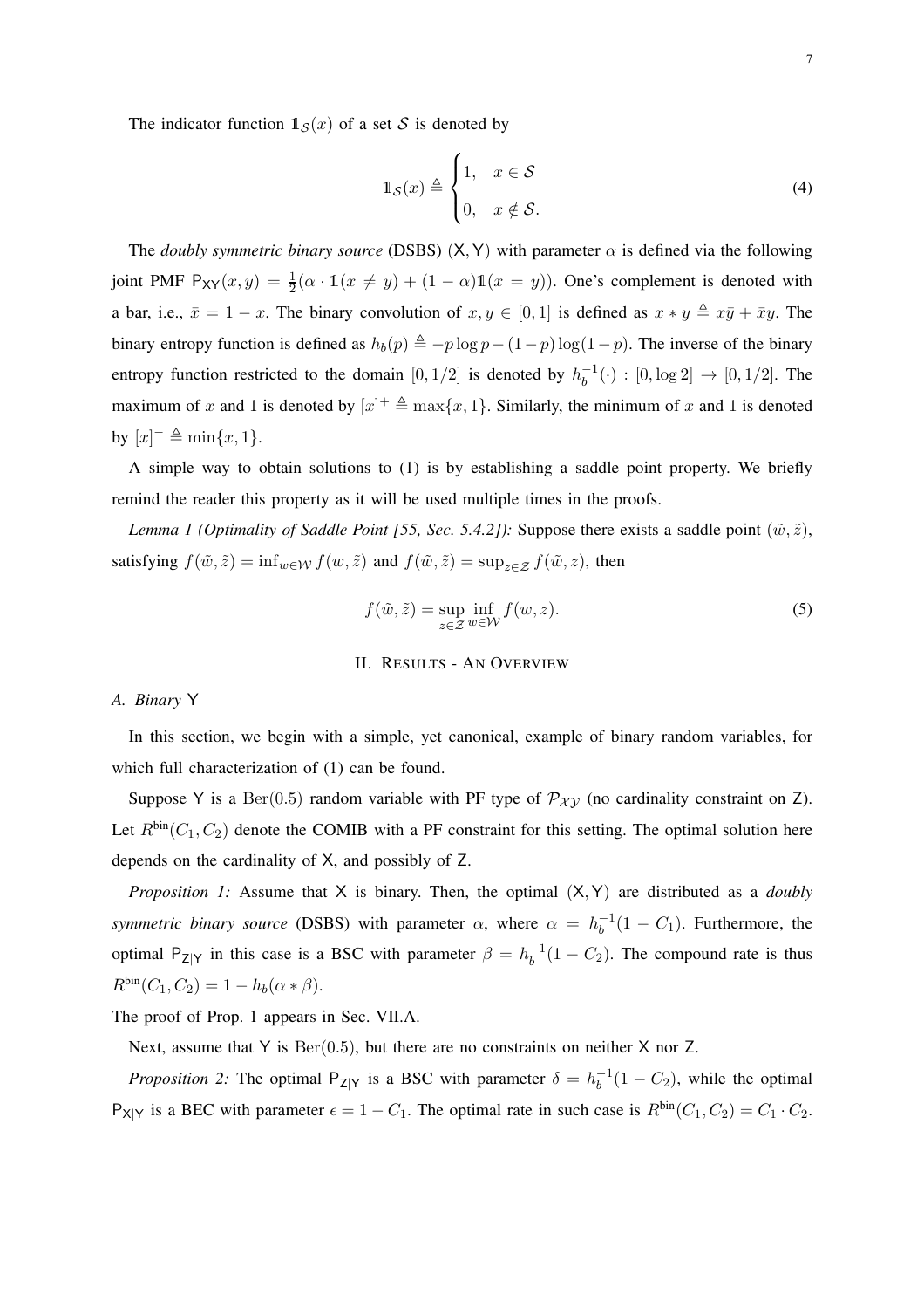The indicator function $\mathbb{1}_{\mathcal{S}}(x)$ of a set $\mathcal{S}$ is denoted by

$$\mathbb{1}_{\mathcal{S}}(x) \triangleq \begin{cases} 1, & x \in \mathcal{S} \\ 0, & x \notin \mathcal{S}. \end{cases} \tag{4}$$

The *doubly symmetric binary source* (DSBS) $(\mathsf{X}, \mathsf{Y})$ with parameter $\alpha$ is defined via the following joint PMF $\mathsf{P}_{\mathsf{XY}}(x, y) = \frac{1}{2}(\alpha \cdot \mathbb{1}(x \neq y) + (1-\alpha)\mathbb{1}(x = y))$. One's complement is denoted with a bar, i.e., $\bar{x} = 1 - x$. The binary convolution of $x, y \in [0, 1]$ is defined as $x * y \triangleq x\bar{y} + \bar{x}y$. The binary entropy function is defined as $h_b(p) \triangleq -p \log p - (1-p) \log(1-p)$. The inverse of the binary entropy function restricted to the domain $[0, 1/2]$ is denoted by $h_b^{-1}(\cdot) : [0, \log 2] \to [0, 1/2]$. The maximum of $x$ and 1 is denoted by $[x]^+ \triangleq \max\{x, 1\}$. Similarly, the minimum of $x$ and 1 is denoted by $[x]^- \triangleq \min\{x, 1\}$.

A simple way to obtain solutions to (1) is by establishing a saddle point property. We briefly remind the reader this property as it will be used multiple times in the proofs.

*Lemma 1 (Optimality of Saddle Point [55, Sec. 5.4.2]):* Suppose there exists a saddle point $(\tilde{w}, \tilde{z})$, satisfying $f(\tilde{w}, \tilde{z}) = \inf_{w \in \mathcal{W}} f(w, \tilde{z})$ and $f(\tilde{w}, \tilde{z}) = \sup_{z \in \mathcal{Z}} f(\tilde{w}, z)$, then

$$f(\tilde{w}, \tilde{z}) = \sup_{z \in \mathcal{Z}} \inf_{w \in \mathcal{W}} f(w, z). \tag{5}$$

## II. Results - An Overview

### A. Binary $\mathsf{Y}$

In this section, we begin with a simple, yet canonical, example of binary random variables, for which full characterization of (1) can be found.

Suppose $\mathsf{Y}$ is a $\mathrm{Ber}(0.5)$ random variable with PF type of $\mathcal{P}_{\mathcal{XY}}$ (no cardinality constraint on $\mathsf{Z}$). Let $R^{\text{bin}}(C_1, C_2)$ denote the COMIB with a PF constraint for this setting. The optimal solution here depends on the cardinality of $\mathsf{X}$, and possibly of $\mathsf{Z}$.

*Proposition 1:* Assume that $\mathsf{X}$ is binary. Then, the optimal $(\mathsf{X}, \mathsf{Y})$ are distributed as a *doubly symmetric binary source* (DSBS) with parameter $\alpha$, where $\alpha = h_b^{-1}(1 - C_1)$. Furthermore, the optimal $\mathsf{P}_{\mathsf{Z|Y}}$ in this case is a BSC with parameter $\beta = h_b^{-1}(1 - C_2)$. The compound rate is thus $R^{\text{bin}}(C_1, C_2) = 1 - h_b(\alpha * \beta)$.

The proof of Prop. 1 appears in Sec. VII.A.

Next, assume that $\mathsf{Y}$ is $\mathrm{Ber}(0.5)$, but there are no constraints on neither $\mathsf{X}$ nor $\mathsf{Z}$.

*Proposition 2:* The optimal $\mathsf{P}_{\mathsf{Z|Y}}$ is a BSC with parameter $\delta = h_b^{-1}(1 - C_2)$, while the optimal $\mathsf{P}_{\mathsf{X|Y}}$ is a BEC with parameter $\epsilon = 1 - C_1$. The optimal rate in such case is $R^{\text{bin}}(C_1, C_2) = C_1 \cdot C_2$.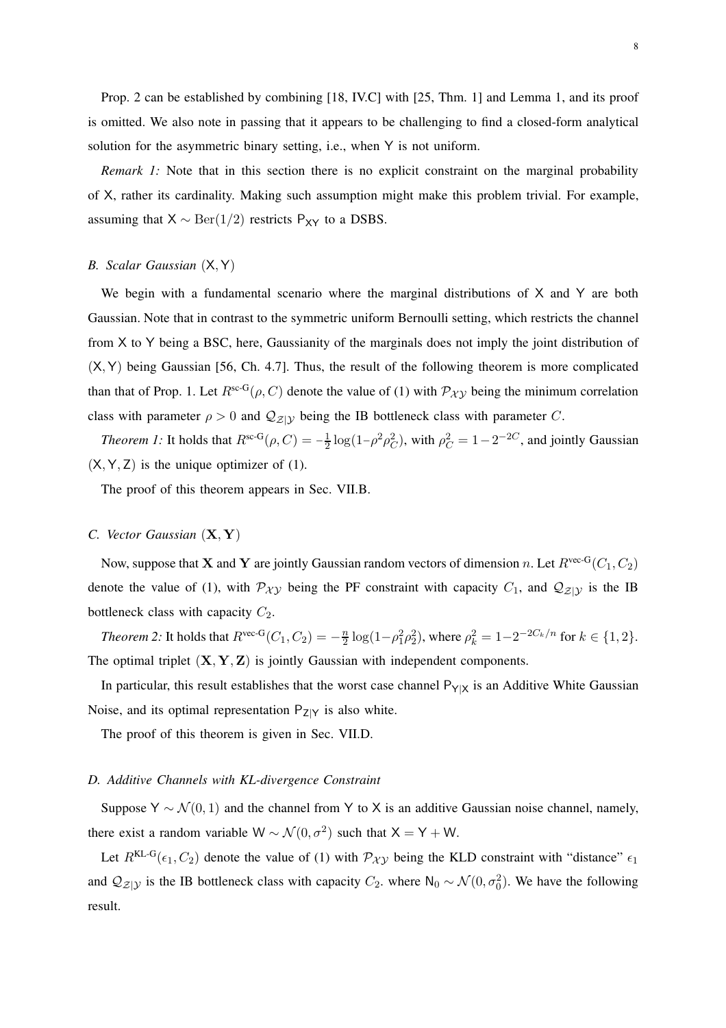Prop. 2 can be established by combining [18, IV.C] with [25, Thm. 1] and Lemma 1, and its proof is omitted. We also note in passing that it appears to be challenging to find a closed-form analytical solution for the asymmetric binary setting, i.e., when $\mathsf{Y}$ is not uniform.

*Remark 1:* Note that in this section there is no explicit constraint on the marginal probability of $\mathsf{X}$, rather its cardinality. Making such assumption might make this problem trivial. For example, assuming that $\mathsf{X} \sim \mathrm{Ber}(1/2)$ restricts $\mathsf{P}_{\mathsf{XY}}$ to a DSBS.

### *B. Scalar Gaussian* $(\mathsf{X}, \mathsf{Y})$

We begin with a fundamental scenario where the marginal distributions of $\mathsf{X}$ and $\mathsf{Y}$ are both Gaussian. Note that in contrast to the symmetric uniform Bernoulli setting, which restricts the channel from $\mathsf{X}$ to $\mathsf{Y}$ being a BSC, here, Gaussianity of the marginals does not imply the joint distribution of $(\mathsf{X}, \mathsf{Y})$ being Gaussian [56, Ch. 4.7]. Thus, the result of the following theorem is more complicated than that of Prop. 1. Let $R^{\text{sc-G}}(\rho, C)$ denote the value of (1) with $\mathcal{P}_{\mathcal{XY}}$ being the minimum correlation class with parameter $\rho > 0$ and $\mathcal{Q}_{\mathcal{Z}|\mathcal{Y}}$ being the IB bottleneck class with parameter $C$.

*Theorem 1:* It holds that $R^{\text{sc-G}}(\rho, C) = -\frac{1}{2}\log(1-\rho^2\rho_C^2)$, with $\rho_C^2 = 1-2^{-2C}$, and jointly Gaussian $(\mathsf{X}, \mathsf{Y}, \mathsf{Z})$ is the unique optimizer of (1).

The proof of this theorem appears in Sec. VII.B.

### *C. Vector Gaussian* $(\mathbf{X}, \mathbf{Y})$

Now, suppose that $\mathbf{X}$ and $\mathbf{Y}$ are jointly Gaussian random vectors of dimension $n$. Let $R^{\text{vec-G}}(C_1, C_2)$ denote the value of (1), with $\mathcal{P}_{\mathcal{XY}}$ being the PF constraint with capacity $C_1$, and $\mathcal{Q}_{\mathcal{Z}|\mathcal{Y}}$ is the IB bottleneck class with capacity $C_2$.

*Theorem 2:* It holds that $R^{\text{vec-G}}(C_1, C_2) = -\frac{n}{2}\log(1-\rho_1^2\rho_2^2)$, where $\rho_k^2 = 1-2^{-2C_k/n}$ for $k \in \{1, 2\}$. The optimal triplet $(\mathbf{X}, \mathbf{Y}, \mathbf{Z})$ is jointly Gaussian with independent components.

In particular, this result establishes that the worst case channel $\mathsf{P}_{\mathsf{Y}|\mathsf{X}}$ is an Additive White Gaussian Noise, and its optimal representation $\mathsf{P}_{\mathsf{Z}|\mathsf{Y}}$ is also white.

The proof of this theorem is given in Sec. VII.D.

### *D. Additive Channels with KL-divergence Constraint*

Suppose $\mathsf{Y} \sim \mathcal{N}(0, 1)$ and the channel from $\mathsf{Y}$ to $\mathsf{X}$ is an additive Gaussian noise channel, namely, there exist a random variable $\mathsf{W} \sim \mathcal{N}(0, \sigma^2)$ such that $\mathsf{X} = \mathsf{Y} + \mathsf{W}$.

Let $R^{\text{KL-G}}(\epsilon_1, C_2)$ denote the value of (1) with $\mathcal{P}_{\mathcal{XY}}$ being the KLD constraint with "distance" $\epsilon_1$ and $\mathcal{Q}_{\mathcal{Z}|\mathcal{Y}}$ is the IB bottleneck class with capacity $C_2$. where $\mathsf{N}_0 \sim \mathcal{N}(0, \sigma_0^2)$. We have the following result.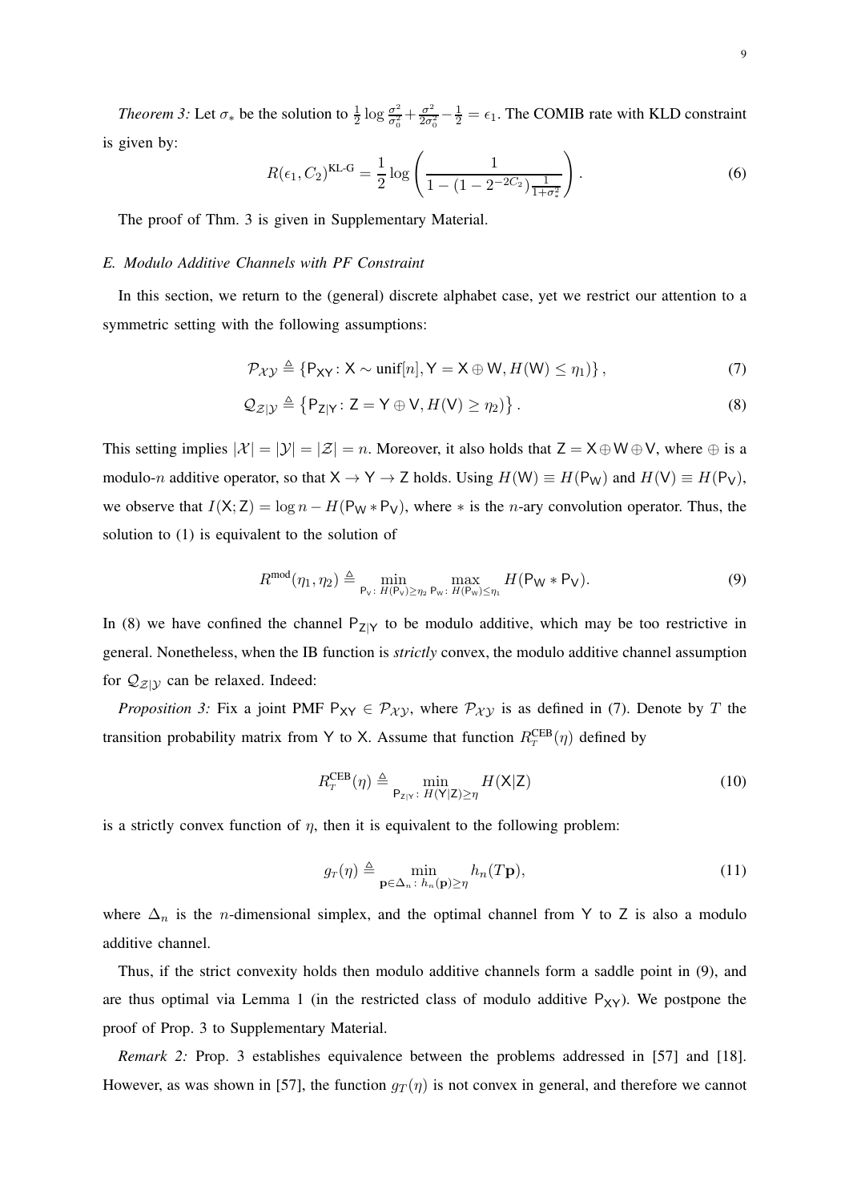*Theorem 3:* Let $\sigma_*$ be the solution to $\frac{1}{2}\log\frac{\sigma^2}{\sigma_0^2}+\frac{\sigma^2}{2\sigma_0^2}-\frac{1}{2}=\epsilon_1$. The COMIB rate with KLD constraint is given by:

$$R(\epsilon_1, C_2)^{\text{KL-G}} = \frac{1}{2}\log\left(\frac{1}{1-(1-2^{-2C_2})\frac{1}{1+\sigma_*^2}}\right). \tag{6}$$

The proof of Thm. 3 is given in Supplementary Material.

### *E. Modulo Additive Channels with PF Constraint*

In this section, we return to the (general) discrete alphabet case, yet we restrict our attention to a symmetric setting with the following assumptions:

$$\mathcal{P}_{\mathcal{XY}} \triangleq \{\mathsf{P}_{\mathsf{XY}} \colon \mathsf{X} \sim \text{unif}[n], \mathsf{Y} = \mathsf{X} \oplus \mathsf{W}, H(\mathsf{W}) \leq \eta_1)\}, \tag{7}$$

$$\mathcal{Q}_{\mathcal{Z}|\mathcal{Y}} \triangleq \left\{\mathsf{P}_{\mathsf{Z}|\mathsf{Y}} \colon \mathsf{Z} = \mathsf{Y} \oplus \mathsf{V}, H(\mathsf{V}) \geq \eta_2)\right\}. \tag{8}$$

This setting implies $|\mathcal{X}| = |\mathcal{Y}| = |\mathcal{Z}| = n$. Moreover, it also holds that $\mathsf{Z} = \mathsf{X} \oplus \mathsf{W} \oplus \mathsf{V}$, where $\oplus$ is a modulo-$n$ additive operator, so that $\mathsf{X} \to \mathsf{Y} \to \mathsf{Z}$ holds. Using $H(\mathsf{W}) \equiv H(\mathsf{P_W})$ and $H(\mathsf{V}) \equiv H(\mathsf{P_V})$, we observe that $I(\mathsf{X};\mathsf{Z}) = \log n - H(\mathsf{P_W} * \mathsf{P_V})$, where $*$ is the $n$-ary convolution operator. Thus, the solution to (1) is equivalent to the solution of

$$R^{\text{mod}}(\eta_1, \eta_2) \triangleq \min_{\mathsf{P_V} \colon H(\mathsf{P_V}) \geq \eta_2} \max_{\mathsf{P_W} \colon H(\mathsf{P_W}) \leq \eta_1} H(\mathsf{P_W} * \mathsf{P_V}). \tag{9}$$

In (8) we have confined the channel $\mathsf{P}_{\mathsf{Z}|\mathsf{Y}}$ to be modulo additive, which may be too restrictive in general. Nonetheless, when the IB function is *strictly* convex, the modulo additive channel assumption for $\mathcal{Q}_{\mathcal{Z}|\mathcal{Y}}$ can be relaxed. Indeed:

*Proposition 3:* Fix a joint PMF $\mathsf{P_{XY}} \in \mathcal{P}_{\mathcal{XY}}$, where $\mathcal{P}_{\mathcal{XY}}$ is as defined in (7). Denote by $T$ the transition probability matrix from $\mathsf{Y}$ to $\mathsf{X}$. Assume that function $R_T^{\text{CEB}}(\eta)$ defined by

$$R_T^{\text{CEB}}(\eta) \triangleq \min_{\mathsf{P}_{\mathsf{Z}|\mathsf{Y}} \colon H(\mathsf{Y}|\mathsf{Z}) \geq \eta} H(\mathsf{X}|\mathsf{Z}) \tag{10}$$

is a strictly convex function of $\eta$, then it is equivalent to the following problem:

$$g_T(\eta) \triangleq \min_{\mathbf{p} \in \Delta_n \colon h_n(\mathbf{p}) \geq \eta} h_n(T\mathbf{p}), \tag{11}$$

where $\Delta_n$ is the $n$-dimensional simplex, and the optimal channel from $\mathsf{Y}$ to $\mathsf{Z}$ is also a modulo additive channel.

Thus, if the strict convexity holds then modulo additive channels form a saddle point in (9), and are thus optimal via Lemma 1 (in the restricted class of modulo additive $\mathsf{P_{XY}}$). We postpone the proof of Prop. 3 to Supplementary Material.

*Remark 2:* Prop. 3 establishes equivalence between the problems addressed in [57] and [18]. However, as was shown in [57], the function $g_T(\eta)$ is not convex in general, and therefore we cannot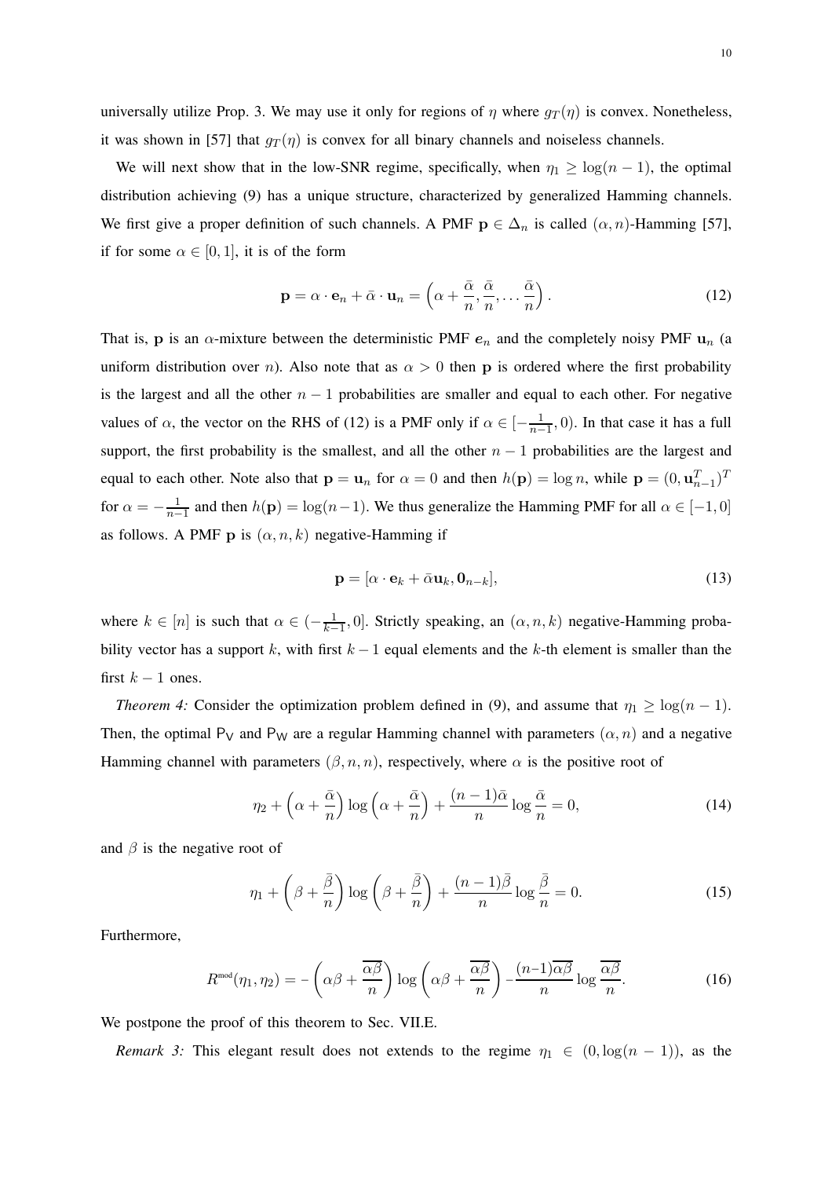universally utilize Prop. 3. We may use it only for regions of $\eta$ where $g_T(\eta)$ is convex. Nonetheless, it was shown in [57] that $g_T(\eta)$ is convex for all binary channels and noiseless channels.

We will next show that in the low-SNR regime, specifically, when $\eta_1 \geq \log(n-1)$, the optimal distribution achieving (9) has a unique structure, characterized by generalized Hamming channels. We first give a proper definition of such channels. A PMF $\mathbf{p} \in \Delta_n$ is called $(\alpha, n)$-Hamming [57], if for some $\alpha \in [0, 1]$, it is of the form

$$\mathbf{p} = \alpha \cdot \mathbf{e}_n + \bar{\alpha} \cdot \mathbf{u}_n = \left(\alpha + \frac{\bar{\alpha}}{n}, \frac{\bar{\alpha}}{n}, \ldots \frac{\bar{\alpha}}{n}\right). \tag{12}$$

That is, $\mathbf{p}$ is an $\alpha$-mixture between the deterministic PMF $\boldsymbol{e}_n$ and the completely noisy PMF $\mathbf{u}_n$ (a uniform distribution over $n$). Also note that as $\alpha > 0$ then $\mathbf{p}$ is ordered where the first probability is the largest and all the other $n-1$ probabilities are smaller and equal to each other. For negative values of $\alpha$, the vector on the RHS of (12) is a PMF only if $\alpha \in [-\frac{1}{n-1}, 0)$. In that case it has a full support, the first probability is the smallest, and all the other $n-1$ probabilities are the largest and equal to each other. Note also that $\mathbf{p} = \mathbf{u}_n$ for $\alpha = 0$ and then $h(\mathbf{p}) = \log n$, while $\mathbf{p} = (0, \mathbf{u}_{n-1}^T)^T$ for $\alpha = -\frac{1}{n-1}$ and then $h(\mathbf{p}) = \log(n-1)$. We thus generalize the Hamming PMF for all $\alpha \in [-1, 0]$ as follows. A PMF $\mathbf{p}$ is $(\alpha, n, k)$ negative-Hamming if

$$\mathbf{p} = [\alpha \cdot \mathbf{e}_k + \bar{\alpha}\mathbf{u}_k, \mathbf{0}_{n-k}], \tag{13}$$

where $k \in [n]$ is such that $\alpha \in (-\frac{1}{k-1}, 0]$. Strictly speaking, an $(\alpha, n, k)$ negative-Hamming probability vector has a support $k$, with first $k-1$ equal elements and the $k$-th element is smaller than the first $k-1$ ones.

*Theorem 4:* Consider the optimization problem defined in (9), and assume that $\eta_1 \geq \log(n-1)$. Then, the optimal $\mathsf{P_V}$ and $\mathsf{P_W}$ are a regular Hamming channel with parameters $(\alpha, n)$ and a negative Hamming channel with parameters $(\beta, n, n)$, respectively, where $\alpha$ is the positive root of

$$\eta_2 + \left(\alpha + \frac{\bar{\alpha}}{n}\right) \log\left(\alpha + \frac{\bar{\alpha}}{n}\right) + \frac{(n-1)\bar{\alpha}}{n} \log \frac{\bar{\alpha}}{n} = 0, \tag{14}$$

and $\beta$ is the negative root of

$$\eta_1 + \left(\beta + \frac{\bar{\beta}}{n}\right) \log\left(\beta + \frac{\bar{\beta}}{n}\right) + \frac{(n-1)\bar{\beta}}{n} \log \frac{\bar{\beta}}{n} = 0. \tag{15}$$

Furthermore,

$$R^{\text{mod}}(\eta_1, \eta_2) = -\left(\alpha\beta + \frac{\overline{\alpha\beta}}{n}\right) \log\left(\alpha\beta + \frac{\overline{\alpha\beta}}{n}\right) - \frac{(n-1)\overline{\alpha\beta}}{n} \log \frac{\overline{\alpha\beta}}{n}. \tag{16}$$

We postpone the proof of this theorem to Sec. VII.E.

*Remark 3:* This elegant result does not extends to the regime $\eta_1 \in (0, \log(n-1))$, as the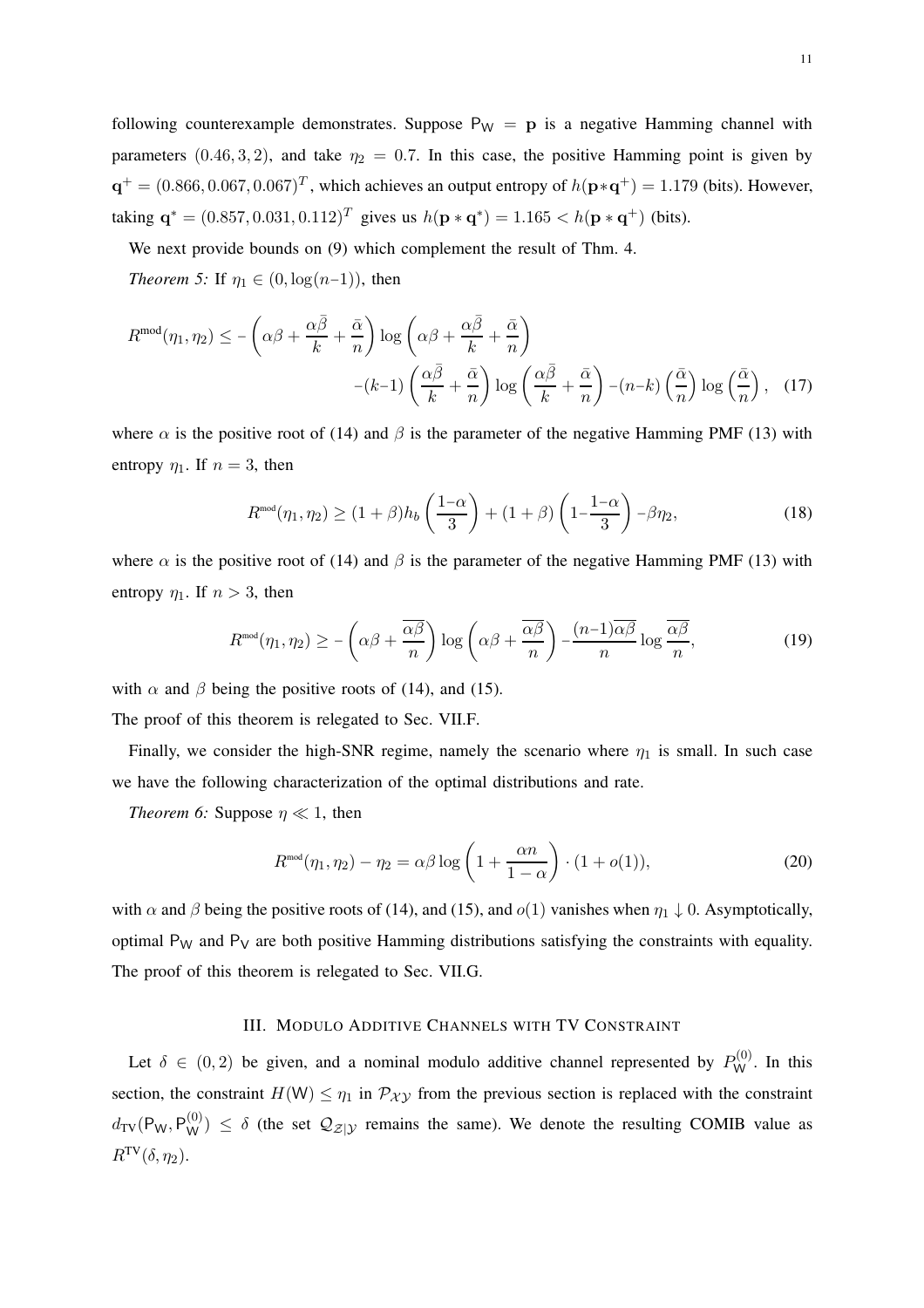following counterexample demonstrates. Suppose $\mathsf{P}_\mathsf{W} = \mathbf{p}$ is a negative Hamming channel with parameters $(0.46, 3, 2)$, and take $\eta_2 = 0.7$. In this case, the positive Hamming point is given by $\mathbf{q}^+ = (0.866, 0.067, 0.067)^T$, which achieves an output entropy of $h(\mathbf{p}*\mathbf{q}^+) = 1.179$ (bits). However, taking $\mathbf{q}^* = (0.857, 0.031, 0.112)^T$ gives us $h(\mathbf{p}*\mathbf{q}^*) = 1.165 < h(\mathbf{p}*\mathbf{q}^+)$ (bits).

We next provide bounds on (9) which complement the result of Thm. 4.

*Theorem 5:* If $\eta_1 \in (0, \log(n-1))$, then

$$R^{\text{mod}}(\eta_1, \eta_2) \leq -\left(\alpha\beta + \frac{\alpha\bar{\beta}}{k} + \frac{\bar{\alpha}}{n}\right)\log\left(\alpha\beta + \frac{\alpha\bar{\beta}}{k} + \frac{\bar{\alpha}}{n}\right) \\ -(k-1)\left(\frac{\alpha\bar{\beta}}{k} + \frac{\bar{\alpha}}{n}\right)\log\left(\frac{\alpha\bar{\beta}}{k} + \frac{\bar{\alpha}}{n}\right) - (n-k)\left(\frac{\bar{\alpha}}{n}\right)\log\left(\frac{\bar{\alpha}}{n}\right), \quad (17)$$

where $\alpha$ is the positive root of (14) and $\beta$ is the parameter of the negative Hamming PMF (13) with entropy $\eta_1$. If $n = 3$, then

$$R^{\text{mod}}(\eta_1, \eta_2) \geq (1+\beta) h_b\left(\frac{1-\alpha}{3}\right) + (1+\beta)\left(1 - \frac{1-\alpha}{3}\right) - \beta\eta_2, \quad (18)$$

where $\alpha$ is the positive root of (14) and $\beta$ is the parameter of the negative Hamming PMF (13) with entropy $\eta_1$. If $n > 3$, then

$$R^{\text{mod}}(\eta_1, \eta_2) \geq -\left(\alpha\beta + \frac{\overline{\alpha\beta}}{n}\right)\log\left(\alpha\beta + \frac{\overline{\alpha\beta}}{n}\right) - \frac{(n-1)\overline{\alpha\beta}}{n}\log\frac{\overline{\alpha\beta}}{n}, \quad (19)$$

with $\alpha$ and $\beta$ being the positive roots of (14), and (15).

The proof of this theorem is relegated to Sec. VII.F.

Finally, we consider the high-SNR regime, namely the scenario where $\eta_1$ is small. In such case we have the following characterization of the optimal distributions and rate.

*Theorem 6:* Suppose $\eta \ll 1$, then

$$R^{\text{mod}}(\eta_1, \eta_2) - \eta_2 = \alpha\beta \log\left(1 + \frac{\alpha n}{1-\alpha}\right) \cdot (1 + o(1)), \quad (20)$$

with $\alpha$ and $\beta$ being the positive roots of (14), and (15), and $o(1)$ vanishes when $\eta_1 \downarrow 0$. Asymptotically, optimal $\mathsf{P}_\mathsf{W}$ and $\mathsf{P}_\mathsf{V}$ are both positive Hamming distributions satisfying the constraints with equality. The proof of this theorem is relegated to Sec. VII.G.

## III. Modulo Additive Channels with TV Constraint

Let $\delta \in (0, 2)$ be given, and a nominal modulo additive channel represented by $P_\mathsf{W}^{(0)}$. In this section, the constraint $H(\mathsf{W}) \leq \eta_1$ in $\mathcal{P}_{\mathcal{XY}}$ from the previous section is replaced with the constraint $d_{\mathsf{TV}}(\mathsf{P}_\mathsf{W}, \mathsf{P}_\mathsf{W}^{(0)}) \leq \delta$ (the set $\mathcal{Q}_{\mathcal{Z}|\mathcal{Y}}$ remains the same). We denote the resulting COMIB value as $R^{\mathsf{TV}}(\delta, \eta_2)$.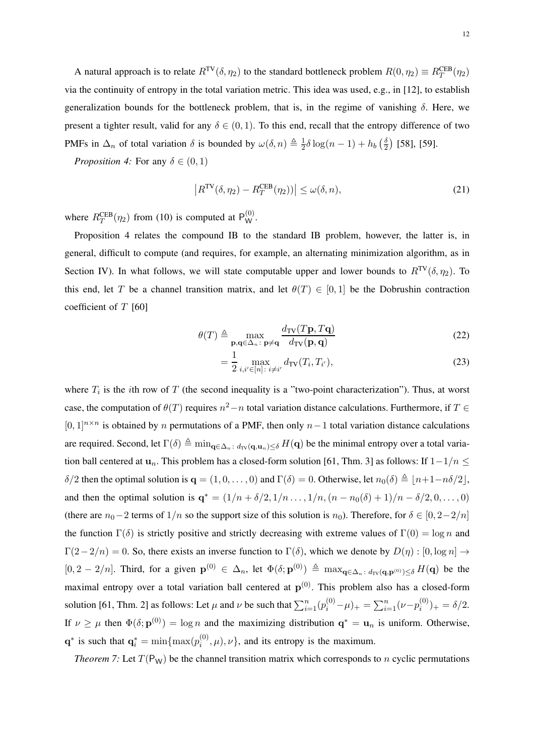A natural approach is to relate $R^{\text{TV}}(\delta, \eta_2)$ to the standard bottleneck problem $R(0, \eta_2) \equiv R_T^{\text{CEB}}(\eta_2)$ via the continuity of entropy in the total variation metric. This idea was used, e.g., in [12], to establish generalization bounds for the bottleneck problem, that is, in the regime of vanishing $\delta$. Here, we present a tighter result, valid for any $\delta \in (0, 1)$. To this end, recall that the entropy difference of two PMFs in $\Delta_n$ of total variation $\delta$ is bounded by $\omega(\delta, n) \triangleq \frac{1}{2}\delta \log(n-1) + h_b\left(\frac{\delta}{2}\right)$ [58], [59].

*Proposition 4:* For any $\delta \in (0, 1)$

$$\left| R^{\text{TV}}(\delta, \eta_2) - R_T^{\text{CEB}}(\eta_2)) \right| \leq \omega(\delta, n), \tag{21}$$

where $R_T^{\text{CEB}}(\eta_2)$ from (10) is computed at $\mathsf{P}_{\mathsf{W}}^{(0)}$.

Proposition 4 relates the compound IB to the standard IB problem, however, the latter is, in general, difficult to compute (and requires, for example, an alternating minimization algorithm, as in Section IV). In what follows, we will state computable upper and lower bounds to $R^{\text{TV}}(\delta, \eta_2)$. To this end, let $T$ be a channel transition matrix, and let $\theta(T) \in [0, 1]$ be the Dobrushin contraction coefficient of $T$ [60]

$$\theta(T) \triangleq \max_{\mathbf{p}, \mathbf{q} \in \Delta_n \colon \mathbf{p} \neq \mathbf{q}} \frac{d_{\text{TV}}(T\mathbf{p}, T\mathbf{q})}{d_{\text{TV}}(\mathbf{p}, \mathbf{q})} \tag{22}$$

$$= \frac{1}{2} \max_{i, i' \in [n] \colon i \neq i'} d_{\text{TV}}(T_i, T_{i'}), \tag{23}$$

where $T_i$ is the $i$th row of $T$ (the second inequality is a "two-point characterization"). Thus, at worst case, the computation of $\theta(T)$ requires $n^2 - n$ total variation distance calculations. Furthermore, if $T \in [0, 1]^{n \times n}$ is obtained by $n$ permutations of a PMF, then only $n-1$ total variation distance calculations are required. Second, let $\Gamma(\delta) \triangleq \min_{\mathbf{q} \in \Delta_n \colon d_{\text{TV}}(\mathbf{q}, \mathbf{u}_n) \leq \delta} H(\mathbf{q})$ be the minimal entropy over a total variation ball centered at $\mathbf{u}_n$. This problem has a closed-form solution [61, Thm. 3] as follows: If $1 - 1/n \leq \delta/2$ then the optimal solution is $\mathbf{q} = (1, 0, \ldots, 0)$ and $\Gamma(\delta) = 0$. Otherwise, let $n_0(\delta) \triangleq \lfloor n + 1 - n\delta/2 \rfloor$, and then the optimal solution is $\mathbf{q}^* = (1/n + \delta/2, 1/n \ldots, 1/n, (n - n_0(\delta) + 1)/n - \delta/2, 0, \ldots, 0)$ (there are $n_0 - 2$ terms of $1/n$ so the support size of this solution is $n_0$). Therefore, for $\delta \in [0, 2 - 2/n]$ the function $\Gamma(\delta)$ is strictly positive and strictly decreasing with extreme values of $\Gamma(0) = \log n$ and $\Gamma(2 - 2/n) = 0$. So, there exists an inverse function to $\Gamma(\delta)$, which we denote by $D(\eta) : [0, \log n] \to [0, 2 - 2/n]$. Third, for a given $\mathbf{p}^{(0)} \in \Delta_n$, let $\Phi(\delta; \mathbf{p}^{(0)}) \triangleq \max_{\mathbf{q} \in \Delta_n \colon d_{\text{TV}}(\mathbf{q}, \mathbf{p}^{(0)}) \leq \delta} H(\mathbf{q})$ be the maximal entropy over a total variation ball centered at $\mathbf{p}^{(0)}$. This problem also has a closed-form solution [61, Thm. 2] as follows: Let $\mu$ and $\nu$ be such that $\sum_{i=1}^n (p_i^{(0)} - \mu)_+ = \sum_{i=1}^n (\nu - p_i^{(0)})_+ = \delta/2$. If $\nu \geq \mu$ then $\Phi(\delta; \mathbf{p}^{(0)}) = \log n$ and the maximizing distribution $\mathbf{q}^* = \mathbf{u}_n$ is uniform. Otherwise, $\mathbf{q}^*$ is such that $\mathbf{q}_i^* = \min\{\max(p_i^{(0)}, \mu), \nu\}$, and its entropy is the maximum.

*Theorem 7:* Let $T(\mathsf{P}_{\mathsf{W}})$ be the channel transition matrix which corresponds to $n$ cyclic permutations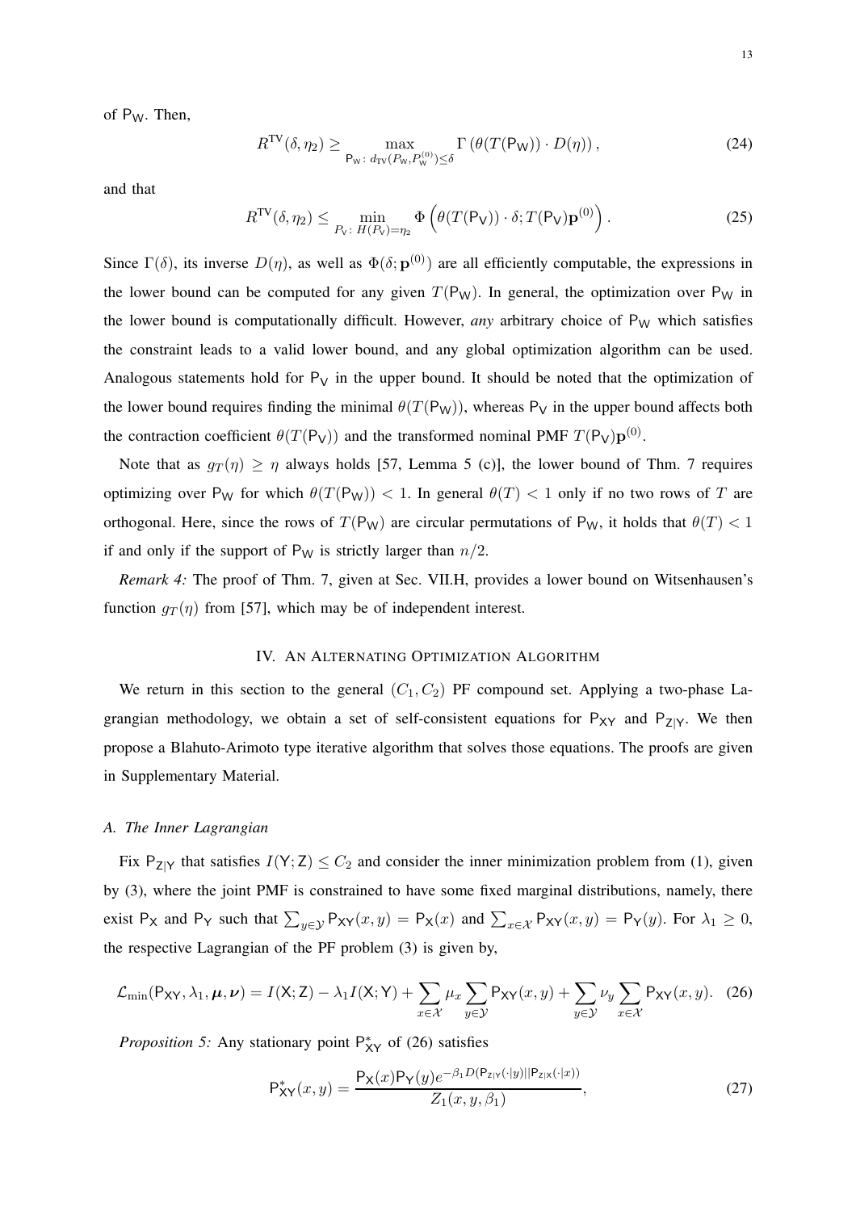of $\mathsf{P_W}$. Then,

$$R^{\mathrm{TV}}(\delta, \eta_2) \geq \max_{\mathsf{P_W}:\, d_{\mathrm{TV}}(P_{\mathrm{W}}, P_{\mathrm{W}}^{(0)}) \leq \delta} \Gamma\left(\theta(T(\mathsf{P_W})) \cdot D(\eta)\right), \tag{24}$$

and that

$$R^{\mathrm{TV}}(\delta, \eta_2) \leq \min_{P_{\mathrm{V}}:\, H(P_{\mathrm{V}}) = \eta_2} \Phi\left(\theta(T(\mathsf{P_V})) \cdot \delta; T(\mathsf{P_V})\mathbf{p}^{(0)}\right). \tag{25}$$

Since $\Gamma(\delta)$, its inverse $D(\eta)$, as well as $\Phi(\delta; \mathbf{p}^{(0)})$ are all efficiently computable, the expressions in the lower bound can be computed for any given $T(\mathsf{P_W})$. In general, the optimization over $\mathsf{P_W}$ in the lower bound is computationally difficult. However, *any* arbitrary choice of $\mathsf{P_W}$ which satisfies the constraint leads to a valid lower bound, and any global optimization algorithm can be used. Analogous statements hold for $\mathsf{P_V}$ in the upper bound. It should be noted that the optimization of the lower bound requires finding the minimal $\theta(T(\mathsf{P_W}))$, whereas $\mathsf{P_V}$ in the upper bound affects both the contraction coefficient $\theta(T(\mathsf{P_V}))$ and the transformed nominal PMF $T(\mathsf{P_V})\mathbf{p}^{(0)}$.

Note that as $g_T(\eta) \geq \eta$ always holds [57, Lemma 5 (c)], the lower bound of Thm. 7 requires optimizing over $\mathsf{P_W}$ for which $\theta(T(\mathsf{P_W})) < 1$. In general $\theta(T) < 1$ only if no two rows of $T$ are orthogonal. Here, since the rows of $T(\mathsf{P_W})$ are circular permutations of $\mathsf{P_W}$, it holds that $\theta(T) < 1$ if and only if the support of $\mathsf{P_W}$ is strictly larger than $n/2$.

*Remark 4:* The proof of Thm. 7, given at Sec. VII.H, provides a lower bound on Witsenhausen's function $g_T(\eta)$ from [57], which may be of independent interest.

## IV. An Alternating Optimization Algorithm

We return in this section to the general $(C_1, C_2)$ PF compound set. Applying a two-phase Lagrangian methodology, we obtain a set of self-consistent equations for $\mathsf{P_{XY}}$ and $\mathsf{P_{Z|Y}}$. We then propose a Blahuto-Arimoto type iterative algorithm that solves those equations. The proofs are given in Supplementary Material.

### A. The Inner Lagrangian

Fix $\mathsf{P_{Z|Y}}$ that satisfies $I(\mathsf{Y};\mathsf{Z}) \leq C_2$ and consider the inner minimization problem from (1), given by (3), where the joint PMF is constrained to have some fixed marginal distributions, namely, there exist $\mathsf{P_X}$ and $\mathsf{P_Y}$ such that $\sum_{y \in \mathcal{Y}} \mathsf{P_{XY}}(x, y) = \mathsf{P_X}(x)$ and $\sum_{x \in \mathcal{X}} \mathsf{P_{XY}}(x, y) = \mathsf{P_Y}(y)$. For $\lambda_1 \geq 0$, the respective Lagrangian of the PF problem (3) is given by,

$$\mathcal{L}_{\min}(\mathsf{P_{XY}}, \lambda_1, \boldsymbol{\mu}, \boldsymbol{\nu}) = I(\mathsf{X};\mathsf{Z}) - \lambda_1 I(\mathsf{X};\mathsf{Y}) + \sum_{x \in \mathcal{X}} \mu_x \sum_{y \in \mathcal{Y}} \mathsf{P_{XY}}(x, y) + \sum_{y \in \mathcal{Y}} \nu_y \sum_{x \in \mathcal{X}} \mathsf{P_{XY}}(x, y). \tag{26}$$

*Proposition 5:* Any stationary point $\mathsf{P}^*_{\mathsf{XY}}$ of (26) satisfies

$$\mathsf{P}^*_{\mathsf{XY}}(x, y) = \frac{\mathsf{P_X}(x)\mathsf{P_Y}(y) e^{-\beta_1 D(\mathsf{P_{Z|Y}}(\cdot|y) || \mathsf{P_{Z|X}}(\cdot|x))}}{Z_1(x, y, \beta_1)}, \tag{27}$$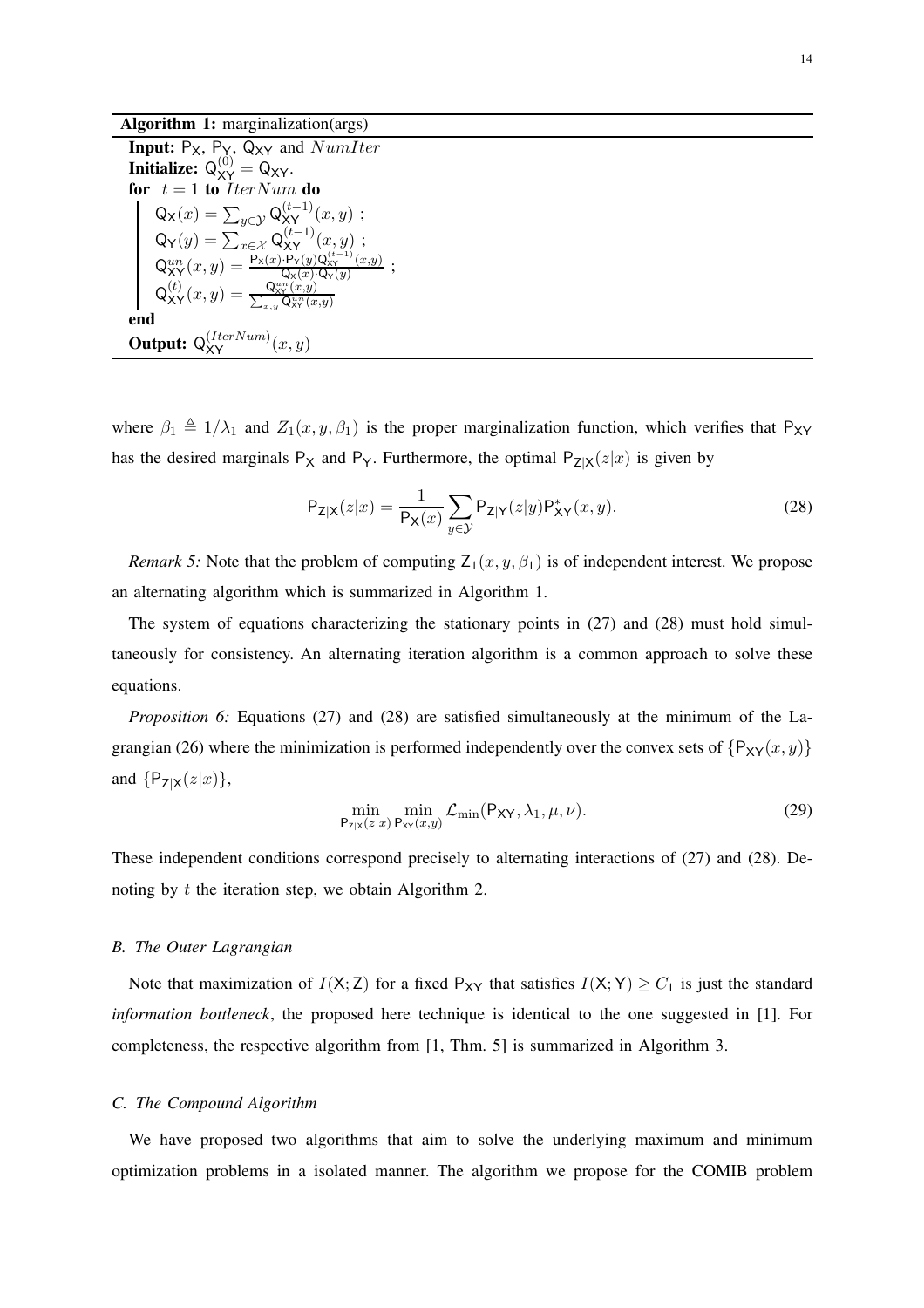**Algorithm 1:** marginalization(args)

```
Input: P_X, P_Y, Q_XY and NumIter
Initialize: Q_XY^(0) = Q_XY.
for t = 1 to IterNum do
    Q_X(x) = sum_{y in Y} Q_XY^(t-1)(x, y) ;
    Q_Y(y) = sum_{x in X} Q_XY^(t-1)(x, y) ;
    Q_XY^un(x, y) = P_X(x)·P_Y(y)Q_XY^(t-1)(x, y) / (Q_X(x)·Q_Y(y)) ;
    Q_XY^(t)(x, y) = Q_XY^un(x, y) / sum_{x,y} Q_XY^un(x, y)
end
Output: Q_XY^(IterNum)(x, y)
```

where $\beta_1 \triangleq 1/\lambda_1$ and $Z_1(x, y, \beta_1)$ is the proper marginalization function, which verifies that $\mathsf{P}_{\mathsf{XY}}$ has the desired marginals $\mathsf{P}_{\mathsf{X}}$ and $\mathsf{P}_{\mathsf{Y}}$. Furthermore, the optimal $\mathsf{P}_{\mathsf{Z|X}}(z|x)$ is given by

$$\mathsf{P}_{\mathsf{Z|X}}(z|x) = \frac{1}{\mathsf{P}_{\mathsf{X}}(x)} \sum_{y \in \mathcal{Y}} \mathsf{P}_{\mathsf{Z|Y}}(z|y) \mathsf{P}^*_{\mathsf{XY}}(x, y). \tag{28}$$

*Remark 5:* Note that the problem of computing $\mathsf{Z}_1(x, y, \beta_1)$ is of independent interest. We propose an alternating algorithm which is summarized in Algorithm 1.

The system of equations characterizing the stationary points in (27) and (28) must hold simultaneously for consistency. An alternating iteration algorithm is a common approach to solve these equations.

*Proposition 6:* Equations (27) and (28) are satisfied simultaneously at the minimum of the Lagrangian (26) where the minimization is performed independently over the convex sets of $\{\mathsf{P}_{\mathsf{XY}}(x, y)\}$ and $\{\mathsf{P}_{\mathsf{Z|X}}(z|x)\}$,

$$\min_{\mathsf{P}_{\mathsf{Z|X}}(z|x)} \min_{\mathsf{P}_{\mathsf{XY}}(x,y)} \mathcal{L}_{\min}(\mathsf{P}_{\mathsf{XY}}, \lambda_1, \mu, \nu). \tag{29}$$

These independent conditions correspond precisely to alternating interactions of (27) and (28). Denoting by $t$ the iteration step, we obtain Algorithm 2.

### B. The Outer Lagrangian

Note that maximization of $I(\mathsf{X}; \mathsf{Z})$ for a fixed $\mathsf{P}_{\mathsf{XY}}$ that satisfies $I(\mathsf{X}; \mathsf{Y}) \geq C_1$ is just the standard *information bottleneck*, the proposed here technique is identical to the one suggested in [1]. For completeness, the respective algorithm from [1, Thm. 5] is summarized in Algorithm 3.

### C. The Compound Algorithm

We have proposed two algorithms that aim to solve the underlying maximum and minimum optimization problems in a isolated manner. The algorithm we propose for the COMIB problem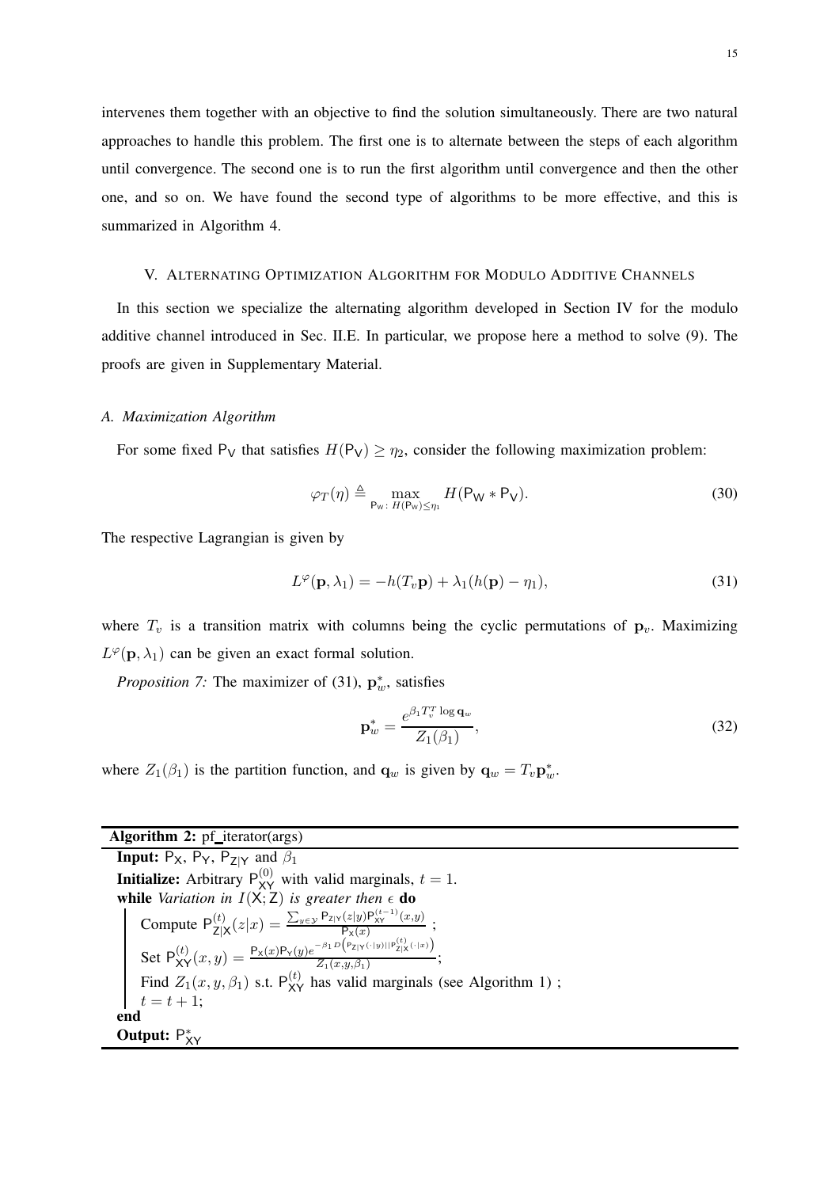intervenes them together with an objective to find the solution simultaneously. There are two natural approaches to handle this problem. The first one is to alternate between the steps of each algorithm until convergence. The second one is to run the first algorithm until convergence and then the other one, and so on. We have found the second type of algorithms to be more effective, and this is summarized in Algorithm 4.

## V. Alternating Optimization Algorithm for Modulo Additive Channels

In this section we specialize the alternating algorithm developed in Section IV for the modulo additive channel introduced in Sec. II.E. In particular, we propose here a method to solve (9). The proofs are given in Supplementary Material.

### A. Maximization Algorithm

For some fixed $\mathsf{P_V}$ that satisfies $H(\mathsf{P_V}) \geq \eta_2$, consider the following maximization problem:

$$\varphi_T(\eta) \triangleq \max_{\mathsf{P_W}:\, H(\mathsf{P_W}) \leq \eta_1} H(\mathsf{P_W} * \mathsf{P_V}). \tag{30}$$

The respective Lagrangian is given by

$$L^{\varphi}(\mathbf{p}, \lambda_1) = -h(T_v \mathbf{p}) + \lambda_1 (h(\mathbf{p}) - \eta_1), \tag{31}$$

where $T_v$ is a transition matrix with columns being the cyclic permutations of $\mathbf{p}_v$. Maximizing $L^{\varphi}(\mathbf{p}, \lambda_1)$ can be given an exact formal solution.

*Proposition 7:* The maximizer of (31), $\mathbf{p}_w^*$, satisfies

$$\mathbf{p}_w^* = \frac{e^{\beta_1 T_v^T \log \mathbf{q}_w}}{Z_1(\beta_1)}, \tag{32}$$

where $Z_1(\beta_1)$ is the partition function, and $\mathbf{q}_w$ is given by $\mathbf{q}_w = T_v \mathbf{p}_w^*$.

---

**Algorithm 2:** pf_iterator(args)

**Input:** $\mathsf{P_X}$, $\mathsf{P_Y}$, $\mathsf{P_{Z|Y}}$ and $\beta_1$

**Initialize:** Arbitrary $\mathsf{P}_{\mathsf{XY}}^{(0)}$ with valid marginals, $t = 1$.

**while** *Variation in* $I(\mathsf{X};\mathsf{Z})$ *is greater then* $\epsilon$ **do**

  Compute $\mathsf{P}_{\mathsf{Z|X}}^{(t)}(z|x) = \frac{\sum_{y\in\mathcal{Y}} \mathsf{P_{Z|Y}}(z|y)\mathsf{P}_{\mathsf{XY}}^{(t-1)}(x,y)}{\mathsf{P_X}(x)}$ ;

  Set $\mathsf{P}_{\mathsf{XY}}^{(t)}(x,y) = \frac{\mathsf{P_X}(x)\mathsf{P_Y}(y)e^{-\beta_1 D\left(\mathsf{P_{Z|Y}}(\cdot|y)||\mathsf{P}_{\mathsf{Z|X}}^{(t)}(\cdot|x)\right)}}{Z_1(x,y,\beta_1)}$;

  Find $Z_1(x,y,\beta_1)$ s.t. $\mathsf{P}_{\mathsf{XY}}^{(t)}$ has valid marginals (see Algorithm 1) ;

  $t = t + 1$;

**end**

**Output:** $\mathsf{P}_{\mathsf{XY}}^*$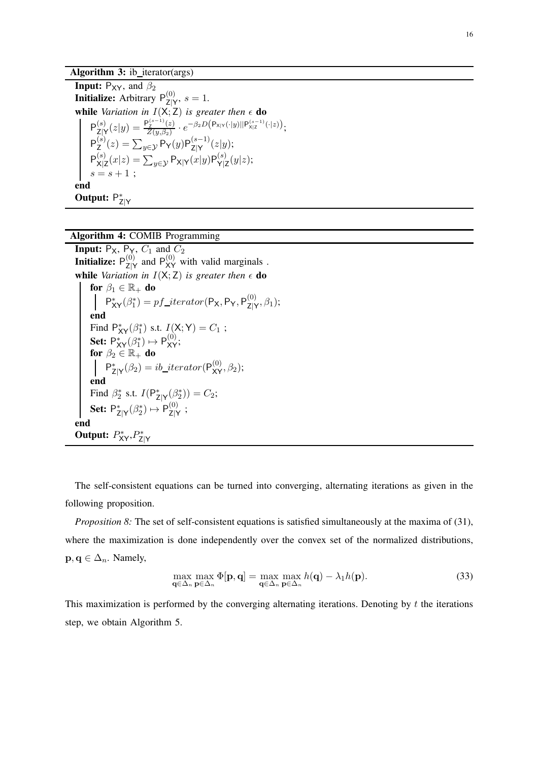**Algorithm 3:** ib_iterator(args)

**Input:** $\mathsf{P}_{\mathsf{XY}}$, and $\beta_2$

**Initialize:** Arbitrary $\mathsf{P}^{(0)}_{\mathsf{Z|Y}}$, $s=1$.

**while** *Variation in $I(\mathsf{X};\mathsf{Z})$ is greater then $\epsilon$* **do**

$\quad \mathsf{P}^{(s)}_{\mathsf{Z|Y}}(z|y) = \frac{\mathsf{P}^{(s-1)}_{\mathsf{Z}}(z)}{Z(y,\beta_2)} \cdot e^{-\beta_2 D\left(\mathsf{P}_{\mathsf{X|Y}}(\cdot|y)||\mathsf{P}^{(s-1)}_{\mathsf{X|Z}}(\cdot|z)\right)}$;

$\quad \mathsf{P}^{(s)}_{\mathsf{Z}}(z) = \sum_{y\in\mathcal{Y}} \mathsf{P}_{\mathsf{Y}}(y)\mathsf{P}^{(s-1)}_{\mathsf{Z|Y}}(z|y)$;

$\quad \mathsf{P}^{(s)}_{\mathsf{X|Z}}(x|z) = \sum_{y\in\mathcal{Y}} \mathsf{P}_{\mathsf{X|Y}}(x|y)\mathsf{P}^{(s)}_{\mathsf{Y|Z}}(y|z)$;

$\quad s = s+1$ ;

**end**

**Output:** $\mathsf{P}^{*}_{\mathsf{Z|Y}}$

---

**Algorithm 4:** COMIB Programming

**Input:** $\mathsf{P}_{\mathsf{X}}$, $\mathsf{P}_{\mathsf{Y}}$, $C_1$ and $C_2$

**Initialize:** $\mathsf{P}^{(0)}_{\mathsf{Z|Y}}$ and $\mathsf{P}^{(0)}_{\mathsf{XY}}$ with valid marginals .

**while** *Variation in $I(\mathsf{X};\mathsf{Z})$ is greater then $\epsilon$* **do**

$\quad$ **for** $\beta_1 \in \mathbb{R}_+$ **do**

$\quad\quad \mathsf{P}^{*}_{\mathsf{XY}}(\beta_1^*) = pf\_iterator(\mathsf{P}_{\mathsf{X}}, \mathsf{P}_{\mathsf{Y}}, \mathsf{P}^{(0)}_{\mathsf{Z|Y}}, \beta_1)$;

$\quad$ **end**

$\quad$ Find $\mathsf{P}^{*}_{\mathsf{XY}}(\beta_1^*)$ s.t. $I(\mathsf{X};\mathsf{Y}) = C_1$ ;

$\quad$ **Set:** $\mathsf{P}^{*}_{\mathsf{XY}}(\beta_1^*) \mapsto \mathsf{P}^{(0)}_{\mathsf{XY}}$;

$\quad$ **for** $\beta_2 \in \mathbb{R}_+$ **do**

$\quad\quad \mathsf{P}^{*}_{\mathsf{Z|Y}}(\beta_2) = ib\_iterator(\mathsf{P}^{(0)}_{\mathsf{XY}}, \beta_2)$;

$\quad$ **end**

$\quad$ Find $\beta_2^*$ s.t. $I(\mathsf{P}^{*}_{\mathsf{Z|Y}}(\beta_2^*)) = C_2$;

$\quad$ **Set:** $\mathsf{P}^{*}_{\mathsf{Z|Y}}(\beta_2^*) \mapsto \mathsf{P}^{(0)}_{\mathsf{Z|Y}}$ ;

**end**

**Output:** $P^{*}_{\mathsf{XY}}$,$P^{*}_{\mathsf{Z|Y}}$

---

The self-consistent equations can be turned into converging, alternating iterations as given in the following proposition.

*Proposition 8:* The set of self-consistent equations is satisfied simultaneously at the maxima of (31), where the maximization is done independently over the convex set of the normalized distributions, $\mathbf{p}, \mathbf{q} \in \Delta_n$. Namely,

$$\max_{\mathbf{q}\in\Delta_n} \max_{\mathbf{p}\in\Delta_n} \Phi[\mathbf{p},\mathbf{q}] = \max_{\mathbf{q}\in\Delta_n} \max_{\mathbf{p}\in\Delta_n} h(\mathbf{q}) - \lambda_1 h(\mathbf{p}). \tag{33}$$

This maximization is performed by the converging alternating iterations. Denoting by $t$ the iterations step, we obtain Algorithm 5.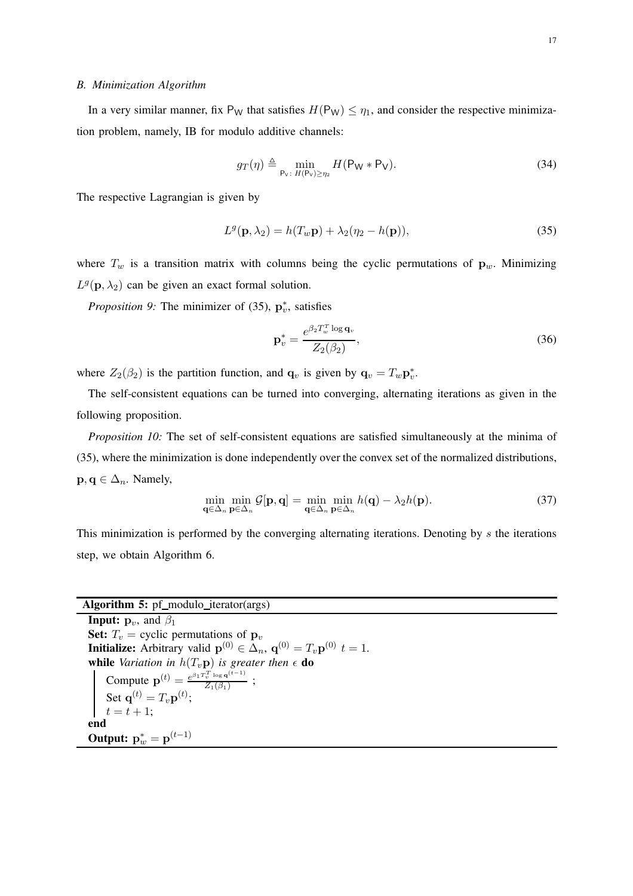### B. Minimization Algorithm

In a very similar manner, fix $\mathsf{P}_\mathsf{W}$ that satisfies $H(\mathsf{P}_\mathsf{W}) \leq \eta_1$, and consider the respective minimization problem, namely, IB for modulo additive channels:

$$g_T(\eta) \triangleq \min_{\mathsf{P}_\mathsf{V}:\, H(\mathsf{P}_\mathsf{V}) \geq \eta_2} H(\mathsf{P}_\mathsf{W} * \mathsf{P}_\mathsf{V}). \tag{34}$$

The respective Lagrangian is given by

$$L^g(\mathbf{p}, \lambda_2) = h(T_w \mathbf{p}) + \lambda_2(\eta_2 - h(\mathbf{p})), \tag{35}$$

where $T_w$ is a transition matrix with columns being the cyclic permutations of $\mathbf{p}_w$. Minimizing $L^g(\mathbf{p}, \lambda_2)$ can be given an exact formal solution.

*Proposition 9:* The minimizer of (35), $\mathbf{p}_v^*$, satisfies

$$\mathbf{p}_v^* = \frac{e^{\beta_2 T_w^T \log \mathbf{q}_v}}{Z_2(\beta_2)}, \tag{36}$$

where $Z_2(\beta_2)$ is the partition function, and $\mathbf{q}_v$ is given by $\mathbf{q}_v = T_w \mathbf{p}_v^*$.

The self-consistent equations can be turned into converging, alternating iterations as given in the following proposition.

*Proposition 10:* The set of self-consistent equations are satisfied simultaneously at the minima of (35), where the minimization is done independently over the convex set of the normalized distributions, $\mathbf{p}, \mathbf{q} \in \Delta_n$. Namely,

$$\min_{\mathbf{q} \in \Delta_n} \min_{\mathbf{p} \in \Delta_n} \mathcal{G}[\mathbf{p}, \mathbf{q}] = \min_{\mathbf{q} \in \Delta_n} \min_{\mathbf{p} \in \Delta_n} h(\mathbf{q}) - \lambda_2 h(\mathbf{p}). \tag{37}$$

This minimization is performed by the converging alternating iterations. Denoting by $s$ the iterations step, we obtain Algorithm 6.

---

**Algorithm 5:** pf_modulo_iterator(args)

**Input:** $\mathbf{p}_v$, and $\beta_1$

**Set:** $T_v =$ cyclic permutations of $\mathbf{p}_v$

**Initialize:** Arbitrary valid $\mathbf{p}^{(0)} \in \Delta_n$, $\mathbf{q}^{(0)} = T_v \mathbf{p}^{(0)}$ $t = 1$.

**while** *Variation in $h(T_v \mathbf{p})$ is greater then $\epsilon$* **do**

- Compute $\mathbf{p}^{(t)} = \frac{e^{\beta_1 T_v^T \log \mathbf{q}^{(t-1)}}}{Z_1(\beta_1)}$ ;
- Set $\mathbf{q}^{(t)} = T_v \mathbf{p}^{(t)}$;
- $t = t + 1$;

**end**

**Output:** $\mathbf{p}_w^* = \mathbf{p}^{(t-1)}$

---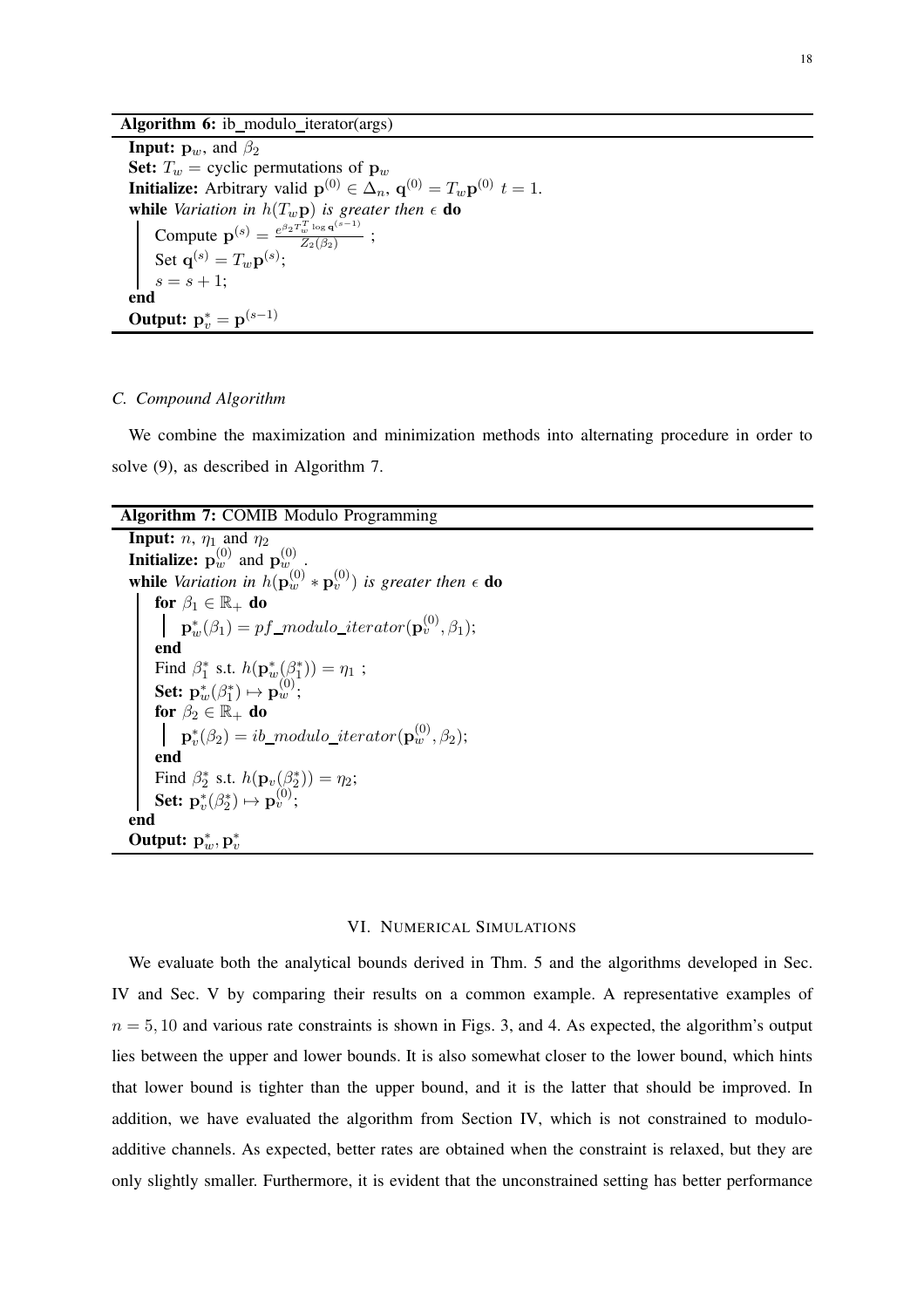**Algorithm 6:** ib_modulo_iterator(args)

**Input:** $\mathbf{p}_w$, and $\beta_2$

**Set:** $T_w$ = cyclic permutations of $\mathbf{p}_w$

**Initialize:** Arbitrary valid $\mathbf{p}^{(0)} \in \Delta_n$, $\mathbf{q}^{(0)} = T_w \mathbf{p}^{(0)}$ $t = 1$.

**while** *Variation in* $h(T_w \mathbf{p})$ *is greater then* $\epsilon$ **do**

  Compute $\mathbf{p}^{(s)} = \frac{e^{\beta_2 T_w^T \log \mathbf{q}^{(s-1)}}}{Z_2(\beta_2)}$ ;

  Set $\mathbf{q}^{(s)} = T_w \mathbf{p}^{(s)}$;

  $s = s + 1$;

**end**

**Output:** $\mathbf{p}_v^* = \mathbf{p}^{(s-1)}$

### C. Compound Algorithm

We combine the maximization and minimization methods into alternating procedure in order to solve (9), as described in Algorithm 7.

**Algorithm 7:** COMIB Modulo Programming

**Input:** $n$, $\eta_1$ and $\eta_2$

**Initialize:** $\mathbf{p}_w^{(0)}$ and $\mathbf{p}_w^{(0)}$.

**while** *Variation in* $h(\mathbf{p}_w^{(0)} * \mathbf{p}_v^{(0)})$ *is greater then* $\epsilon$ **do**

  **for** $\beta_1 \in \mathbb{R}_+$ **do**

    $\mathbf{p}_w^*(\beta_1) = pf\_modulo\_iterator(\mathbf{p}_v^{(0)}, \beta_1)$;

  **end**

  Find $\beta_1^*$ s.t. $h(\mathbf{p}_w^*(\beta_1^*)) = \eta_1$ ;

  **Set:** $\mathbf{p}_w^*(\beta_1^*) \mapsto \mathbf{p}_w^{(0)}$;

  **for** $\beta_2 \in \mathbb{R}_+$ **do**

    $\mathbf{p}_v^*(\beta_2) = ib\_modulo\_iterator(\mathbf{p}_w^{(0)}, \beta_2)$;

  **end**

  Find $\beta_2^*$ s.t. $h(\mathbf{p}_v(\beta_2^*)) = \eta_2$;

  **Set:** $\mathbf{p}_v^*(\beta_2^*) \mapsto \mathbf{p}_v^{(0)}$;

**end**

**Output:** $\mathbf{p}_w^*, \mathbf{p}_v^*$

## VI. Numerical Simulations

We evaluate both the analytical bounds derived in Thm. 5 and the algorithms developed in Sec. IV and Sec. V by comparing their results on a common example. A representative examples of $n = 5, 10$ and various rate constraints is shown in Figs. 3, and 4. As expected, the algorithm's output lies between the upper and lower bounds. It is also somewhat closer to the lower bound, which hints that lower bound is tighter than the upper bound, and it is the latter that should be improved. In addition, we have evaluated the algorithm from Section IV, which is not constrained to modulo-additive channels. As expected, better rates are obtained when the constraint is relaxed, but they are only slightly smaller. Furthermore, it is evident that the unconstrained setting has better performance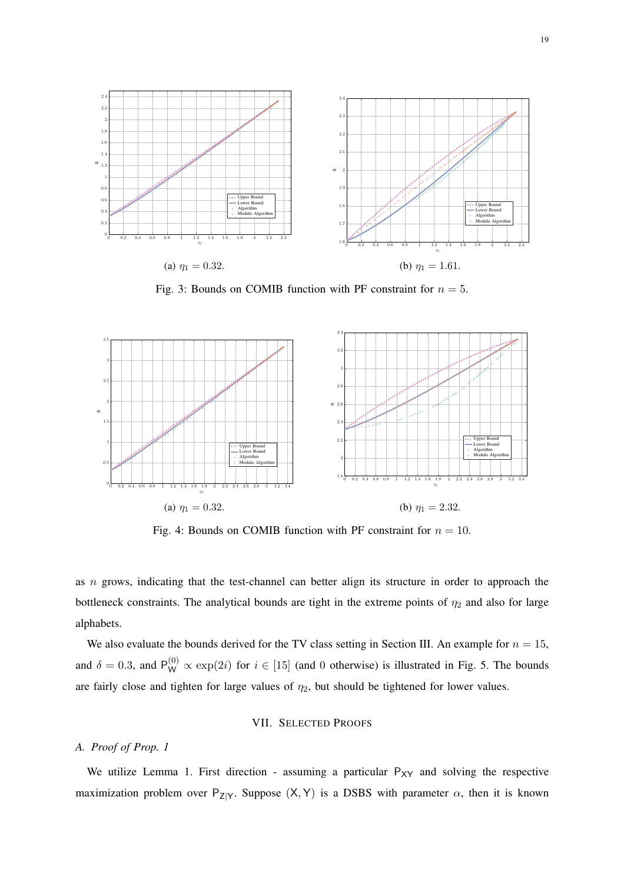(a) $\eta_1 = 0.32$.

(b) $\eta_1 = 1.61$.

Fig. 3: Bounds on COMIB function with PF constraint for $n = 5$.

(a) $\eta_1 = 0.32$.

(b) $\eta_1 = 2.32$.

Fig. 4: Bounds on COMIB function with PF constraint for $n = 10$.

as $n$ grows, indicating that the test-channel can better align its structure in order to approach the bottleneck constraints. The analytical bounds are tight in the extreme points of $\eta_2$ and also for large alphabets.

We also evaluate the bounds derived for the TV class setting in Section III. An example for $n = 15$, and $\delta = 0.3$, and $\mathsf{P}_{\mathsf{W}}^{(0)} \propto \exp(2i)$ for $i \in [15]$ (and 0 otherwise) is illustrated in Fig. 5. The bounds are fairly close and tighten for large values of $\eta_2$, but should be tightened for lower values.

## VII. Selected Proofs

### A. Proof of Prop. 1

We utilize Lemma 1. First direction - assuming a particular $\mathsf{P}_{\mathsf{XY}}$ and solving the respective maximization problem over $\mathsf{P}_{\mathsf{Z|Y}}$. Suppose $(\mathsf{X}, \mathsf{Y})$ is a DSBS with parameter $\alpha$, then it is known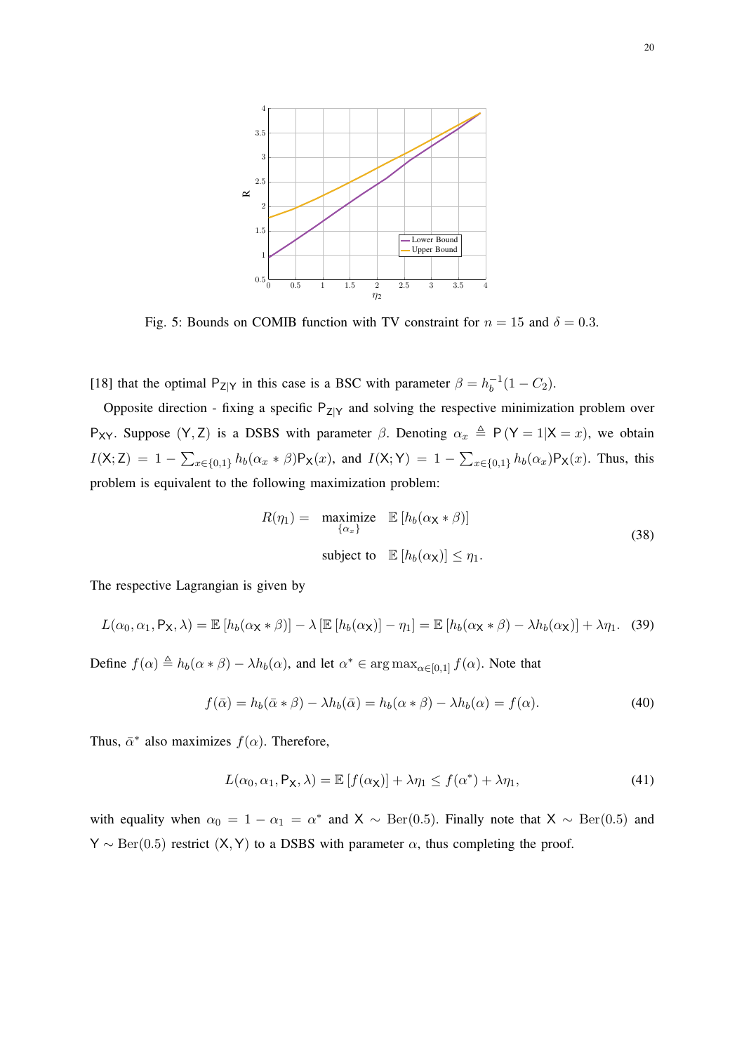Fig. 5: Bounds on COMIB function with TV constraint for $n = 15$ and $\delta = 0.3$.

[18] that the optimal $\mathsf{P}_{\mathsf{Z}|\mathsf{Y}}$ in this case is a BSC with parameter $\beta = h_b^{-1}(1 - C_2)$.

Opposite direction - fixing a specific $\mathsf{P}_{\mathsf{Z}|\mathsf{Y}}$ and solving the respective minimization problem over $\mathsf{P}_{\mathsf{XY}}$. Suppose $(\mathsf{Y}, \mathsf{Z})$ is a DSBS with parameter $\beta$. Denoting $\alpha_x \triangleq \mathsf{P}(\mathsf{Y} = 1|\mathsf{X} = x)$, we obtain $I(\mathsf{X};\mathsf{Z}) = 1 - \sum_{x\in\{0,1\}} h_b(\alpha_x * \beta)\mathsf{P}_{\mathsf{X}}(x)$, and $I(\mathsf{X};\mathsf{Y}) = 1 - \sum_{x\in\{0,1\}} h_b(\alpha_x)\mathsf{P}_{\mathsf{X}}(x)$. Thus, this problem is equivalent to the following maximization problem:

$$
\begin{aligned}
R(\eta_1) = \quad & \underset{\{\alpha_x\}}{\text{maximize}} \quad \mathbb{E}\left[h_b(\alpha_{\mathsf{X}} * \beta)\right] \\
& \text{subject to} \quad \mathbb{E}\left[h_b(\alpha_{\mathsf{X}})\right] \leq \eta_1.
\end{aligned}
\tag{38}
$$

The respective Lagrangian is given by

$$
L(\alpha_0, \alpha_1, \mathsf{P}_{\mathsf{X}}, \lambda) = \mathbb{E}\left[h_b(\alpha_{\mathsf{X}} * \beta)\right] - \lambda\left[\mathbb{E}\left[h_b(\alpha_{\mathsf{X}})\right] - \eta_1\right] = \mathbb{E}\left[h_b(\alpha_{\mathsf{X}} * \beta) - \lambda h_b(\alpha_{\mathsf{X}})\right] + \lambda\eta_1. \tag{39}
$$

Define $f(\alpha) \triangleq h_b(\alpha * \beta) - \lambda h_b(\alpha)$, and let $\alpha^* \in \arg\max_{\alpha\in[0,1]} f(\alpha)$. Note that

$$
f(\bar{\alpha}) = h_b(\bar{\alpha} * \beta) - \lambda h_b(\bar{\alpha}) = h_b(\alpha * \beta) - \lambda h_b(\alpha) = f(\alpha). \tag{40}
$$

Thus, $\bar{\alpha}^*$ also maximizes $f(\alpha)$. Therefore,

$$
L(\alpha_0, \alpha_1, \mathsf{P}_{\mathsf{X}}, \lambda) = \mathbb{E}\left[f(\alpha_{\mathsf{X}})\right] + \lambda\eta_1 \leq f(\alpha^*) + \lambda\eta_1, \tag{41}
$$

with equality when $\alpha_0 = 1 - \alpha_1 = \alpha^*$ and $\mathsf{X} \sim \mathrm{Ber}(0.5)$. Finally note that $\mathsf{X} \sim \mathrm{Ber}(0.5)$ and $\mathsf{Y} \sim \mathrm{Ber}(0.5)$ restrict $(\mathsf{X}, \mathsf{Y})$ to a DSBS with parameter $\alpha$, thus completing the proof.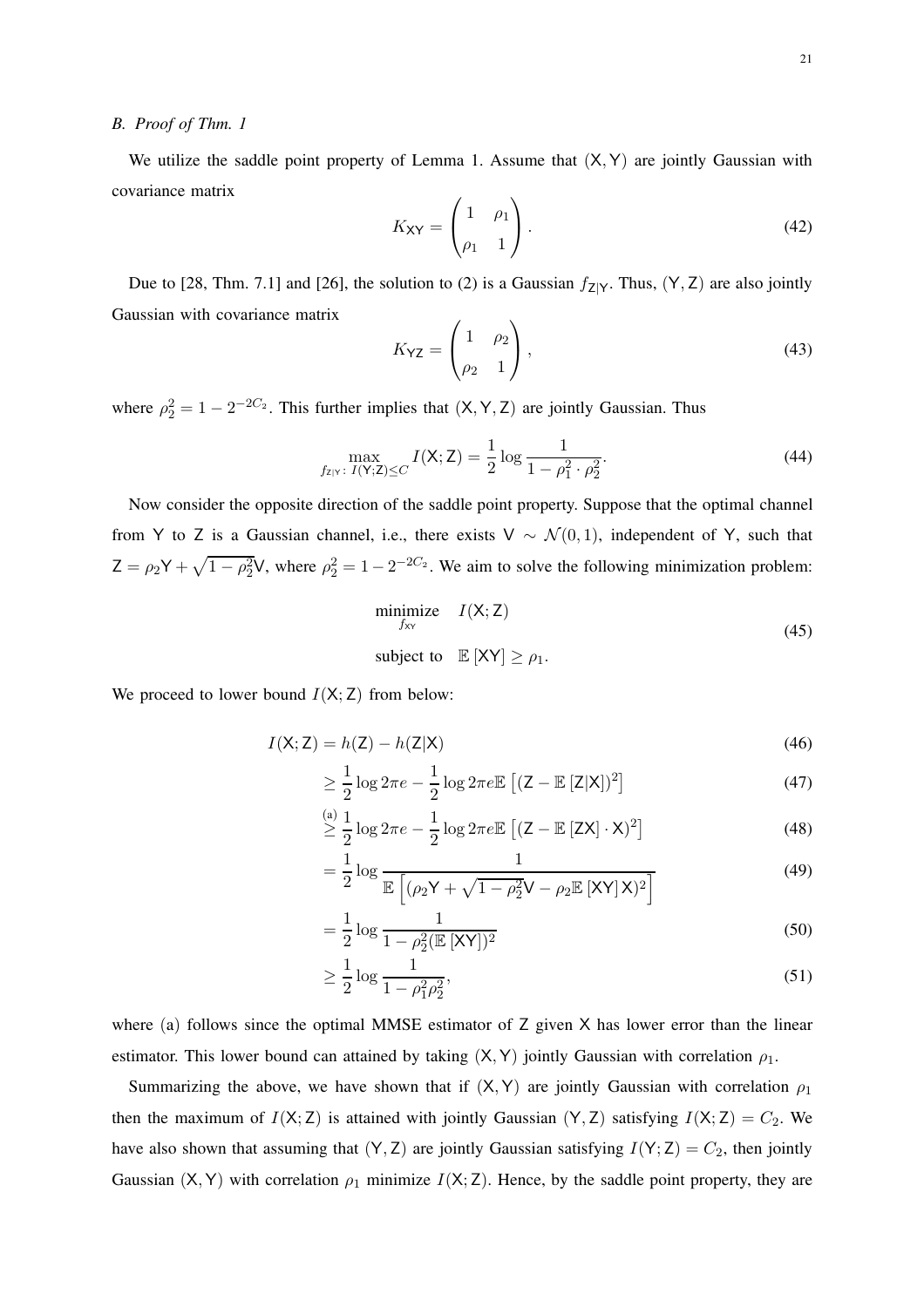### B. Proof of Thm. 1

We utilize the saddle point property of Lemma 1. Assume that $(\mathsf{X}, \mathsf{Y})$ are jointly Gaussian with covariance matrix

$$K_{\mathsf{XY}} = \begin{pmatrix} 1 & \rho_1 \\ \rho_1 & 1 \end{pmatrix}. \tag{42}$$

Due to [28, Thm. 7.1] and [26], the solution to (2) is a Gaussian $f_{\mathsf{Z}|\mathsf{Y}}$. Thus, $(\mathsf{Y}, \mathsf{Z})$ are also jointly Gaussian with covariance matrix

$$K_{\mathsf{YZ}} = \begin{pmatrix} 1 & \rho_2 \\ \rho_2 & 1 \end{pmatrix}, \tag{43}$$

where $\rho_2^2 = 1 - 2^{-2C_2}$. This further implies that $(\mathsf{X}, \mathsf{Y}, \mathsf{Z})$ are jointly Gaussian. Thus

$$\max_{f_{\mathsf{Z}|\mathsf{Y}}:\, I(\mathsf{Y};\mathsf{Z}) \leq C} I(\mathsf{X};\mathsf{Z}) = \frac{1}{2} \log \frac{1}{1 - \rho_1^2 \cdot \rho_2^2}. \tag{44}$$

Now consider the opposite direction of the saddle point property. Suppose that the optimal channel from $\mathsf{Y}$ to $\mathsf{Z}$ is a Gaussian channel, i.e., there exists $\mathsf{V} \sim \mathcal{N}(0,1)$, independent of $\mathsf{Y}$, such that $\mathsf{Z} = \rho_2 \mathsf{Y} + \sqrt{1-\rho_2^2}\mathsf{V}$, where $\rho_2^2 = 1 - 2^{-2C_2}$. We aim to solve the following minimization problem:

$$\begin{aligned} \underset{f_{\mathsf{XY}}}{\text{minimize}} \quad & I(\mathsf{X};\mathsf{Z}) \\ \text{subject to} \quad & \mathbb{E}\left[\mathsf{XY}\right] \geq \rho_1. \end{aligned} \tag{45}$$

We proceed to lower bound $I(\mathsf{X};\mathsf{Z})$ from below:

$$\begin{aligned}
I(\mathsf{X};\mathsf{Z}) &= h(\mathsf{Z}) - h(\mathsf{Z}|\mathsf{X}) && (46)\\
&\geq \frac{1}{2}\log 2\pi e - \frac{1}{2}\log 2\pi e \mathbb{E}\left[(\mathsf{Z} - \mathbb{E}\left[\mathsf{Z}|\mathsf{X}\right])^2\right] && (47)\\
&\overset{(a)}{\geq} \frac{1}{2}\log 2\pi e - \frac{1}{2}\log 2\pi e \mathbb{E}\left[(\mathsf{Z} - \mathbb{E}\left[\mathsf{ZX}\right]\cdot \mathsf{X})^2\right] && (48)\\
&= \frac{1}{2}\log \frac{1}{\mathbb{E}\left[(\rho_2 \mathsf{Y} + \sqrt{1-\rho_2^2}\mathsf{V} - \rho_2 \mathbb{E}\left[\mathsf{XY}\right]\mathsf{X})^2\right]} && (49)\\
&= \frac{1}{2}\log \frac{1}{1 - \rho_2^2 (\mathbb{E}\left[\mathsf{XY}\right])^2} && (50)\\
&\geq \frac{1}{2}\log \frac{1}{1 - \rho_1^2 \rho_2^2}, && (51)
\end{aligned}$$

where (a) follows since the optimal MMSE estimator of $\mathsf{Z}$ given $\mathsf{X}$ has lower error than the linear estimator. This lower bound can attained by taking $(\mathsf{X}, \mathsf{Y})$ jointly Gaussian with correlation $\rho_1$.

Summarizing the above, we have shown that if $(\mathsf{X}, \mathsf{Y})$ are jointly Gaussian with correlation $\rho_1$ then the maximum of $I(\mathsf{X};\mathsf{Z})$ is attained with jointly Gaussian $(\mathsf{Y}, \mathsf{Z})$ satisfying $I(\mathsf{X};\mathsf{Z}) = C_2$. We have also shown that assuming that $(\mathsf{Y}, \mathsf{Z})$ are jointly Gaussian satisfying $I(\mathsf{Y};\mathsf{Z}) = C_2$, then jointly Gaussian $(\mathsf{X}, \mathsf{Y})$ with correlation $\rho_1$ minimize $I(\mathsf{X};\mathsf{Z})$. Hence, by the saddle point property, they are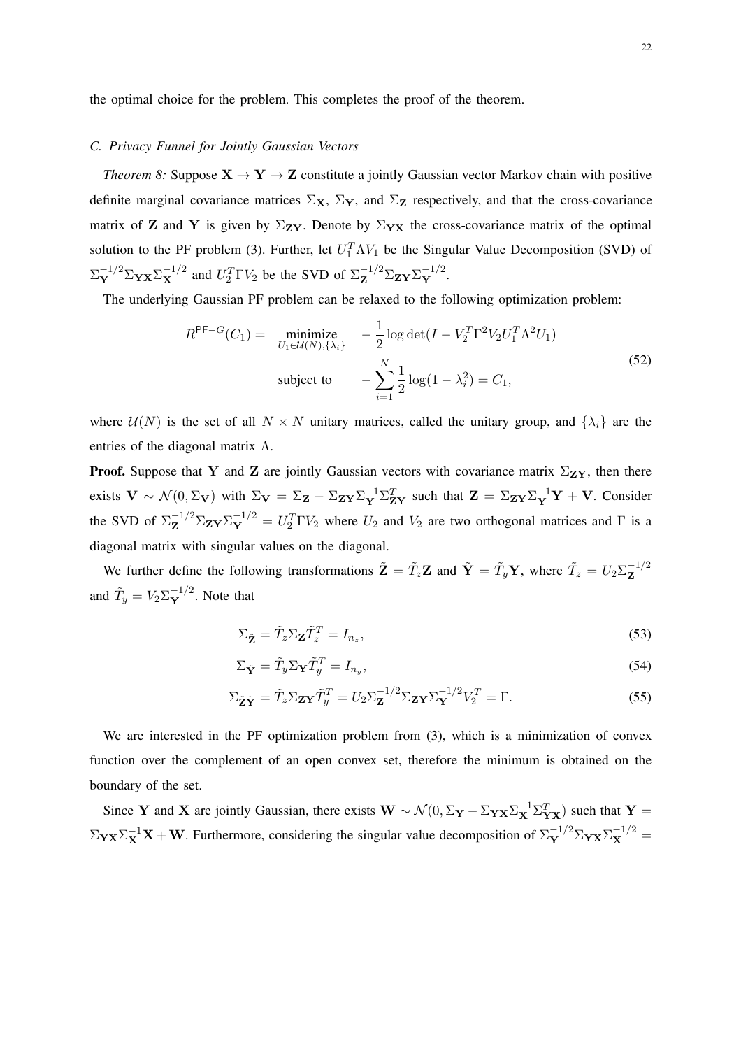the optimal choice for the problem. This completes the proof of the theorem.

### C. Privacy Funnel for Jointly Gaussian Vectors

*Theorem 8:* Suppose $\mathbf{X} \to \mathbf{Y} \to \mathbf{Z}$ constitute a jointly Gaussian vector Markov chain with positive definite marginal covariance matrices $\Sigma_{\mathbf{X}}$, $\Sigma_{\mathbf{Y}}$, and $\Sigma_{\mathbf{Z}}$ respectively, and that the cross-covariance matrix of $\mathbf{Z}$ and $\mathbf{Y}$ is given by $\Sigma_{\mathbf{ZY}}$. Denote by $\Sigma_{\mathbf{YX}}$ the cross-covariance matrix of the optimal solution to the PF problem (3). Further, let $U_1^T \Lambda V_1$ be the Singular Value Decomposition (SVD) of $\Sigma_{\mathbf{Y}}^{-1/2}\Sigma_{\mathbf{YX}}\Sigma_{\mathbf{X}}^{-1/2}$ and $U_2^T \Gamma V_2$ be the SVD of $\Sigma_{\mathbf{Z}}^{-1/2}\Sigma_{\mathbf{ZY}}\Sigma_{\mathbf{Y}}^{-1/2}$.

The underlying Gaussian PF problem can be relaxed to the following optimization problem:

$$
\begin{aligned}
R^{\mathsf{PF}-G}(C_1) = \quad & \underset{U_1 \in \mathcal{U}(N), \{\lambda_i\}}{\text{minimize}} \quad -\frac{1}{2}\log\det(I - V_2^T \Gamma^2 V_2 U_1^T \Lambda^2 U_1) \\
& \text{subject to} \qquad -\sum_{i=1}^{N} \frac{1}{2}\log(1-\lambda_i^2) = C_1,
\end{aligned}
\tag{52}
$$

where $\mathcal{U}(N)$ is the set of all $N \times N$ unitary matrices, called the unitary group, and $\{\lambda_i\}$ are the entries of the diagonal matrix $\Lambda$.

**Proof.** Suppose that $\mathbf{Y}$ and $\mathbf{Z}$ are jointly Gaussian vectors with covariance matrix $\Sigma_{\mathbf{ZY}}$, then there exists $\mathbf{V} \sim \mathcal{N}(0, \Sigma_{\mathbf{V}})$ with $\Sigma_{\mathbf{V}} = \Sigma_{\mathbf{Z}} - \Sigma_{\mathbf{ZY}}\Sigma_{\mathbf{Y}}^{-1}\Sigma_{\mathbf{ZY}}^T$ such that $\mathbf{Z} = \Sigma_{\mathbf{ZY}}\Sigma_{\mathbf{Y}}^{-1}\mathbf{Y} + \mathbf{V}$. Consider the SVD of $\Sigma_{\mathbf{Z}}^{-1/2}\Sigma_{\mathbf{ZY}}\Sigma_{\mathbf{Y}}^{-1/2} = U_2^T \Gamma V_2$ where $U_2$ and $V_2$ are two orthogonal matrices and $\Gamma$ is a diagonal matrix with singular values on the diagonal.

We further define the following transformations $\tilde{\mathbf{Z}} = \tilde{T}_z \mathbf{Z}$ and $\tilde{\mathbf{Y}} = \tilde{T}_y \mathbf{Y}$, where $\tilde{T}_z = U_2 \Sigma_{\mathbf{Z}}^{-1/2}$ and $\tilde{T}_y = V_2 \Sigma_{\mathbf{Y}}^{-1/2}$. Note that

$$
\Sigma_{\tilde{\mathbf{Z}}} = \tilde{T}_z \Sigma_{\mathbf{Z}} \tilde{T}_z^T = I_{n_z}, \tag{53}
$$

$$
\Sigma_{\tilde{\mathbf{Y}}} = \tilde{T}_y \Sigma_{\mathbf{Y}} \tilde{T}_y^T = I_{n_y}, \tag{54}
$$

$$
\Sigma_{\tilde{\mathbf{Z}}\tilde{\mathbf{Y}}} = \tilde{T}_z \Sigma_{\mathbf{ZY}} \tilde{T}_y^T = U_2 \Sigma_{\mathbf{Z}}^{-1/2} \Sigma_{\mathbf{ZY}} \Sigma_{\mathbf{Y}}^{-1/2} V_2^T = \Gamma. \tag{55}
$$

We are interested in the PF optimization problem from (3), which is a minimization of convex function over the complement of an open convex set, therefore the minimum is obtained on the boundary of the set.

Since $\mathbf{Y}$ and $\mathbf{X}$ are jointly Gaussian, there exists $\mathbf{W} \sim \mathcal{N}(0, \Sigma_{\mathbf{Y}} - \Sigma_{\mathbf{YX}}\Sigma_{\mathbf{X}}^{-1}\Sigma_{\mathbf{YX}}^T)$ such that $\mathbf{Y} = \Sigma_{\mathbf{YX}}\Sigma_{\mathbf{X}}^{-1}\mathbf{X} + \mathbf{W}$. Furthermore, considering the singular value decomposition of $\Sigma_{\mathbf{Y}}^{-1/2}\Sigma_{\mathbf{YX}}\Sigma_{\mathbf{X}}^{-1/2} =$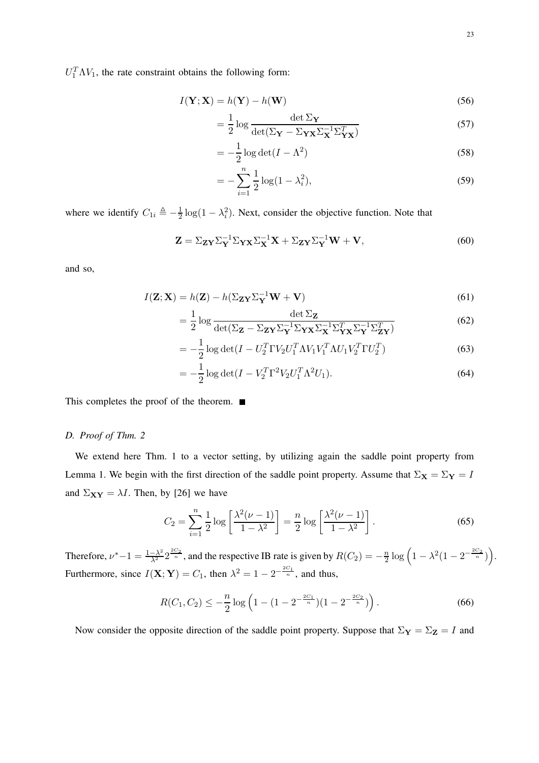$U_1^T \Lambda V_1$, the rate constraint obtains the following form:

$$I(\mathbf{Y};\mathbf{X}) = h(\mathbf{Y}) - h(\mathbf{W}) \tag{56}$$

$$= \frac{1}{2}\log\frac{\det \Sigma_{\mathbf{Y}}}{\det(\Sigma_{\mathbf{Y}} - \Sigma_{\mathbf{YX}}\Sigma_{\mathbf{X}}^{-1}\Sigma_{\mathbf{YX}}^T)} \tag{57}$$

$$= -\frac{1}{2}\log\det(I - \Lambda^2) \tag{58}$$

$$= -\sum_{i=1}^{n}\frac{1}{2}\log(1-\lambda_i^2), \tag{59}$$

where we identify $C_{1i} \triangleq -\frac{1}{2}\log(1-\lambda_i^2)$. Next, consider the objective function. Note that

$$\mathbf{Z} = \Sigma_{\mathbf{ZY}}\Sigma_{\mathbf{Y}}^{-1}\Sigma_{\mathbf{YX}}\Sigma_{\mathbf{X}}^{-1}\mathbf{X} + \Sigma_{\mathbf{ZY}}\Sigma_{\mathbf{Y}}^{-1}\mathbf{W} + \mathbf{V}, \tag{60}$$

and so,

$$I(\mathbf{Z};\mathbf{X}) = h(\mathbf{Z}) - h(\Sigma_{\mathbf{ZY}}\Sigma_{\mathbf{Y}}^{-1}\mathbf{W} + \mathbf{V}) \tag{61}$$

$$= \frac{1}{2}\log\frac{\det \Sigma_{\mathbf{Z}}}{\det(\Sigma_{\mathbf{Z}} - \Sigma_{\mathbf{ZY}}\Sigma_{\mathbf{Y}}^{-1}\Sigma_{\mathbf{YX}}\Sigma_{\mathbf{X}}^{-1}\Sigma_{\mathbf{YX}}^T\Sigma_{\mathbf{Y}}^{-1}\Sigma_{\mathbf{ZY}}^T)} \tag{62}$$

$$= -\frac{1}{2}\log\det(I - U_2^T\Gamma V_2 U_1^T \Lambda V_1 V_1^T \Lambda U_1 V_2^T \Gamma U_2^T) \tag{63}$$

$$= -\frac{1}{2}\log\det(I - V_2^T\Gamma^2 V_2 U_1^T\Lambda^2 U_1). \tag{64}$$

This completes the proof of the theorem. ■

### D. Proof of Thm. 2

We extend here Thm. 1 to a vector setting, by utilizing again the saddle point property from Lemma 1. We begin with the first direction of the saddle point property. Assume that $\Sigma_{\mathbf{X}} = \Sigma_{\mathbf{Y}} = I$ and $\Sigma_{\mathbf{XY}} = \lambda I$. Then, by [26] we have

$$C_2 = \sum_{i=1}^{n}\frac{1}{2}\log\left[\frac{\lambda^2(\nu-1)}{1-\lambda^2}\right] = \frac{n}{2}\log\left[\frac{\lambda^2(\nu-1)}{1-\lambda^2}\right]. \tag{65}$$

Therefore, $\nu^* - 1 = \frac{1-\lambda^2}{\lambda^2}2^{\frac{2C_2}{n}}$, and the respective IB rate is given by $R(C_2) = -\frac{n}{2}\log\left(1 - \lambda^2(1-2^{-\frac{2C_2}{n}})\right)$. Furthermore, since $I(\mathbf{X};\mathbf{Y}) = C_1$, then $\lambda^2 = 1 - 2^{-\frac{2C_1}{n}}$, and thus,

$$R(C_1, C_2) \le -\frac{n}{2}\log\left(1 - (1-2^{-\frac{2C_1}{n}})(1-2^{-\frac{2C_2}{n}})\right). \tag{66}$$

Now consider the opposite direction of the saddle point property. Suppose that $\Sigma_{\mathbf{Y}} = \Sigma_{\mathbf{Z}} = I$ and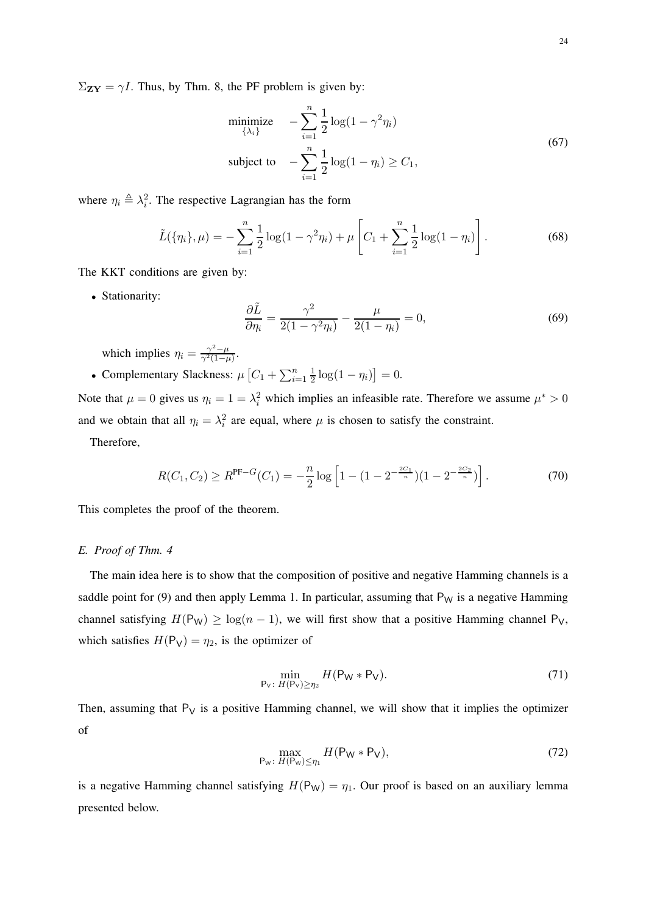$\Sigma_{\mathbf{ZY}} = \gamma I$. Thus, by Thm. 8, the PF problem is given by:

$$
\begin{aligned}
\underset{\{\lambda_i\}}{\text{minimize}} \quad & -\sum_{i=1}^{n} \frac{1}{2}\log(1-\gamma^2\eta_i) \\
\text{subject to} \quad & -\sum_{i=1}^{n} \frac{1}{2}\log(1-\eta_i) \geq C_1,
\end{aligned}
\tag{67}
$$

where $\eta_i \triangleq \lambda_i^2$. The respective Lagrangian has the form

$$
\tilde{L}(\{\eta_i\},\mu) = -\sum_{i=1}^{n} \frac{1}{2}\log(1-\gamma^2\eta_i) + \mu\left[C_1 + \sum_{i=1}^{n}\frac{1}{2}\log(1-\eta_i)\right]. \tag{68}
$$

The KKT conditions are given by:

- Stationarity:
$$
\frac{\partial \tilde{L}}{\partial \eta_i} = \frac{\gamma^2}{2(1-\gamma^2\eta_i)} - \frac{\mu}{2(1-\eta_i)} = 0, \tag{69}
$$
which implies $\eta_i = \frac{\gamma^2-\mu}{\gamma^2(1-\mu)}$.
- Complementary Slackness: $\mu\left[C_1 + \sum_{i=1}^{n}\frac{1}{2}\log(1-\eta_i)\right] = 0$.

Note that $\mu = 0$ gives us $\eta_i = 1 = \lambda_i^2$ which implies an infeasible rate. Therefore we assume $\mu^* > 0$ and we obtain that all $\eta_i = \lambda_i^2$ are equal, where $\mu$ is chosen to satisfy the constraint.

Therefore,

$$
R(C_1, C_2) \geq R^{\text{PF}-G}(C_1) = -\frac{n}{2}\log\left[1-(1-2^{-\frac{2C_1}{n}})(1-2^{-\frac{2C_2}{n}})\right]. \tag{70}
$$

This completes the proof of the theorem.

### *E. Proof of Thm. 4*

The main idea here is to show that the composition of positive and negative Hamming channels is a saddle point for (9) and then apply Lemma 1. In particular, assuming that $\mathsf{P}_\mathsf{W}$ is a negative Hamming channel satisfying $H(\mathsf{P}_\mathsf{W}) \geq \log(n-1)$, we will first show that a positive Hamming channel $\mathsf{P}_\mathsf{V}$, which satisfies $H(\mathsf{P}_\mathsf{V}) = \eta_2$, is the optimizer of

$$
\min_{\mathsf{P}_\mathsf{V}\colon H(\mathsf{P}_\mathsf{V})\geq\eta_2} H(\mathsf{P}_\mathsf{W} * \mathsf{P}_\mathsf{V}). \tag{71}
$$

Then, assuming that $\mathsf{P}_\mathsf{V}$ is a positive Hamming channel, we will show that it implies the optimizer of

$$
\max_{\mathsf{P}_\mathsf{W}\colon H(\mathsf{P}_\mathsf{W})\leq\eta_1} H(\mathsf{P}_\mathsf{W} * \mathsf{P}_\mathsf{V}), \tag{72}
$$

is a negative Hamming channel satisfying $H(\mathsf{P}_\mathsf{W}) = \eta_1$. Our proof is based on an auxiliary lemma presented below.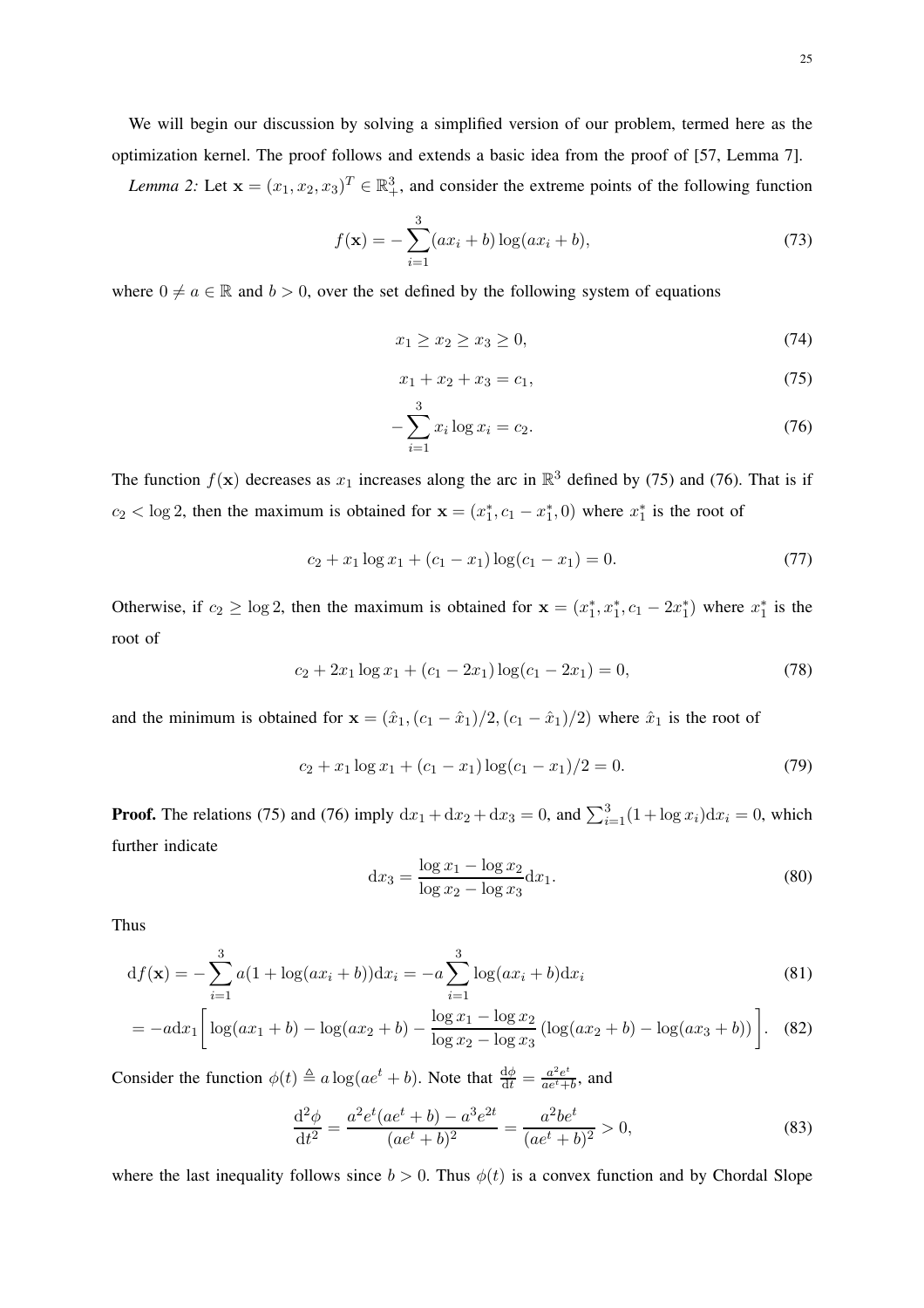We will begin our discussion by solving a simplified version of our problem, termed here as the optimization kernel. The proof follows and extends a basic idea from the proof of [57, Lemma 7].

*Lemma 2:* Let $\mathbf{x} = (x_1, x_2, x_3)^T \in \mathbb{R}_+^3$, and consider the extreme points of the following function

$$f(\mathbf{x}) = -\sum_{i=1}^{3} (ax_i + b) \log(ax_i + b), \tag{73}$$

where $0 \neq a \in \mathbb{R}$ and $b > 0$, over the set defined by the following system of equations

$$x_1 \geq x_2 \geq x_3 \geq 0, \tag{74}$$

$$x_1 + x_2 + x_3 = c_1, \tag{75}$$

$$-\sum_{i=1}^{3} x_i \log x_i = c_2. \tag{76}$$

The function $f(\mathbf{x})$ decreases as $x_1$ increases along the arc in $\mathbb{R}^3$ defined by (75) and (76). That is if $c_2 < \log 2$, then the maximum is obtained for $\mathbf{x} = (x_1^*, c_1 - x_1^*, 0)$ where $x_1^*$ is the root of

$$c_2 + x_1 \log x_1 + (c_1 - x_1) \log(c_1 - x_1) = 0. \tag{77}$$

Otherwise, if $c_2 \geq \log 2$, then the maximum is obtained for $\mathbf{x} = (x_1^*, x_1^*, c_1 - 2x_1^*)$ where $x_1^*$ is the root of

$$c_2 + 2x_1 \log x_1 + (c_1 - 2x_1) \log(c_1 - 2x_1) = 0, \tag{78}$$

and the minimum is obtained for $\mathbf{x} = (\hat{x}_1, (c_1 - \hat{x}_1)/2, (c_1 - \hat{x}_1)/2)$ where $\hat{x}_1$ is the root of

$$c_2 + x_1 \log x_1 + (c_1 - x_1) \log(c_1 - x_1)/2 = 0. \tag{79}$$

**Proof.** The relations (75) and (76) imply $\mathrm{d}x_1 + \mathrm{d}x_2 + \mathrm{d}x_3 = 0$, and $\sum_{i=1}^{3}(1 + \log x_i)\mathrm{d}x_i = 0$, which further indicate

$$\mathrm{d}x_3 = \frac{\log x_1 - \log x_2}{\log x_2 - \log x_3} \mathrm{d}x_1. \tag{80}$$

Thus

$$\mathrm{d}f(\mathbf{x}) = -\sum_{i=1}^{3} a(1 + \log(ax_i + b))\mathrm{d}x_i = -a \sum_{i=1}^{3} \log(ax_i + b)\mathrm{d}x_i \tag{81}$$

$$= -a\mathrm{d}x_1 \bigg[ \log(ax_1 + b) - \log(ax_2 + b) - \frac{\log x_1 - \log x_2}{\log x_2 - \log x_3} \left(\log(ax_2 + b) - \log(ax_3 + b)\right) \bigg]. \tag{82}$$

Consider the function $\phi(t) \triangleq a \log(ae^t + b)$. Note that $\frac{\mathrm{d}\phi}{\mathrm{d}t} = \frac{a^2 e^t}{ae^t + b}$, and

$$\frac{\mathrm{d}^2\phi}{\mathrm{d}t^2} = \frac{a^2 e^t(ae^t + b) - a^3 e^{2t}}{(ae^t + b)^2} = \frac{a^2 b e^t}{(ae^t + b)^2} > 0, \tag{83}$$

where the last inequality follows since $b > 0$. Thus $\phi(t)$ is a convex function and by Chordal Slope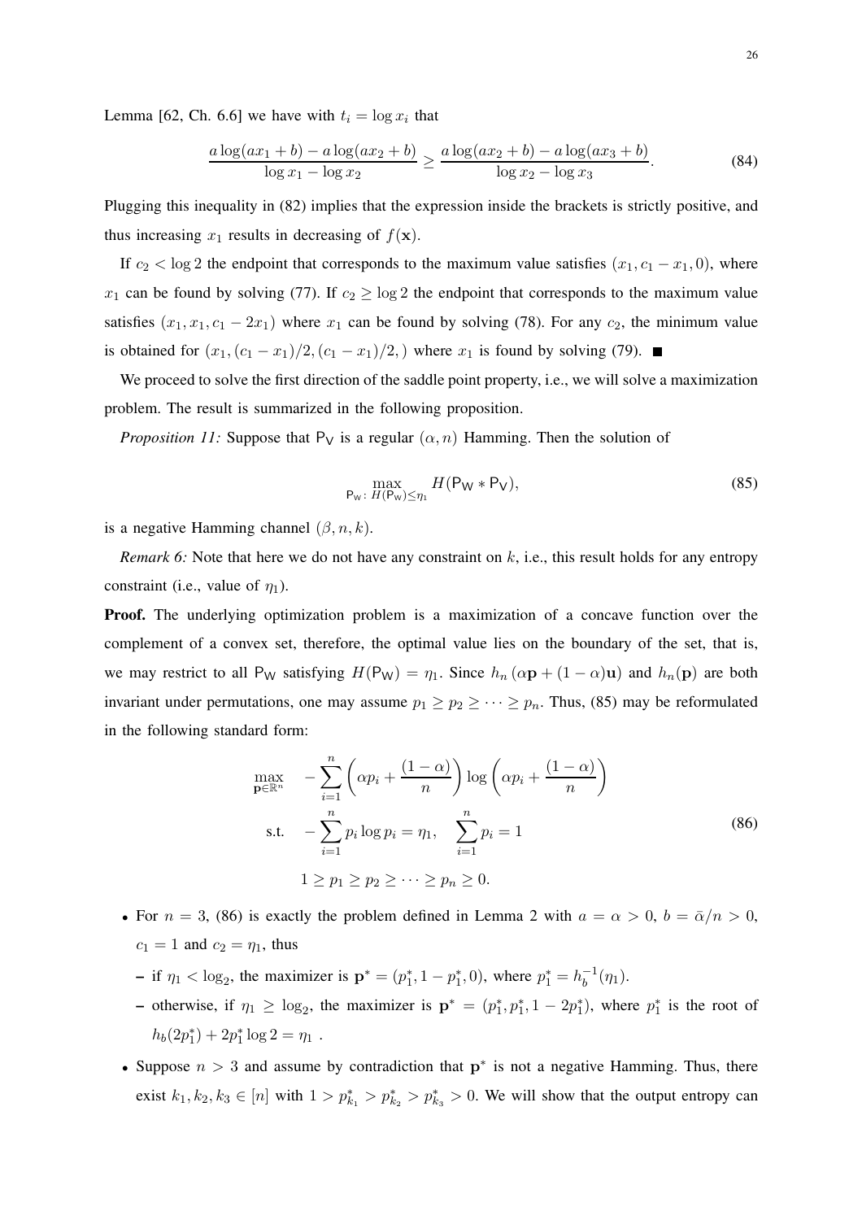Lemma [62, Ch. 6.6] we have with $t_i = \log x_i$ that

$$\frac{a\log(ax_1+b) - a\log(ax_2+b)}{\log x_1 - \log x_2} \geq \frac{a\log(ax_2+b) - a\log(ax_3+b)}{\log x_2 - \log x_3}. \tag{84}$$

Plugging this inequality in (82) implies that the expression inside the brackets is strictly positive, and thus increasing $x_1$ results in decreasing of $f(\mathbf{x})$.

If $c_2 < \log 2$ the endpoint that corresponds to the maximum value satisfies $(x_1, c_1 - x_1, 0)$, where $x_1$ can be found by solving (77). If $c_2 \geq \log 2$ the endpoint that corresponds to the maximum value satisfies $(x_1, x_1, c_1 - 2x_1)$ where $x_1$ can be found by solving (78). For any $c_2$, the minimum value is obtained for $(x_1, (c_1 - x_1)/2, (c_1 - x_1)/2, )$ where $x_1$ is found by solving (79). ■

We proceed to solve the first direction of the saddle point property, i.e., we will solve a maximization problem. The result is summarized in the following proposition.

*Proposition 11:* Suppose that $\mathsf{P}_\mathsf{V}$ is a regular $(\alpha, n)$ Hamming. Then the solution of

$$\max_{\mathsf{P}_\mathsf{W}:\, H(\mathsf{P}_\mathsf{W}) \leq \eta_1} H(\mathsf{P}_\mathsf{W} * \mathsf{P}_\mathsf{V}), \tag{85}$$

is a negative Hamming channel $(\beta, n, k)$.

*Remark 6:* Note that here we do not have any constraint on $k$, i.e., this result holds for any entropy constraint (i.e., value of $\eta_1$).

**Proof.** The underlying optimization problem is a maximization of a concave function over the complement of a convex set, therefore, the optimal value lies on the boundary of the set, that is, we may restrict to all $\mathsf{P}_\mathsf{W}$ satisfying $H(\mathsf{P}_\mathsf{W}) = \eta_1$. Since $h_n(\alpha\mathbf{p} + (1-\alpha)\mathbf{u})$ and $h_n(\mathbf{p})$ are both invariant under permutations, one may assume $p_1 \geq p_2 \geq \cdots \geq p_n$. Thus, (85) may be reformulated in the following standard form:

$$\begin{aligned}
\max_{\mathbf{p}\in\mathbb{R}^n} \quad & -\sum_{i=1}^{n}\left(\alpha p_i + \frac{(1-\alpha)}{n}\right)\log\left(\alpha p_i + \frac{(1-\alpha)}{n}\right) \\
\text{s.t.} \quad & -\sum_{i=1}^{n} p_i \log p_i = \eta_1, \quad \sum_{i=1}^{n} p_i = 1 \\
& 1 \geq p_1 \geq p_2 \geq \cdots \geq p_n \geq 0.
\end{aligned} \tag{86}$$

- For $n = 3$, (86) is exactly the problem defined in Lemma 2 with $a = \alpha > 0$, $b = \bar{\alpha}/n > 0$, $c_1 = 1$ and $c_2 = \eta_1$, thus
  - if $\eta_1 < \log_2$, the maximizer is $\mathbf{p}^* = (p_1^*, 1 - p_1^*, 0)$, where $p_1^* = h_b^{-1}(\eta_1)$.
  - otherwise, if $\eta_1 \geq \log_2$, the maximizer is $\mathbf{p}^* = (p_1^*, p_1^*, 1 - 2p_1^*)$, where $p_1^*$ is the root of $h_b(2p_1^*) + 2p_1^* \log 2 = \eta_1$ .
- Suppose $n > 3$ and assume by contradiction that $\mathbf{p}^*$ is not a negative Hamming. Thus, there exist $k_1, k_2, k_3 \in [n]$ with $1 > p_{k_1}^* > p_{k_2}^* > p_{k_3}^* > 0$. We will show that the output entropy can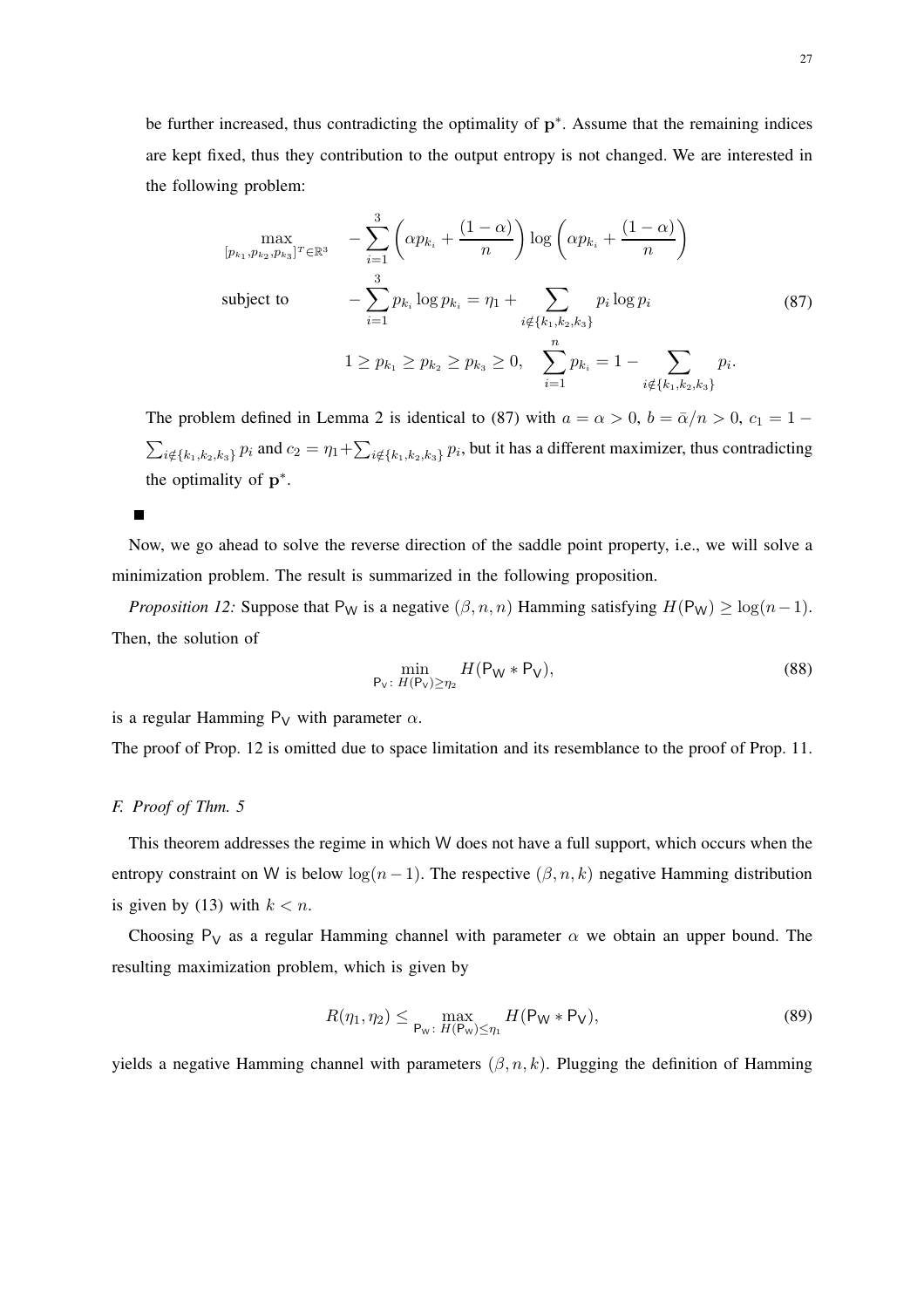be further increased, thus contradicting the optimality of $\mathbf{p}^*$. Assume that the remaining indices are kept fixed, thus they contribution to the output entropy is not changed. We are interested in the following problem:

$$
\begin{aligned}
\max_{[p_{k_1},p_{k_2},p_{k_3}]^T\in\mathbb{R}^3} \quad & -\sum_{i=1}^{3}\left(\alpha p_{k_i}+\frac{(1-\alpha)}{n}\right)\log\left(\alpha p_{k_i}+\frac{(1-\alpha)}{n}\right) \\
\text{subject to} \quad & -\sum_{i=1}^{3} p_{k_i}\log p_{k_i} = \eta_1 + \sum_{i\notin\{k_1,k_2,k_3\}} p_i \log p_i \\
& 1\geq p_{k_1}\geq p_{k_2}\geq p_{k_3}\geq 0, \quad \sum_{i=1}^{n} p_{k_i} = 1-\sum_{i\notin\{k_1,k_2,k_3\}} p_i.
\end{aligned}
\tag{87}
$$

The problem defined in Lemma 2 is identical to (87) with $a=\alpha>0$, $b=\bar{\alpha}/n>0$, $c_1 = 1-\sum_{i\notin\{k_1,k_2,k_3\}} p_i$ and $c_2 = \eta_1+\sum_{i\notin\{k_1,k_2,k_3\}} p_i$, but it has a different maximizer, thus contradicting the optimality of $\mathbf{p}^*$.

■

Now, we go ahead to solve the reverse direction of the saddle point property, i.e., we will solve a minimization problem. The result is summarized in the following proposition.

*Proposition 12:* Suppose that $\mathsf{P}_\mathsf{W}$ is a negative $(\beta,n,n)$ Hamming satisfying $H(\mathsf{P}_\mathsf{W})\geq\log(n-1)$. Then, the solution of

$$
\min_{\mathsf{P}_\mathsf{V}:\, H(\mathsf{P}_\mathsf{V})\geq\eta_2} H(\mathsf{P}_\mathsf{W} * \mathsf{P}_\mathsf{V}),
\tag{88}
$$

is a regular Hamming $\mathsf{P}_\mathsf{V}$ with parameter $\alpha$.

The proof of Prop. 12 is omitted due to space limitation and its resemblance to the proof of Prop. 11.

### F. Proof of Thm. 5

This theorem addresses the regime in which $\mathsf{W}$ does not have a full support, which occurs when the entropy constraint on $\mathsf{W}$ is below $\log(n-1)$. The respective $(\beta,n,k)$ negative Hamming distribution is given by (13) with $k<n$.

Choosing $\mathsf{P}_\mathsf{V}$ as a regular Hamming channel with parameter $\alpha$ we obtain an upper bound. The resulting maximization problem, which is given by

$$
R(\eta_1,\eta_2) \leq \max_{\mathsf{P}_\mathsf{W}:\, H(\mathsf{P}_\mathsf{W})\leq\eta_1} H(\mathsf{P}_\mathsf{W} * \mathsf{P}_\mathsf{V}),
\tag{89}
$$

yields a negative Hamming channel with parameters $(\beta,n,k)$. Plugging the definition of Hamming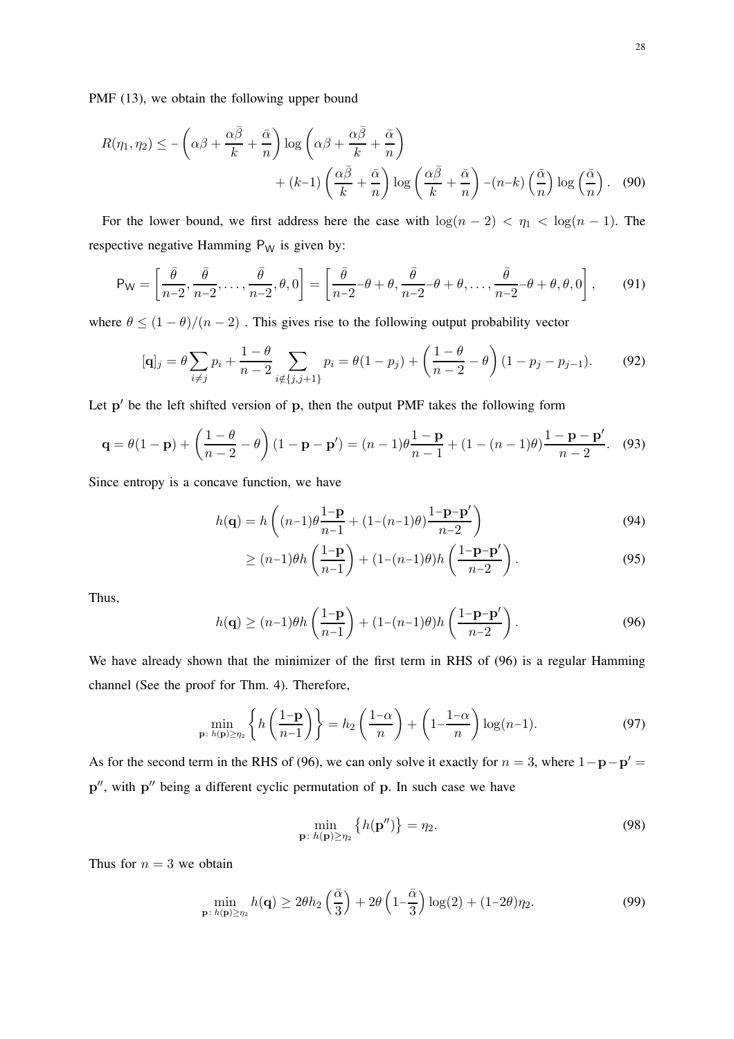PMF (13), we obtain the following upper bound

$$R(\eta_1, \eta_2) \leq -\left(\alpha\beta + \frac{\alpha\bar{\beta}}{k} + \frac{\bar{\alpha}}{n}\right)\log\left(\alpha\beta + \frac{\alpha\bar{\beta}}{k} + \frac{\bar{\alpha}}{n}\right) + (k-1)\left(\frac{\alpha\bar{\beta}}{k} + \frac{\bar{\alpha}}{n}\right)\log\left(\frac{\alpha\bar{\beta}}{k} + \frac{\bar{\alpha}}{n}\right) - (n-k)\left(\frac{\bar{\alpha}}{n}\right)\log\left(\frac{\bar{\alpha}}{n}\right). \quad (90)$$

For the lower bound, we first address here the case with $\log(n-2) < \eta_1 < \log(n-1)$. The respective negative Hamming $\mathsf{P}_\mathsf{W}$ is given by:

$$\mathsf{P}_\mathsf{W} = \left[\frac{\bar{\theta}}{n-2}, \frac{\bar{\theta}}{n-2}, \ldots, \frac{\bar{\theta}}{n-2}, \theta, 0\right] = \left[\frac{\bar{\theta}}{n-2} - \theta + \theta, \frac{\bar{\theta}}{n-2} - \theta + \theta, \ldots, \frac{\bar{\theta}}{n-2} - \theta + \theta, \theta, 0\right], \quad (91)$$

where $\theta \leq (1-\theta)/(n-2)$ . This gives rise to the following output probability vector

$$[\mathbf{q}]_j = \theta \sum_{i \neq j} p_i + \frac{1-\theta}{n-2} \sum_{i \notin \{j, j+1\}} p_i = \theta(1-p_j) + \left(\frac{1-\theta}{n-2} - \theta\right)(1 - p_j - p_{j-1}). \quad (92)$$

Let $\mathbf{p}'$ be the left shifted version of $\mathbf{p}$, then the output PMF takes the following form

$$\mathbf{q} = \theta(1-\mathbf{p}) + \left(\frac{1-\theta}{n-2} - \theta\right)(1 - \mathbf{p} - \mathbf{p}') = (n-1)\theta \frac{1-\mathbf{p}}{n-1} + (1-(n-1)\theta)\frac{1-\mathbf{p}-\mathbf{p}'}{n-2}. \quad (93)$$

Since entropy is a concave function, we have

$$h(\mathbf{q}) = h\left((n-1)\theta\frac{1-\mathbf{p}}{n-1} + (1-(n-1)\theta)\frac{1-\mathbf{p}-\mathbf{p}'}{n-2}\right) \quad (94)$$

$$\geq (n-1)\theta h\left(\frac{1-\mathbf{p}}{n-1}\right) + (1-(n-1)\theta) h\left(\frac{1-\mathbf{p}-\mathbf{p}'}{n-2}\right). \quad (95)$$

Thus,

$$h(\mathbf{q}) \geq (n-1)\theta h\left(\frac{1-\mathbf{p}}{n-1}\right) + (1-(n-1)\theta) h\left(\frac{1-\mathbf{p}-\mathbf{p}'}{n-2}\right). \quad (96)$$

We have already shown that the minimizer of the first term in RHS of (96) is a regular Hamming channel (See the proof for Thm. 4). Therefore,

$$\min_{\mathbf{p}:\, h(\mathbf{p}) \geq \eta_2} \left\{ h\left(\frac{1-\mathbf{p}}{n-1}\right)\right\} = h_2\left(\frac{1-\alpha}{n}\right) + \left(1 - \frac{1-\alpha}{n}\right)\log(n-1). \quad (97)$$

As for the second term in the RHS of (96), we can only solve it exactly for $n = 3$, where $1 - \mathbf{p} - \mathbf{p}' = \mathbf{p}''$, with $\mathbf{p}''$ being a different cyclic permutation of $\mathbf{p}$. In such case we have

$$\min_{\mathbf{p}:\, h(\mathbf{p}) \geq \eta_2} \left\{ h(\mathbf{p}'')\right\} = \eta_2. \quad (98)$$

Thus for $n = 3$ we obtain

$$\min_{\mathbf{p}:\, h(\mathbf{p}) \geq \eta_2} h(\mathbf{q}) \geq 2\theta h_2\left(\frac{\bar{\alpha}}{3}\right) + 2\theta\left(1 - \frac{\bar{\alpha}}{3}\right)\log(2) + (1-2\theta)\eta_2. \quad (99)$$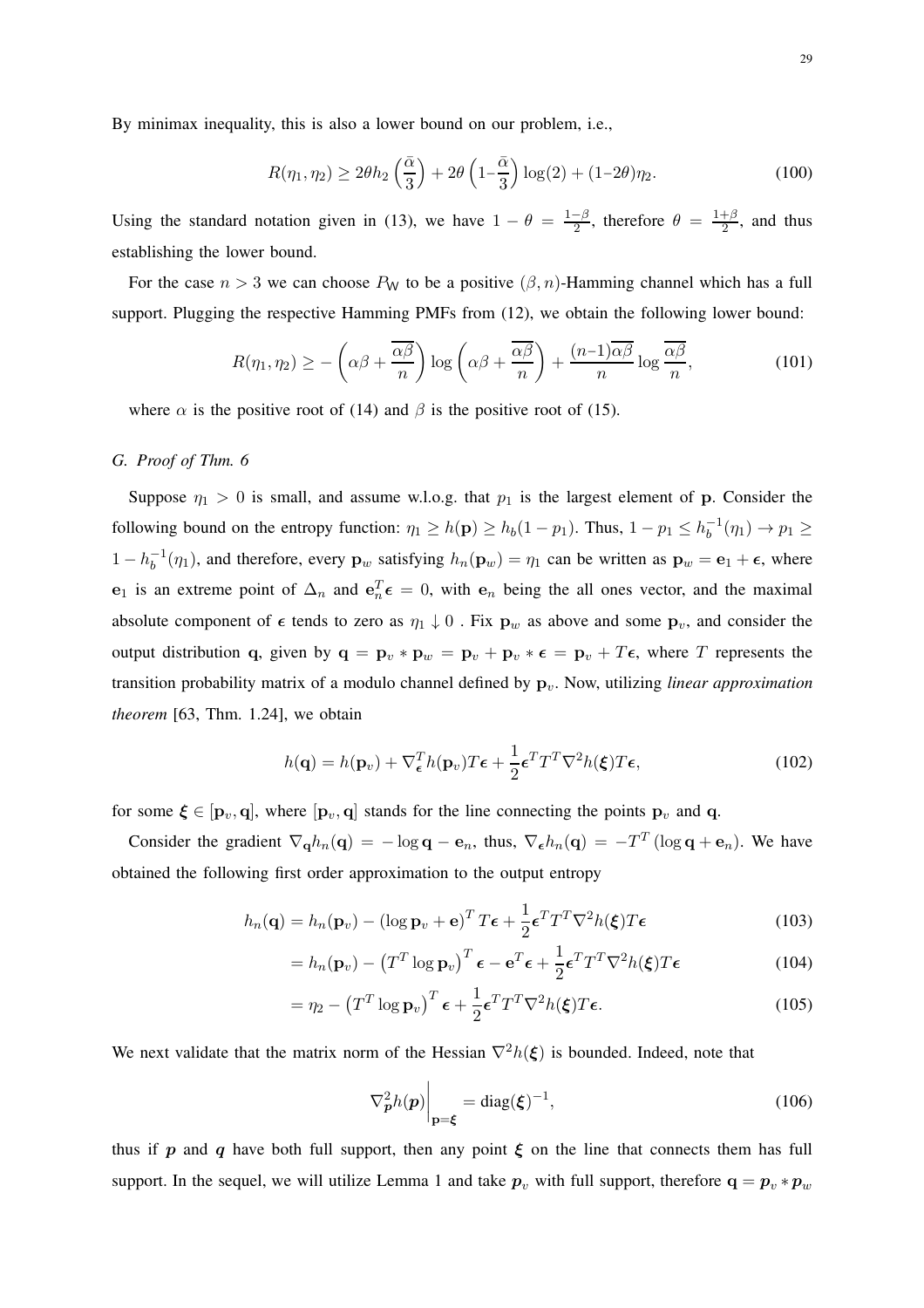By minimax inequality, this is also a lower bound on our problem, i.e.,

$$R(\eta_1, \eta_2) \geq 2\theta h_2\left(\frac{\bar{\alpha}}{3}\right) + 2\theta\left(1 - \frac{\bar{\alpha}}{3}\right)\log(2) + (1 - 2\theta)\eta_2. \tag{100}$$

Using the standard notation given in (13), we have $1 - \theta = \frac{1-\beta}{2}$, therefore $\theta = \frac{1+\beta}{2}$, and thus establishing the lower bound.

For the case $n > 3$ we can choose $P_{\mathsf{W}}$ to be a positive $(\beta, n)$-Hamming channel which has a full support. Plugging the respective Hamming PMFs from (12), we obtain the following lower bound:

$$R(\eta_1, \eta_2) \geq -\left(\alpha\beta + \frac{\overline{\alpha\beta}}{n}\right)\log\left(\alpha\beta + \frac{\overline{\alpha\beta}}{n}\right) + \frac{(n-1)\overline{\alpha\beta}}{n}\log\frac{\overline{\alpha\beta}}{n}, \tag{101}$$

where $\alpha$ is the positive root of (14) and $\beta$ is the positive root of (15).

### G. *Proof of Thm. 6*

Suppose $\eta_1 > 0$ is small, and assume w.l.o.g. that $p_1$ is the largest element of $\mathbf{p}$. Consider the following bound on the entropy function: $\eta_1 \geq h(\mathbf{p}) \geq h_b(1 - p_1)$. Thus, $1 - p_1 \leq h_b^{-1}(\eta_1) \to p_1 \geq 1 - h_b^{-1}(\eta_1)$, and therefore, every $\mathbf{p}_w$ satisfying $h_n(\mathbf{p}_w) = \eta_1$ can be written as $\mathbf{p}_w = \mathbf{e}_1 + \boldsymbol{\epsilon}$, where $\mathbf{e}_1$ is an extreme point of $\Delta_n$ and $\mathbf{e}_n^T\boldsymbol{\epsilon} = 0$, with $\mathbf{e}_n$ being the all ones vector, and the maximal absolute component of $\boldsymbol{\epsilon}$ tends to zero as $\eta_1 \downarrow 0$ . Fix $\mathbf{p}_w$ as above and some $\mathbf{p}_v$, and consider the output distribution $\mathbf{q}$, given by $\mathbf{q} = \mathbf{p}_v * \mathbf{p}_w = \mathbf{p}_v + \mathbf{p}_v * \boldsymbol{\epsilon} = \mathbf{p}_v + T\boldsymbol{\epsilon}$, where $T$ represents the transition probability matrix of a modulo channel defined by $\mathbf{p}_v$. Now, utilizing *linear approximation theorem* [63, Thm. 1.24], we obtain

$$h(\mathbf{q}) = h(\mathbf{p}_v) + \nabla_{\boldsymbol{\epsilon}}^T h(\mathbf{p}_v)T\boldsymbol{\epsilon} + \frac{1}{2}\boldsymbol{\epsilon}^T T^T \nabla^2 h(\boldsymbol{\xi})T\boldsymbol{\epsilon}, \tag{102}$$

for some $\boldsymbol{\xi} \in [\mathbf{p}_v, \mathbf{q}]$, where $[\mathbf{p}_v, \mathbf{q}]$ stands for the line connecting the points $\mathbf{p}_v$ and $\mathbf{q}$.

Consider the gradient $\nabla_{\mathbf{q}} h_n(\mathbf{q}) = -\log\mathbf{q} - \mathbf{e}_n$, thus, $\nabla_{\boldsymbol{\epsilon}} h_n(\mathbf{q}) = -T^T(\log\mathbf{q} + \mathbf{e}_n)$. We have obtained the following first order approximation to the output entropy

$$h_n(\mathbf{q}) = h_n(\mathbf{p}_v) - (\log\mathbf{p}_v + \mathbf{e})^T T\boldsymbol{\epsilon} + \frac{1}{2}\boldsymbol{\epsilon}^T T^T \nabla^2 h(\boldsymbol{\xi})T\boldsymbol{\epsilon} \tag{103}$$

$$= h_n(\mathbf{p}_v) - \left(T^T\log\mathbf{p}_v\right)^T\boldsymbol{\epsilon} - \mathbf{e}^T\boldsymbol{\epsilon} + \frac{1}{2}\boldsymbol{\epsilon}^T T^T \nabla^2 h(\boldsymbol{\xi})T\boldsymbol{\epsilon} \tag{104}$$

$$= \eta_2 - \left(T^T\log\mathbf{p}_v\right)^T\boldsymbol{\epsilon} + \frac{1}{2}\boldsymbol{\epsilon}^T T^T \nabla^2 h(\boldsymbol{\xi})T\boldsymbol{\epsilon}. \tag{105}$$

We next validate that the matrix norm of the Hessian $\nabla^2 h(\boldsymbol{\xi})$ is bounded. Indeed, note that

$$\nabla_{\boldsymbol{p}}^2 h(\boldsymbol{p})\bigg|_{\mathbf{p}=\boldsymbol{\xi}} = \mathrm{diag}(\boldsymbol{\xi})^{-1}, \tag{106}$$

thus if $\boldsymbol{p}$ and $\boldsymbol{q}$ have both full support, then any point $\boldsymbol{\xi}$ on the line that connects them has full support. In the sequel, we will utilize Lemma 1 and take $\boldsymbol{p}_v$ with full support, therefore $\mathbf{q} = \boldsymbol{p}_v * \boldsymbol{p}_w$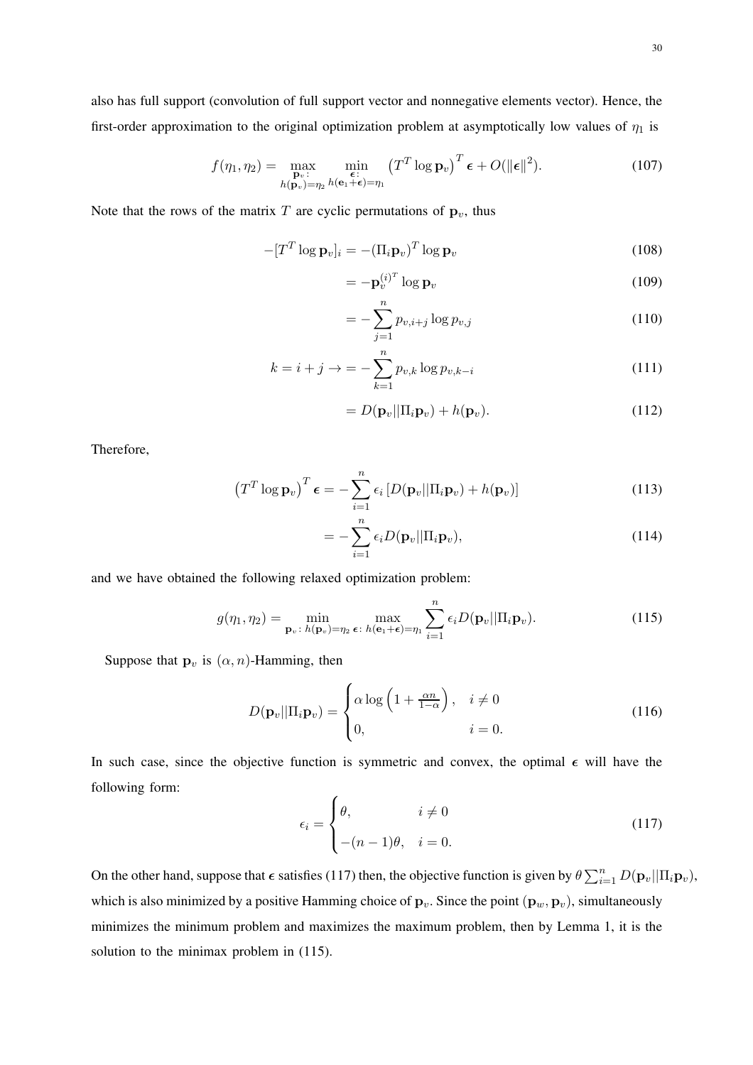also has full support (convolution of full support vector and nonnegative elements vector). Hence, the first-order approximation to the original optimization problem at asymptotically low values of $\eta_1$ is

$$f(\eta_1, \eta_2) = \max_{\substack{\mathbf{p}_v: \\ h(\mathbf{p}_v)=\eta_2}} \min_{\substack{\boldsymbol{\epsilon}: \\ h(\mathbf{e}_1+\boldsymbol{\epsilon})=\eta_1}} \left(T^T \log \mathbf{p}_v\right)^T \boldsymbol{\epsilon} + O(\|\boldsymbol{\epsilon}\|^2). \tag{107}$$

Note that the rows of the matrix $T$ are cyclic permutations of $\mathbf{p}_v$, thus

$$-[T^T \log \mathbf{p}_v]_i = -(\Pi_i \mathbf{p}_v)^T \log \mathbf{p}_v \tag{108}$$

$$= -\mathbf{p}_v^{(i)^T} \log \mathbf{p}_v \tag{109}$$

$$= -\sum_{j=1}^{n} p_{v,i+j} \log p_{v,j} \tag{110}$$

$$k = i + j \rightarrow = -\sum_{k=1}^{n} p_{v,k} \log p_{v,k-i} \tag{111}$$

$$= D(\mathbf{p}_v || \Pi_i \mathbf{p}_v) + h(\mathbf{p}_v). \tag{112}$$

Therefore,

$$\left(T^T \log \mathbf{p}_v\right)^T \boldsymbol{\epsilon} = -\sum_{i=1}^{n} \epsilon_i \left[D(\mathbf{p}_v || \Pi_i \mathbf{p}_v) + h(\mathbf{p}_v)\right] \tag{113}$$

$$= -\sum_{i=1}^{n} \epsilon_i D(\mathbf{p}_v || \Pi_i \mathbf{p}_v), \tag{114}$$

and we have obtained the following relaxed optimization problem:

$$g(\eta_1, \eta_2) = \min_{\mathbf{p}_v:\, h(\mathbf{p}_v)=\eta_2} \max_{\boldsymbol{\epsilon}:\, h(\mathbf{e}_1+\boldsymbol{\epsilon})=\eta_1} \sum_{i=1}^{n} \epsilon_i D(\mathbf{p}_v || \Pi_i \mathbf{p}_v). \tag{115}$$

Suppose that $\mathbf{p}_v$ is $(\alpha, n)$-Hamming, then

$$D(\mathbf{p}_v || \Pi_i \mathbf{p}_v) = \begin{cases} \alpha \log\left(1 + \frac{\alpha n}{1-\alpha}\right), & i \neq 0 \\ 0, & i = 0. \end{cases} \tag{116}$$

In such case, since the objective function is symmetric and convex, the optimal $\boldsymbol{\epsilon}$ will have the following form:

$$\epsilon_i = \begin{cases} \theta, & i \neq 0 \\ -(n-1)\theta, & i = 0. \end{cases} \tag{117}$$

On the other hand, suppose that $\boldsymbol{\epsilon}$ satisfies (117) then, the objective function is given by $\theta \sum_{i=1}^{n} D(\mathbf{p}_v || \Pi_i \mathbf{p}_v)$, which is also minimized by a positive Hamming choice of $\mathbf{p}_v$. Since the point $(\mathbf{p}_w, \mathbf{p}_v)$, simultaneously minimizes the minimum problem and maximizes the maximum problem, then by Lemma 1, it is the solution to the minimax problem in (115).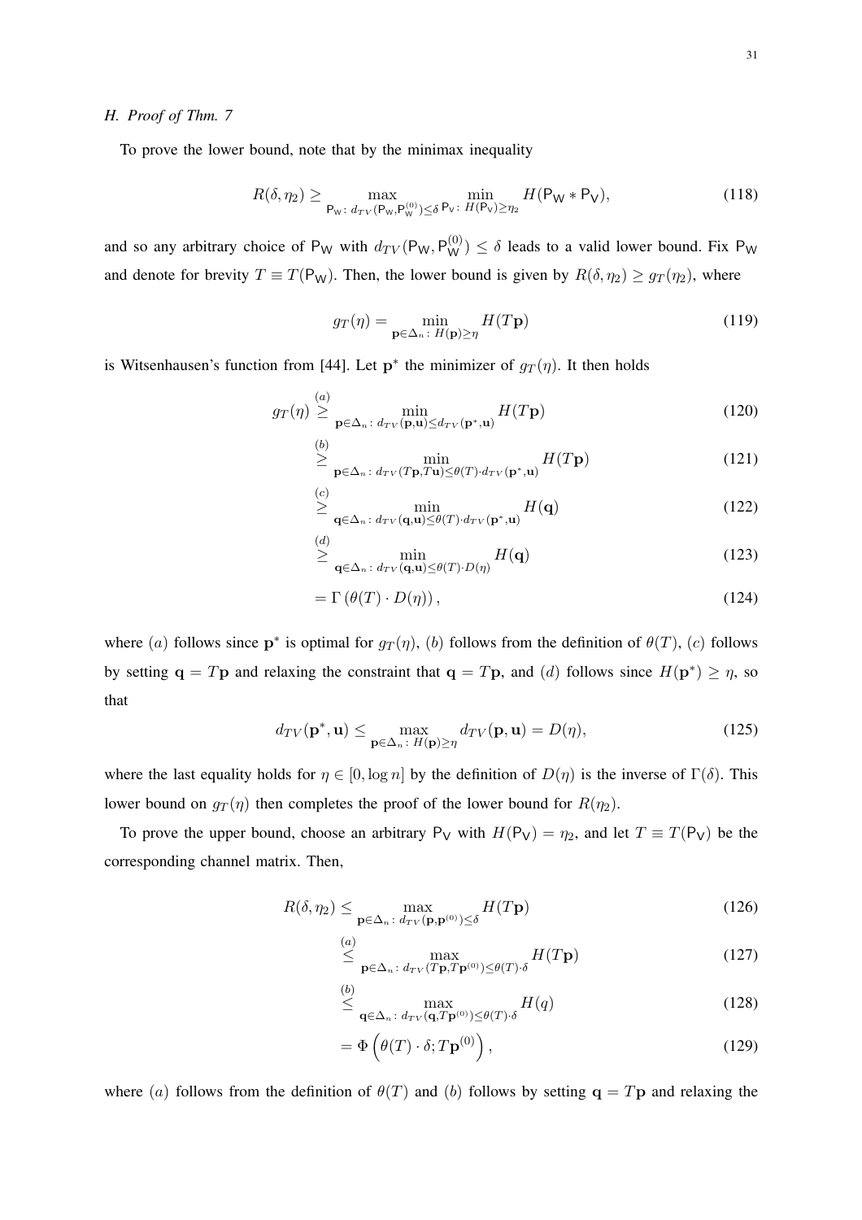### H. Proof of Thm. 7

To prove the lower bound, note that by the minimax inequality

$$R(\delta, \eta_2) \geq \max_{\mathsf{P_W}\colon d_{TV}(\mathsf{P_W}, \mathsf{P_W}^{(0)}) \leq \delta} \; \min_{\mathsf{P_V}\colon H(\mathsf{P_V}) \geq \eta_2} H(\mathsf{P_W} * \mathsf{P_V}), \tag{118}$$

and so any arbitrary choice of $\mathsf{P_W}$ with $d_{TV}(\mathsf{P_W}, \mathsf{P_W}^{(0)}) \leq \delta$ leads to a valid lower bound. Fix $\mathsf{P_W}$ and denote for brevity $T \equiv T(\mathsf{P_W})$. Then, the lower bound is given by $R(\delta, \eta_2) \geq g_T(\eta_2)$, where

$$g_T(\eta) = \min_{\mathbf{p} \in \Delta_n \colon H(\mathbf{p}) \geq \eta} H(T\mathbf{p}) \tag{119}$$

is Witsenhausen's function from [44]. Let $\mathbf{p}^*$ the minimizer of $g_T(\eta)$. It then holds

$$g_T(\eta) \overset{(a)}{\geq} \min_{\mathbf{p} \in \Delta_n \colon d_{TV}(\mathbf{p}, \mathbf{u}) \leq d_{TV}(\mathbf{p}^*, \mathbf{u})} H(T\mathbf{p}) \tag{120}$$

$$\overset{(b)}{\geq} \min_{\mathbf{p} \in \Delta_n \colon d_{TV}(T\mathbf{p}, T\mathbf{u}) \leq \theta(T) \cdot d_{TV}(\mathbf{p}^*, \mathbf{u})} H(T\mathbf{p}) \tag{121}$$

$$\overset{(c)}{\geq} \min_{\mathbf{q} \in \Delta_n \colon d_{TV}(\mathbf{q}, \mathbf{u}) \leq \theta(T) \cdot d_{TV}(\mathbf{p}^*, \mathbf{u})} H(\mathbf{q}) \tag{122}$$

$$\overset{(d)}{\geq} \min_{\mathbf{q} \in \Delta_n \colon d_{TV}(\mathbf{q}, \mathbf{u}) \leq \theta(T) \cdot D(\eta)} H(\mathbf{q}) \tag{123}$$

$$= \Gamma\left(\theta(T) \cdot D(\eta)\right), \tag{124}$$

where $(a)$ follows since $\mathbf{p}^*$ is optimal for $g_T(\eta)$, $(b)$ follows from the definition of $\theta(T)$, $(c)$ follows by setting $\mathbf{q} = T\mathbf{p}$ and relaxing the constraint that $\mathbf{q} = T\mathbf{p}$, and $(d)$ follows since $H(\mathbf{p}^*) \geq \eta$, so that

$$d_{TV}(\mathbf{p}^*, \mathbf{u}) \leq \max_{\mathbf{p} \in \Delta_n \colon H(\mathbf{p}) \geq \eta} d_{TV}(\mathbf{p}, \mathbf{u}) = D(\eta), \tag{125}$$

where the last equality holds for $\eta \in [0, \log n]$ by the definition of $D(\eta)$ is the inverse of $\Gamma(\delta)$. This lower bound on $g_T(\eta)$ then completes the proof of the lower bound for $R(\eta_2)$.

To prove the upper bound, choose an arbitrary $\mathsf{P_V}$ with $H(\mathsf{P_V}) = \eta_2$, and let $T \equiv T(\mathsf{P_V})$ be the corresponding channel matrix. Then,

$$R(\delta, \eta_2) \leq \max_{\mathbf{p} \in \Delta_n \colon d_{TV}(\mathbf{p}, \mathbf{p}^{(0)}) \leq \delta} H(T\mathbf{p}) \tag{126}$$

$$\overset{(a)}{\leq} \max_{\mathbf{p} \in \Delta_n \colon d_{TV}(T\mathbf{p}, T\mathbf{p}^{(0)}) \leq \theta(T) \cdot \delta} H(T\mathbf{p}) \tag{127}$$

$$\overset{(b)}{\leq} \max_{\mathbf{q} \in \Delta_n \colon d_{TV}(\mathbf{q}, T\mathbf{p}^{(0)}) \leq \theta(T) \cdot \delta} H(q) \tag{128}$$

$$= \Phi\left(\theta(T) \cdot \delta; T\mathbf{p}^{(0)}\right), \tag{129}$$

where $(a)$ follows from the definition of $\theta(T)$ and $(b)$ follows by setting $\mathbf{q} = T\mathbf{p}$ and relaxing the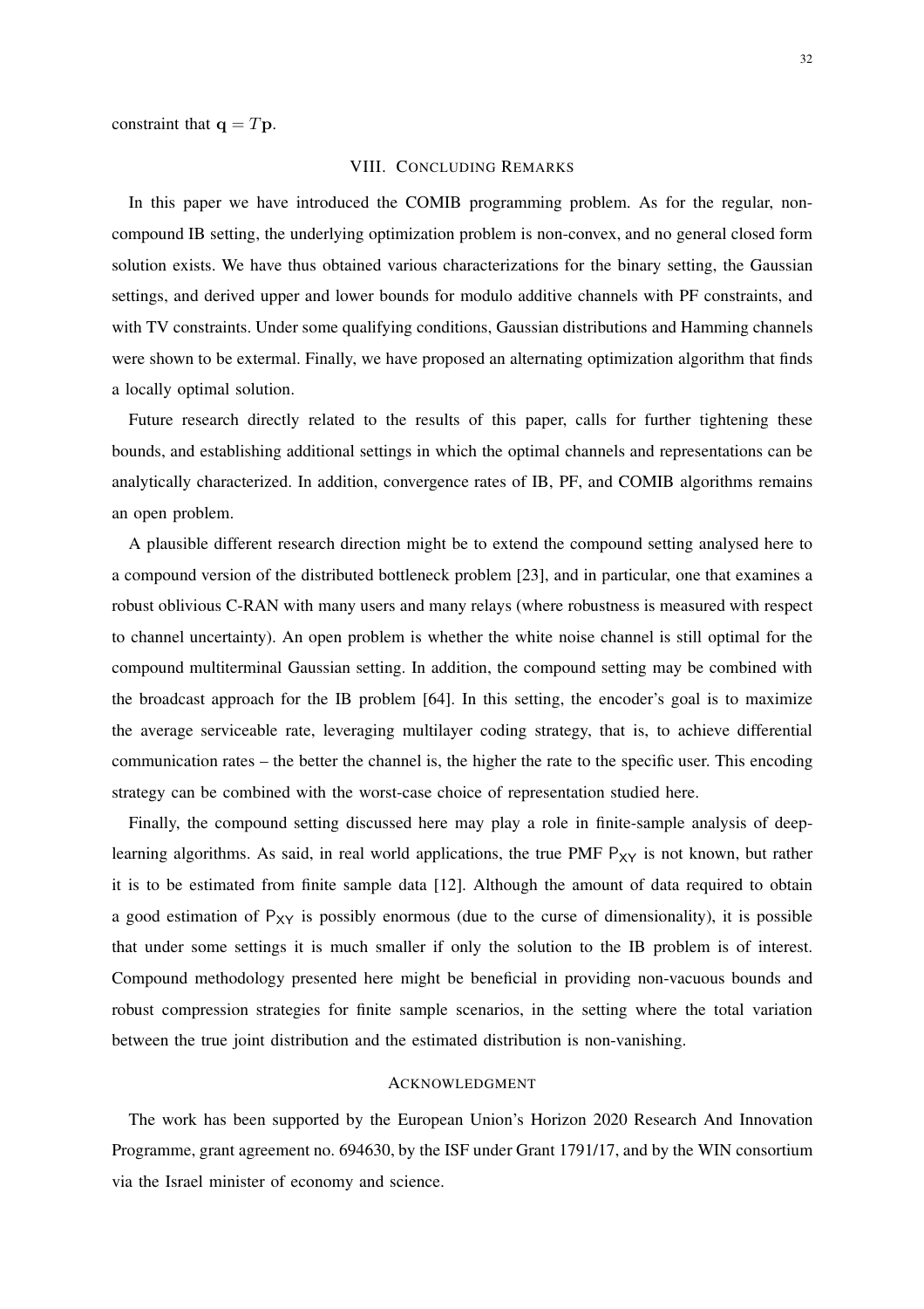constraint that $\mathbf{q} = T\mathbf{p}$.

## VIII. Concluding Remarks

In this paper we have introduced the COMIB programming problem. As for the regular, non-compound IB setting, the underlying optimization problem is non-convex, and no general closed form solution exists. We have thus obtained various characterizations for the binary setting, the Gaussian settings, and derived upper and lower bounds for modulo additive channels with PF constraints, and with TV constraints. Under some qualifying conditions, Gaussian distributions and Hamming channels were shown to be extermal. Finally, we have proposed an alternating optimization algorithm that finds a locally optimal solution.

Future research directly related to the results of this paper, calls for further tightening these bounds, and establishing additional settings in which the optimal channels and representations can be analytically characterized. In addition, convergence rates of IB, PF, and COMIB algorithms remains an open problem.

A plausible different research direction might be to extend the compound setting analysed here to a compound version of the distributed bottleneck problem [23], and in particular, one that examines a robust oblivious C-RAN with many users and many relays (where robustness is measured with respect to channel uncertainty). An open problem is whether the white noise channel is still optimal for the compound multiterminal Gaussian setting. In addition, the compound setting may be combined with the broadcast approach for the IB problem [64]. In this setting, the encoder's goal is to maximize the average serviceable rate, leveraging multilayer coding strategy, that is, to achieve differential communication rates – the better the channel is, the higher the rate to the specific user. This encoding strategy can be combined with the worst-case choice of representation studied here.

Finally, the compound setting discussed here may play a role in finite-sample analysis of deep-learning algorithms. As said, in real world applications, the true PMF $\mathsf{P}_{\mathsf{XY}}$ is not known, but rather it is to be estimated from finite sample data [12]. Although the amount of data required to obtain a good estimation of $\mathsf{P}_{\mathsf{XY}}$ is possibly enormous (due to the curse of dimensionality), it is possible that under some settings it is much smaller if only the solution to the IB problem is of interest. Compound methodology presented here might be beneficial in providing non-vacuous bounds and robust compression strategies for finite sample scenarios, in the setting where the total variation between the true joint distribution and the estimated distribution is non-vanishing.

## Acknowledgment

The work has been supported by the European Union's Horizon 2020 Research And Innovation Programme, grant agreement no. 694630, by the ISF under Grant 1791/17, and by the WIN consortium via the Israel minister of economy and science.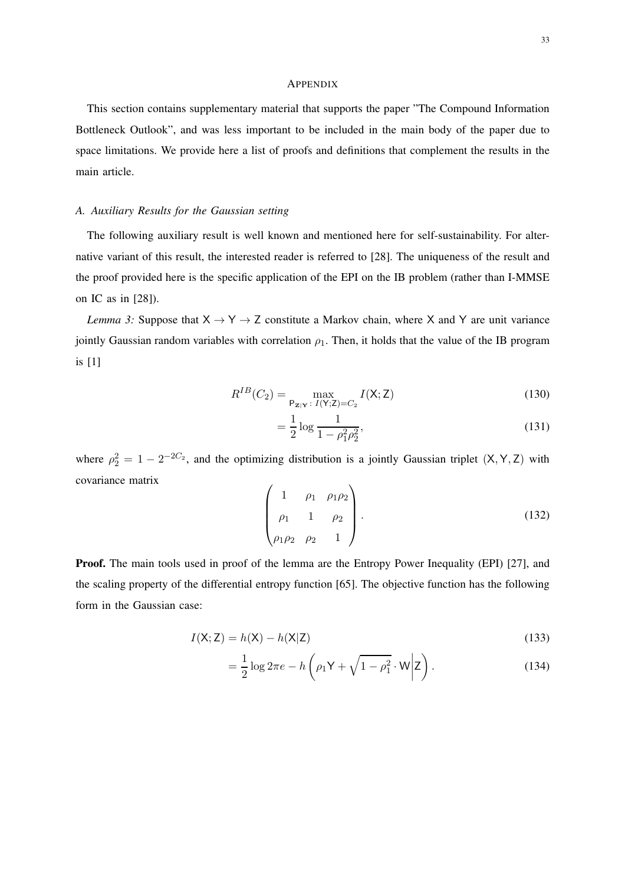## APPENDIX

This section contains supplementary material that supports the paper "The Compound Information Bottleneck Outlook", and was less important to be included in the main body of the paper due to space limitations. We provide here a list of proofs and definitions that complement the results in the main article.

### *A. Auxiliary Results for the Gaussian setting*

The following auxiliary result is well known and mentioned here for self-sustainability. For alternative variant of this result, the interested reader is referred to [28]. The uniqueness of the result and the proof provided here is the specific application of the EPI on the IB problem (rather than I-MMSE on IC as in [28]).

*Lemma 3:* Suppose that $\mathsf{X} \to \mathsf{Y} \to \mathsf{Z}$ constitute a Markov chain, where $\mathsf{X}$ and $\mathsf{Y}$ are unit variance jointly Gaussian random variables with correlation $\rho_1$. Then, it holds that the value of the IB program is [1]

$$R^{IB}(C_2) = \max_{\mathsf{P}_{\mathbf{Z}|\mathbf{Y}}\,:\, I(\mathsf{Y};\mathsf{Z})=C_2} I(\mathsf{X};\mathsf{Z}) \tag{130}$$

$$= \frac{1}{2}\log\frac{1}{1-\rho_1^2\rho_2^2}, \tag{131}$$

where $\rho_2^2 = 1 - 2^{-2C_2}$, and the optimizing distribution is a jointly Gaussian triplet $(\mathsf{X},\mathsf{Y},\mathsf{Z})$ with covariance matrix

$$\begin{pmatrix} 1 & \rho_1 & \rho_1\rho_2 \\ \rho_1 & 1 & \rho_2 \\ \rho_1\rho_2 & \rho_2 & 1 \end{pmatrix}. \tag{132}$$

**Proof.** The main tools used in proof of the lemma are the Entropy Power Inequality (EPI) [27], and the scaling property of the differential entropy function [65]. The objective function has the following form in the Gaussian case:

$$I(\mathsf{X};\mathsf{Z}) = h(\mathsf{X}) - h(\mathsf{X}|\mathsf{Z}) \tag{133}$$

$$= \frac{1}{2}\log 2\pi e - h\left(\rho_1\mathsf{Y} + \sqrt{1-\rho_1^2}\cdot\mathsf{W}\middle|\mathsf{Z}\right). \tag{134}$$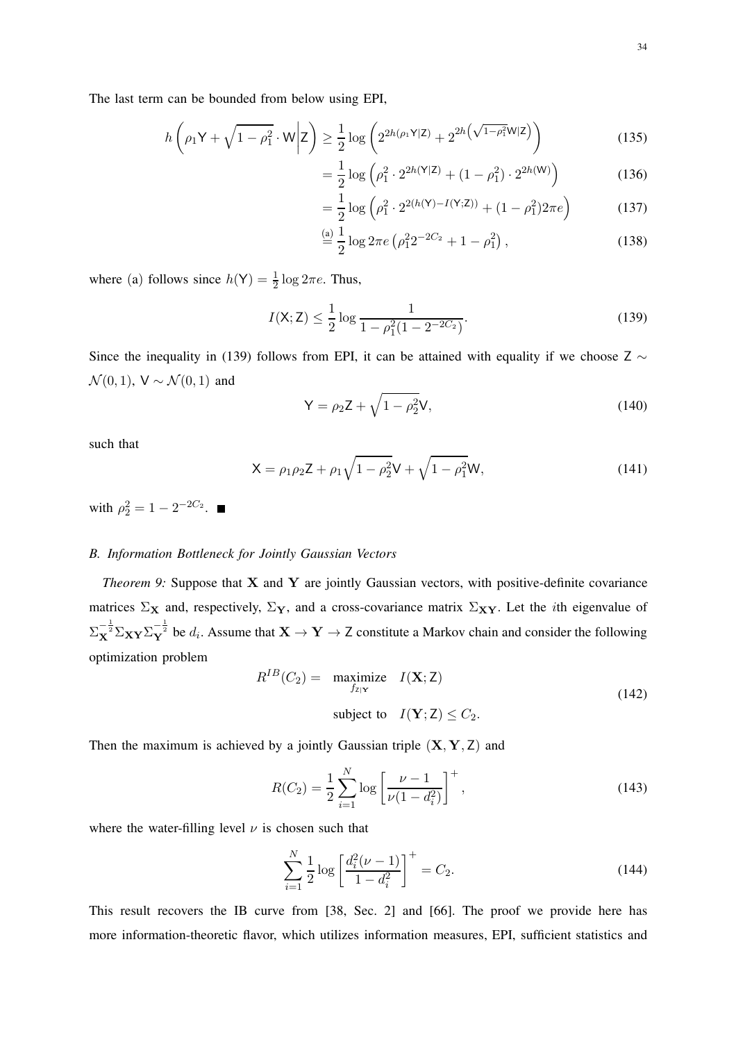The last term can be bounded from below using EPI,

$$h\left(\rho_1 \mathsf{Y} + \sqrt{1-\rho_1^2}\cdot \mathsf{W}\middle|\mathsf{Z}\right) \geq \frac{1}{2}\log\left(2^{2h(\rho_1 \mathsf{Y}|\mathsf{Z})} + 2^{2h\left(\sqrt{1-\rho_1^2}\mathsf{W}|\mathsf{Z}\right)}\right) \tag{135}$$

$$= \frac{1}{2}\log\left(\rho_1^2 \cdot 2^{2h(\mathsf{Y}|\mathsf{Z})} + (1-\rho_1^2)\cdot 2^{2h(\mathsf{W})}\right) \tag{136}$$

$$= \frac{1}{2}\log\left(\rho_1^2 \cdot 2^{2(h(\mathsf{Y})-I(\mathsf{Y};\mathsf{Z}))} + (1-\rho_1^2)2\pi e\right) \tag{137}$$

$$\overset{(a)}{=} \frac{1}{2}\log 2\pi e\left(\rho_1^2 2^{-2C_2} + 1 - \rho_1^2\right), \tag{138}$$

where (a) follows since $h(\mathsf{Y}) = \frac{1}{2}\log 2\pi e$. Thus,

$$I(\mathsf{X};\mathsf{Z}) \leq \frac{1}{2}\log\frac{1}{1-\rho_1^2(1-2^{-2C_2})}. \tag{139}$$

Since the inequality in (139) follows from EPI, it can be attained with equality if we choose $\mathsf{Z} \sim \mathcal{N}(0,1)$, $\mathsf{V} \sim \mathcal{N}(0,1)$ and

$$\mathsf{Y} = \rho_2 \mathsf{Z} + \sqrt{1-\rho_2^2}\mathsf{V}, \tag{140}$$

such that

$$\mathsf{X} = \rho_1\rho_2 \mathsf{Z} + \rho_1\sqrt{1-\rho_2^2}\mathsf{V} + \sqrt{1-\rho_1^2}\mathsf{W}, \tag{141}$$

with $\rho_2^2 = 1 - 2^{-2C_2}$. ■

### B. Information Bottleneck for Jointly Gaussian Vectors

*Theorem 9:* Suppose that $\mathbf{X}$ and $\mathbf{Y}$ are jointly Gaussian vectors, with positive-definite covariance matrices $\Sigma_{\mathbf{X}}$ and, respectively, $\Sigma_{\mathbf{Y}}$, and a cross-covariance matrix $\Sigma_{\mathbf{XY}}$. Let the $i$th eigenvalue of $\Sigma_{\mathbf{X}}^{-\frac{1}{2}}\Sigma_{\mathbf{XY}}\Sigma_{\mathbf{Y}}^{-\frac{1}{2}}$ be $d_i$. Assume that $\mathbf{X} \to \mathbf{Y} \to \mathsf{Z}$ constitute a Markov chain and consider the following optimization problem

$$\begin{aligned} R^{IB}(C_2) = \quad & \underset{f_{\mathsf{Z}|\mathbf{Y}}}{\text{maximize}} \quad I(\mathbf{X};\mathsf{Z}) \\ & \text{subject to} \quad I(\mathbf{Y};\mathsf{Z}) \leq C_2. \end{aligned} \tag{142}$$

Then the maximum is achieved by a jointly Gaussian triple $(\mathbf{X},\mathbf{Y},\mathsf{Z})$ and

$$R(C_2) = \frac{1}{2}\sum_{i=1}^{N}\log\left[\frac{\nu-1}{\nu(1-d_i^2)}\right]^+, \tag{143}$$

where the water-filling level $\nu$ is chosen such that

$$\sum_{i=1}^{N}\frac{1}{2}\log\left[\frac{d_i^2(\nu-1)}{1-d_i^2}\right]^+ = C_2. \tag{144}$$

This result recovers the IB curve from [38, Sec. 2] and [66]. The proof we provide here has more information-theoretic flavor, which utilizes information measures, EPI, sufficient statistics and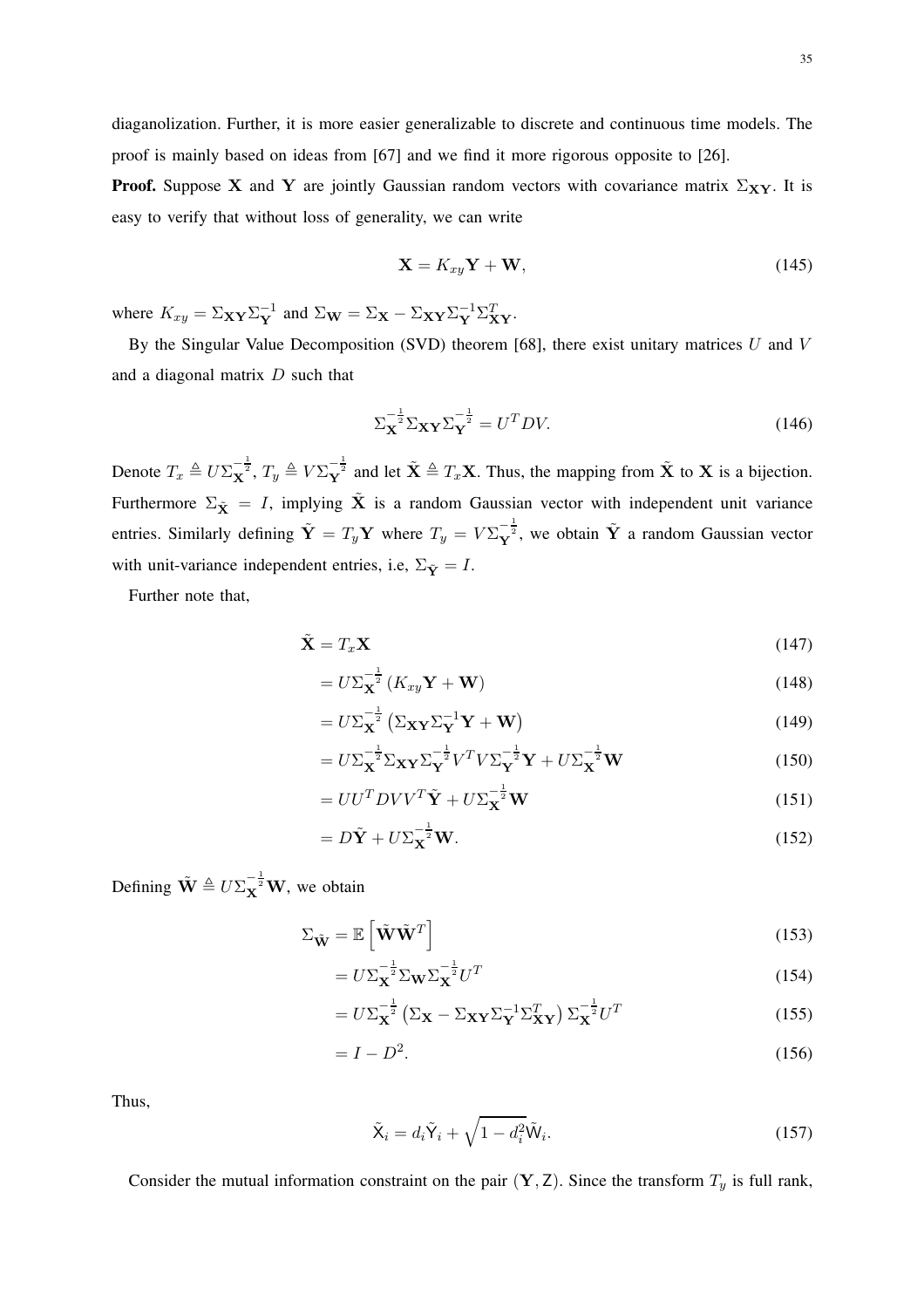diaganolization. Further, it is more easier generalizable to discrete and continuous time models. The proof is mainly based on ideas from [67] and we find it more rigorous opposite to [26].

**Proof.** Suppose $\mathbf{X}$ and $\mathbf{Y}$ are jointly Gaussian random vectors with covariance matrix $\Sigma_{\mathbf{XY}}$. It is easy to verify that without loss of generality, we can write

$$\mathbf{X} = K_{xy}\mathbf{Y} + \mathbf{W}, \tag{145}$$

where $K_{xy} = \Sigma_{\mathbf{XY}}\Sigma_{\mathbf{Y}}^{-1}$ and $\Sigma_{\mathbf{W}} = \Sigma_{\mathbf{X}} - \Sigma_{\mathbf{XY}}\Sigma_{\mathbf{Y}}^{-1}\Sigma_{\mathbf{XY}}^{T}$.

By the Singular Value Decomposition (SVD) theorem [68], there exist unitary matrices $U$ and $V$ and a diagonal matrix $D$ such that

$$\Sigma_{\mathbf{X}}^{-\frac{1}{2}}\Sigma_{\mathbf{XY}}\Sigma_{\mathbf{Y}}^{-\frac{1}{2}} = U^{T}DV. \tag{146}$$

Denote $T_x \triangleq U\Sigma_{\mathbf{X}}^{-\frac{1}{2}}$, $T_y \triangleq V\Sigma_{\mathbf{Y}}^{-\frac{1}{2}}$ and let $\tilde{\mathbf{X}} \triangleq T_x\mathbf{X}$. Thus, the mapping from $\tilde{\mathbf{X}}$ to $\mathbf{X}$ is a bijection. Furthermore $\Sigma_{\tilde{\mathbf{X}}} = I$, implying $\tilde{\mathbf{X}}$ is a random Gaussian vector with independent unit variance entries. Similarly defining $\tilde{\mathbf{Y}} = T_y\mathbf{Y}$ where $T_y = V\Sigma_{\mathbf{Y}}^{-\frac{1}{2}}$, we obtain $\tilde{\mathbf{Y}}$ a random Gaussian vector with unit-variance independent entries, i.e, $\Sigma_{\tilde{\mathbf{Y}}} = I$.

Further note that,

$$\tilde{\mathbf{X}} = T_x\mathbf{X} \tag{147}$$

$$= U\Sigma_{\mathbf{X}}^{-\frac{1}{2}}\left(K_{xy}\mathbf{Y} + \mathbf{W}\right) \tag{148}$$

$$= U\Sigma_{\mathbf{X}}^{-\frac{1}{2}}\left(\Sigma_{\mathbf{XY}}\Sigma_{\mathbf{Y}}^{-1}\mathbf{Y} + \mathbf{W}\right) \tag{149}$$

$$= U\Sigma_{\mathbf{X}}^{-\frac{1}{2}}\Sigma_{\mathbf{XY}}\Sigma_{\mathbf{Y}}^{-\frac{1}{2}}V^{T}V\Sigma_{\mathbf{Y}}^{-\frac{1}{2}}\mathbf{Y} + U\Sigma_{\mathbf{X}}^{-\frac{1}{2}}\mathbf{W} \tag{150}$$

$$= UU^{T}DVV^{T}\tilde{\mathbf{Y}} + U\Sigma_{\mathbf{X}}^{-\frac{1}{2}}\mathbf{W} \tag{151}$$

$$= D\tilde{\mathbf{Y}} + U\Sigma_{\mathbf{X}}^{-\frac{1}{2}}\mathbf{W}. \tag{152}$$

Defining $\tilde{\mathbf{W}} \triangleq U\Sigma_{\mathbf{X}}^{-\frac{1}{2}}\mathbf{W}$, we obtain

$$\Sigma_{\tilde{\mathbf{W}}} = \mathbb{E}\left[\tilde{\mathbf{W}}\tilde{\mathbf{W}}^{T}\right] \tag{153}$$

$$= U\Sigma_{\mathbf{X}}^{-\frac{1}{2}}\Sigma_{\mathbf{W}}\Sigma_{\mathbf{X}}^{-\frac{1}{2}}U^{T} \tag{154}$$

$$= U\Sigma_{\mathbf{X}}^{-\frac{1}{2}}\left(\Sigma_{\mathbf{X}} - \Sigma_{\mathbf{XY}}\Sigma_{\mathbf{Y}}^{-1}\Sigma_{\mathbf{XY}}^{T}\right)\Sigma_{\mathbf{X}}^{-\frac{1}{2}}U^{T} \tag{155}$$

$$= I - D^{2}. \tag{156}$$

Thus,

$$\tilde{\mathsf{X}}_i = d_i\tilde{\mathsf{Y}}_i + \sqrt{1 - d_i^2}\,\tilde{\mathsf{W}}_i. \tag{157}$$

Consider the mutual information constraint on the pair $(\mathbf{Y}, \mathsf{Z})$. Since the transform $T_y$ is full rank,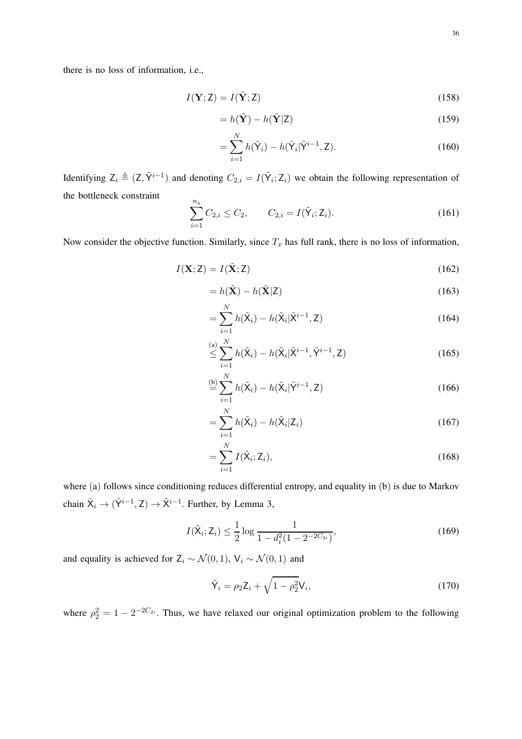there is no loss of information, i.e.,

$$I(\mathbf{Y};\mathsf{Z}) = I(\tilde{\mathbf{Y}};\mathsf{Z}) \tag{158}$$

$$= h(\tilde{\mathbf{Y}}) - h(\tilde{\mathbf{Y}}|\mathsf{Z}) \tag{159}$$

$$= \sum_{i=1}^{N} h(\tilde{\mathsf{Y}}_i) - h(\tilde{\mathsf{Y}}_i|\tilde{\mathsf{Y}}^{i-1},\mathsf{Z}). \tag{160}$$

Identifying $\mathsf{Z}_i \triangleq (\mathsf{Z},\tilde{\mathsf{Y}}^{i-1})$ and denoting $C_{2,i} = I(\tilde{\mathsf{Y}}_i;\mathsf{Z}_i)$ we obtain the following representation of the bottleneck constraint

$$\sum_{i=1}^{n_y} C_{2,i} \leq C_2, \qquad C_{2,i} = I(\tilde{\mathsf{Y}}_i;\mathsf{Z}_i). \tag{161}$$

Now consider the objective function. Similarly, since $T_x$ has full rank, there is no loss of information,

$$I(\mathbf{X};\mathsf{Z}) = I(\tilde{\mathbf{X}};\mathsf{Z}) \tag{162}$$

$$= h(\tilde{\mathbf{X}}) - h(\tilde{\mathbf{X}}|\mathsf{Z}) \tag{163}$$

$$= \sum_{i=1}^{N} h(\tilde{\mathsf{X}}_i) - h(\tilde{\mathsf{X}}_i|\tilde{\mathsf{X}}^{i-1},\mathsf{Z}) \tag{164}$$

$$\overset{\text{(a)}}{\leq} \sum_{i=1}^{N} h(\tilde{\mathsf{X}}_i) - h(\tilde{\mathsf{X}}_i|\tilde{\mathsf{X}}^{i-1},\tilde{\mathsf{Y}}^{i-1},\mathsf{Z}) \tag{165}$$

$$\overset{\text{(b)}}{=} \sum_{i=1}^{N} h(\tilde{\mathsf{X}}_i) - h(\tilde{\mathsf{X}}_i|\tilde{\mathsf{Y}}^{i-1},\mathsf{Z}) \tag{166}$$

$$= \sum_{i=1}^{N} h(\tilde{\mathsf{X}}_i) - h(\tilde{\mathsf{X}}_i|\mathsf{Z}_i) \tag{167}$$

$$= \sum_{i=1}^{N} I(\tilde{\mathsf{X}}_i;\mathsf{Z}_i), \tag{168}$$

where (a) follows since conditioning reduces differential entropy, and equality in (b) is due to Markov chain $\tilde{\mathsf{X}}_i \to (\tilde{\mathsf{Y}}^{i-1},\mathsf{Z}) \to \tilde{\mathsf{X}}^{i-1}$. Further, by Lemma 3,

$$I(\tilde{\mathsf{X}}_i;\mathsf{Z}_i) \leq \frac{1}{2}\log\frac{1}{1-d_i^2(1-2^{-2C_{2i}})}, \tag{169}$$

and equality is achieved for $\mathsf{Z}_i \sim \mathcal{N}(0,1)$, $\mathsf{V}_i \sim \mathcal{N}(0,1)$ and

$$\tilde{\mathsf{Y}}_i = \rho_2\mathsf{Z}_i + \sqrt{1-\rho_2^2}\mathsf{V}_i, \tag{170}$$

where $\rho_2^2 = 1 - 2^{-2C_{2i}}$. Thus, we have relaxed our original optimization problem to the following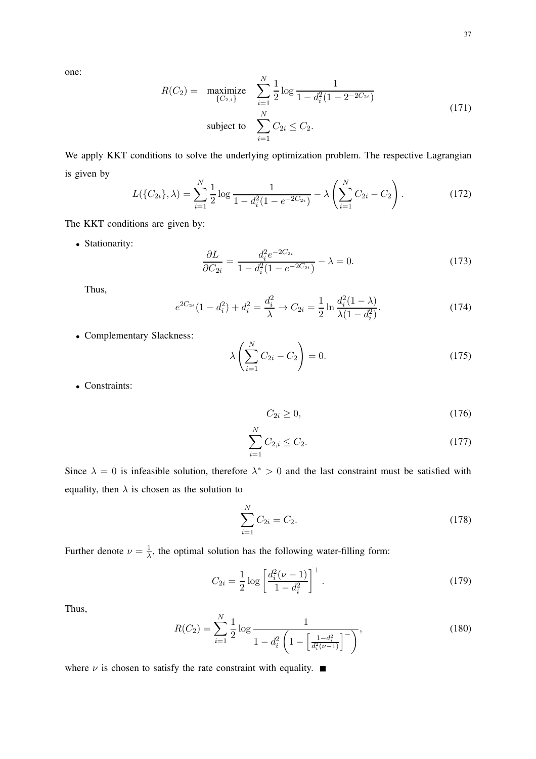one:

$$
\begin{aligned}
R(C_2) = \quad & \underset{\{C_{2,i}\}}{\text{maximize}} \quad \sum_{i=1}^{N} \frac{1}{2} \log \frac{1}{1 - d_i^2(1 - 2^{-2C_{2i}})} \\
& \text{subject to} \quad \sum_{i=1}^{N} C_{2i} \leq C_2.
\end{aligned}
\tag{171}
$$

We apply KKT conditions to solve the underlying optimization problem. The respective Lagrangian is given by

$$
L(\{C_{2i}\}, \lambda) = \sum_{i=1}^{N} \frac{1}{2} \log \frac{1}{1 - d_i^2(1 - e^{-2C_{2i}})} - \lambda \left( \sum_{i=1}^{N} C_{2i} - C_2 \right). \tag{172}
$$

The KKT conditions are given by:

- Stationarity:

$$
\frac{\partial L}{\partial C_{2i}} = \frac{d_i^2 e^{-2C_{2i}}}{1 - d_i^2(1 - e^{-2C_{2i}})} - \lambda = 0. \tag{173}
$$

Thus,

$$
e^{2C_{2i}}(1 - d_i^2) + d_i^2 = \frac{d_i^2}{\lambda} \to C_{2i} = \frac{1}{2} \ln \frac{d_i^2(1 - \lambda)}{\lambda(1 - d_i^2)}. \tag{174}
$$

- Complementary Slackness:

$$
\lambda \left( \sum_{i=1}^{N} C_{2i} - C_2 \right) = 0. \tag{175}
$$

- Constraints:

$$
C_{2i} \geq 0, \tag{176}
$$

$$
\sum_{i=1}^{N} C_{2,i} \leq C_2. \tag{177}
$$

Since $\lambda = 0$ is infeasible solution, therefore $\lambda^* > 0$ and the last constraint must be satisfied with equality, then $\lambda$ is chosen as the solution to

$$
\sum_{i=1}^{N} C_{2i} = C_2. \tag{178}
$$

Further denote $\nu = \frac{1}{\lambda}$, the optimal solution has the following water-filling form:

$$
C_{2i} = \frac{1}{2} \log \left[ \frac{d_i^2(\nu - 1)}{1 - d_i^2} \right]^+. \tag{179}
$$

Thus,

$$
R(C_2) = \sum_{i=1}^{N} \frac{1}{2} \log \frac{1}{1 - d_i^2 \left( 1 - \left[ \frac{1 - d_i^2}{d_i^2(\nu - 1)} \right]^- \right)}, \tag{180}
$$

where $\nu$ is chosen to satisfy the rate constraint with equality. ■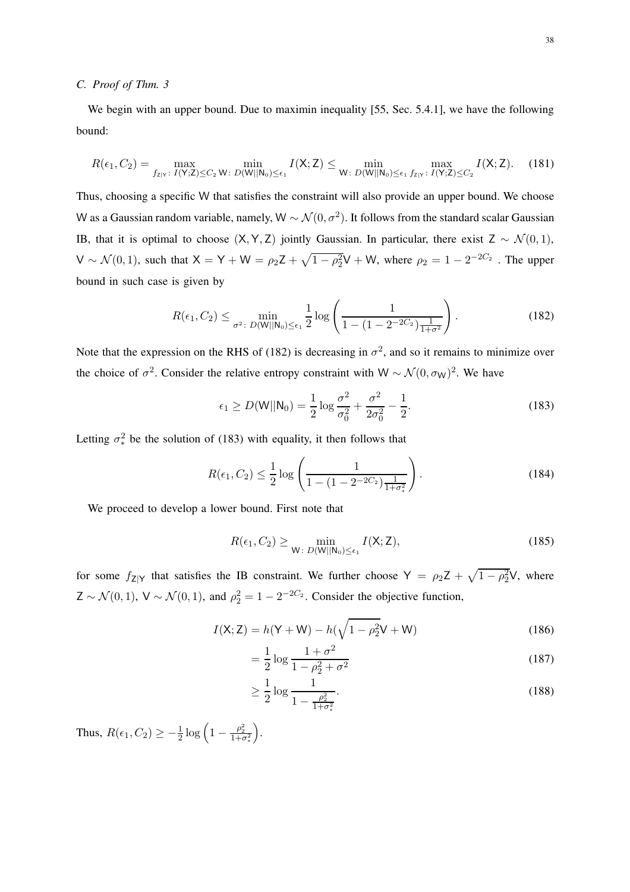### C. Proof of Thm. 3

We begin with an upper bound. Due to maximin inequality [55, Sec. 5.4.1], we have the following bound:

$$R(\epsilon_1, C_2) = \max_{f_{\mathsf{Z}|\mathsf{Y}}\colon I(\mathsf{Y};\mathsf{Z})\leq C_2} \min_{\mathsf{W}\colon D(\mathsf{W}||\mathsf{N}_0)\leq\epsilon_1} I(\mathsf{X};\mathsf{Z}) \leq \min_{\mathsf{W}\colon D(\mathsf{W}||\mathsf{N}_0)\leq\epsilon_1} \max_{f_{\mathsf{Z}|\mathsf{Y}}\colon I(\mathsf{Y};\mathsf{Z})\leq C_2} I(\mathsf{X};\mathsf{Z}). \tag{181}$$

Thus, choosing a specific $\mathsf{W}$ that satisfies the constraint will also provide an upper bound. We choose $\mathsf{W}$ as a Gaussian random variable, namely, $\mathsf{W} \sim \mathcal{N}(0, \sigma^2)$. It follows from the standard scalar Gaussian IB, that it is optimal to choose $(\mathsf{X}, \mathsf{Y}, \mathsf{Z})$ jointly Gaussian. In particular, there exist $\mathsf{Z} \sim \mathcal{N}(0, 1)$, $\mathsf{V} \sim \mathcal{N}(0, 1)$, such that $\mathsf{X} = \mathsf{Y} + \mathsf{W} = \rho_2\mathsf{Z} + \sqrt{1-\rho_2^2}\mathsf{V} + \mathsf{W}$, where $\rho_2 = 1 - 2^{-2C_2}$ . The upper bound in such case is given by

$$R(\epsilon_1, C_2) \leq \min_{\sigma^2\colon D(\mathsf{W}||\mathsf{N}_0)\leq\epsilon_1} \frac{1}{2}\log\left(\frac{1}{1-(1-2^{-2C_2})\frac{1}{1+\sigma^2}}\right). \tag{182}$$

Note that the expression on the RHS of (182) is decreasing in $\sigma^2$, and so it remains to minimize over the choice of $\sigma^2$. Consider the relative entropy constraint with $\mathsf{W} \sim \mathcal{N}(0, \sigma_{\mathsf{W}})^2$. We have

$$\epsilon_1 \geq D(\mathsf{W}||\mathsf{N}_0) = \frac{1}{2}\log\frac{\sigma^2}{\sigma_0^2} + \frac{\sigma^2}{2\sigma_0^2} - \frac{1}{2}. \tag{183}$$

Letting $\sigma_*^2$ be the solution of (183) with equality, it then follows that

$$R(\epsilon_1, C_2) \leq \frac{1}{2}\log\left(\frac{1}{1-(1-2^{-2C_2})\frac{1}{1+\sigma_*^2}}\right). \tag{184}$$

We proceed to develop a lower bound. First note that

$$R(\epsilon_1, C_2) \geq \min_{\mathsf{W}\colon D(\mathsf{W}||\mathsf{N}_0)\leq\epsilon_1} I(\mathsf{X};\mathsf{Z}), \tag{185}$$

for some $f_{\mathsf{Z}|\mathsf{Y}}$ that satisfies the IB constraint. We further choose $\mathsf{Y} = \rho_2\mathsf{Z} + \sqrt{1-\rho_2^2}\mathsf{V}$, where $\mathsf{Z} \sim \mathcal{N}(0, 1)$, $\mathsf{V} \sim \mathcal{N}(0, 1)$, and $\rho_2^2 = 1 - 2^{-2C_2}$. Consider the objective function,

$$I(\mathsf{X};\mathsf{Z}) = h(\mathsf{Y}+\mathsf{W}) - h(\sqrt{1-\rho_2^2}\mathsf{V}+\mathsf{W}) \tag{186}$$

$$= \frac{1}{2}\log\frac{1+\sigma^2}{1-\rho_2^2+\sigma^2} \tag{187}$$

$$\geq \frac{1}{2}\log\frac{1}{1-\frac{\rho_2^2}{1+\sigma_*^2}}. \tag{188}$$

Thus, $R(\epsilon_1, C_2) \geq -\frac{1}{2}\log\left(1 - \frac{\rho_2^2}{1+\sigma_*^2}\right)$.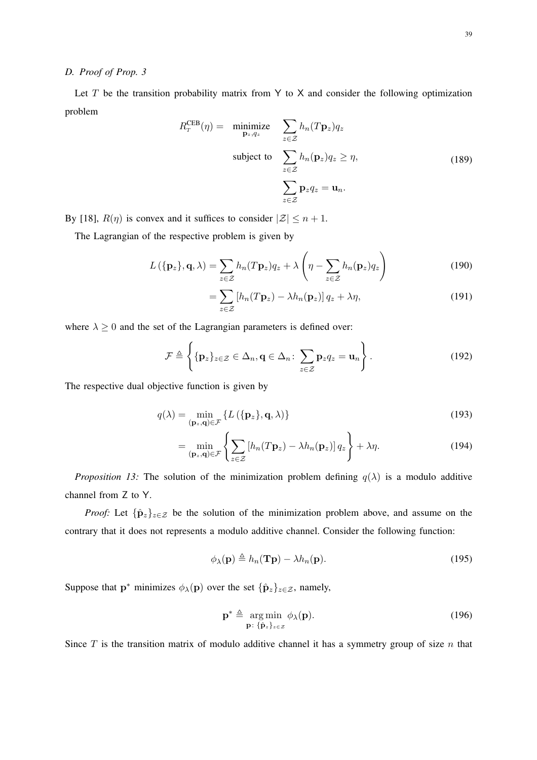### D. Proof of Prop. 3

Let $T$ be the transition probability matrix from $\mathsf{Y}$ to $\mathsf{X}$ and consider the following optimization problem

$$
\begin{aligned}
R_T^{\text{CEB}}(\eta) = \quad & \underset{\mathbf{p}_z, q_z}{\text{minimize}} \quad \sum_{z \in \mathcal{Z}} h_n(T\mathbf{p}_z) q_z \\
& \text{subject to} \quad \sum_{z \in \mathcal{Z}} h_n(\mathbf{p}_z) q_z \geq \eta, \\
& \qquad\qquad\quad \sum_{z \in \mathcal{Z}} \mathbf{p}_z q_z = \mathbf{u}_n.
\end{aligned} \tag{189}
$$

By [18], $R(\eta)$ is convex and it suffices to consider $|\mathcal{Z}| \leq n+1$.

The Lagrangian of the respective problem is given by

$$
L\left(\{\mathbf{p}_z\}, \mathbf{q}, \lambda\right) = \sum_{z \in \mathcal{Z}} h_n(T\mathbf{p}_z) q_z + \lambda \left( \eta - \sum_{z \in \mathcal{Z}} h_n(\mathbf{p}_z) q_z \right) \tag{190}
$$

$$
= \sum_{z \in \mathcal{Z}} \left[ h_n(T\mathbf{p}_z) - \lambda h_n(\mathbf{p}_z) \right] q_z + \lambda \eta, \tag{191}
$$

where $\lambda \geq 0$ and the set of the Lagrangian parameters is defined over:

$$
\mathcal{F} \triangleq \left\{ \{\mathbf{p}_z\}_{z \in \mathcal{Z}} \in \Delta_n, \mathbf{q} \in \Delta_n \colon \sum_{z \in \mathcal{Z}} \mathbf{p}_z q_z = \mathbf{u}_n \right\}. \tag{192}
$$

The respective dual objective function is given by

$$
q(\lambda) = \min_{(\mathbf{p}_z, \mathbf{q}) \in \mathcal{F}} \left\{ L\left(\{\mathbf{p}_z\}, \mathbf{q}, \lambda\right) \right\} \tag{193}
$$

$$
= \min_{(\mathbf{p}_z, \mathbf{q}) \in \mathcal{F}} \left\{ \sum_{z \in \mathcal{Z}} \left[ h_n(T\mathbf{p}_z) - \lambda h_n(\mathbf{p}_z) \right] q_z \right\} + \lambda \eta. \tag{194}
$$

*Proposition 13:* The solution of the minimization problem defining $q(\lambda)$ is a modulo additive channel from $\mathsf{Z}$ to $\mathsf{Y}$.

*Proof:* Let $\{\hat{\mathbf{p}}_z\}_{z \in \mathcal{Z}}$ be the solution of the minimization problem above, and assume on the contrary that it does not represents a modulo additive channel. Consider the following function:

$$
\phi_\lambda(\mathbf{p}) \triangleq h_n(\mathbf{T}\mathbf{p}) - \lambda h_n(\mathbf{p}). \tag{195}
$$

Suppose that $\mathbf{p}^*$ minimizes $\phi_\lambda(\mathbf{p})$ over the set $\{\hat{\mathbf{p}}_z\}_{z \in \mathcal{Z}}$, namely,

$$
\mathbf{p}^* \triangleq \underset{\mathbf{p} \colon \{\hat{\mathbf{p}}_z\}_{z \in \mathcal{Z}}}{\arg\min} \ \phi_\lambda(\mathbf{p}). \tag{196}
$$

Since $T$ is the transition matrix of modulo additive channel it has a symmetry group of size $n$ that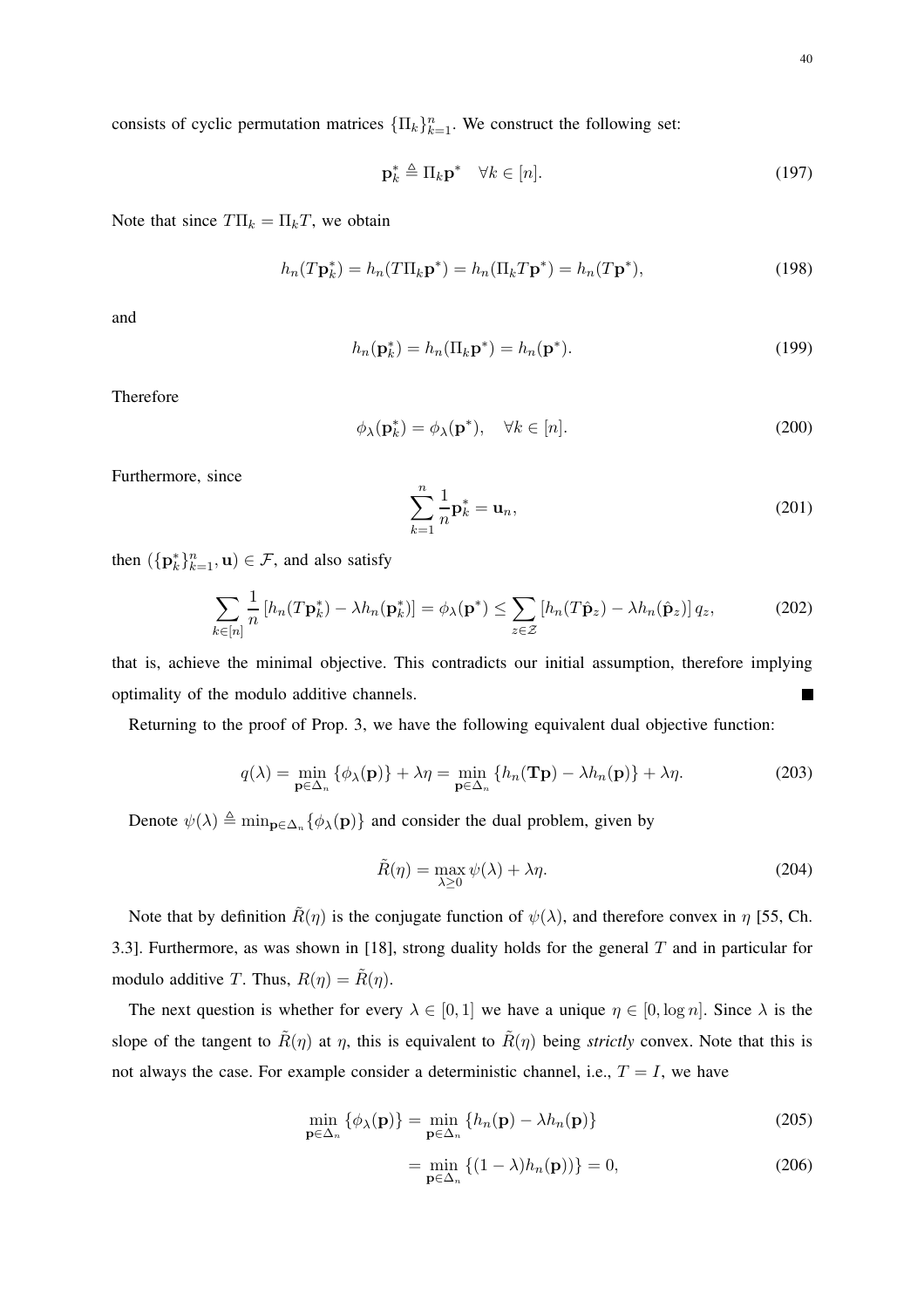consists of cyclic permutation matrices $\{\Pi_k\}_{k=1}^n$. We construct the following set:

$$\mathbf{p}_k^* \triangleq \Pi_k \mathbf{p}^* \quad \forall k \in [n]. \tag{197}$$

Note that since $T\Pi_k = \Pi_k T$, we obtain

$$h_n(T\mathbf{p}_k^*) = h_n(T\Pi_k \mathbf{p}^*) = h_n(\Pi_k T \mathbf{p}^*) = h_n(T\mathbf{p}^*), \tag{198}$$

and

$$h_n(\mathbf{p}_k^*) = h_n(\Pi_k \mathbf{p}^*) = h_n(\mathbf{p}^*). \tag{199}$$

Therefore

$$\phi_\lambda(\mathbf{p}_k^*) = \phi_\lambda(\mathbf{p}^*), \quad \forall k \in [n]. \tag{200}$$

Furthermore, since

$$\sum_{k=1}^{n} \frac{1}{n} \mathbf{p}_k^* = \mathbf{u}_n, \tag{201}$$

then $(\{\mathbf{p}_k^*\}_{k=1}^n, \mathbf{u}) \in \mathcal{F}$, and also satisfy

$$\sum_{k\in[n]} \frac{1}{n} \left[ h_n(T\mathbf{p}_k^*) - \lambda h_n(\mathbf{p}_k^*) \right] = \phi_\lambda(\mathbf{p}^*) \leq \sum_{z\in\mathcal{Z}} \left[ h_n(T\hat{\mathbf{p}}_z) - \lambda h_n(\hat{\mathbf{p}}_z) \right] q_z, \tag{202}$$

that is, achieve the minimal objective. This contradicts our initial assumption, therefore implying optimality of the modulo additive channels. ■

Returning to the proof of Prop. 3, we have the following equivalent dual objective function:

$$q(\lambda) = \min_{\mathbf{p}\in\Delta_n} \{\phi_\lambda(\mathbf{p})\} + \lambda\eta = \min_{\mathbf{p}\in\Delta_n} \{h_n(\mathbf{T}\mathbf{p}) - \lambda h_n(\mathbf{p})\} + \lambda\eta. \tag{203}$$

Denote $\psi(\lambda) \triangleq \min_{\mathbf{p}\in\Delta_n}\{\phi_\lambda(\mathbf{p})\}$ and consider the dual problem, given by

$$\tilde{R}(\eta) = \max_{\lambda\geq 0} \psi(\lambda) + \lambda\eta. \tag{204}$$

Note that by definition $\tilde{R}(\eta)$ is the conjugate function of $\psi(\lambda)$, and therefore convex in $\eta$ [55, Ch. 3.3]. Furthermore, as was shown in [18], strong duality holds for the general $T$ and in particular for modulo additive $T$. Thus, $R(\eta) = \tilde{R}(\eta)$.

The next question is whether for every $\lambda \in [0,1]$ we have a unique $\eta \in [0, \log n]$. Since $\lambda$ is the slope of the tangent to $\tilde{R}(\eta)$ at $\eta$, this is equivalent to $\tilde{R}(\eta)$ being *strictly* convex. Note that this is not always the case. For example consider a deterministic channel, i.e., $T = I$, we have

$$\min_{\mathbf{p}\in\Delta_n} \{\phi_\lambda(\mathbf{p})\} = \min_{\mathbf{p}\in\Delta_n} \{h_n(\mathbf{p}) - \lambda h_n(\mathbf{p})\} \tag{205}$$

$$= \min_{\mathbf{p}\in\Delta_n} \{(1-\lambda) h_n(\mathbf{p}))\} = 0, \tag{206}$$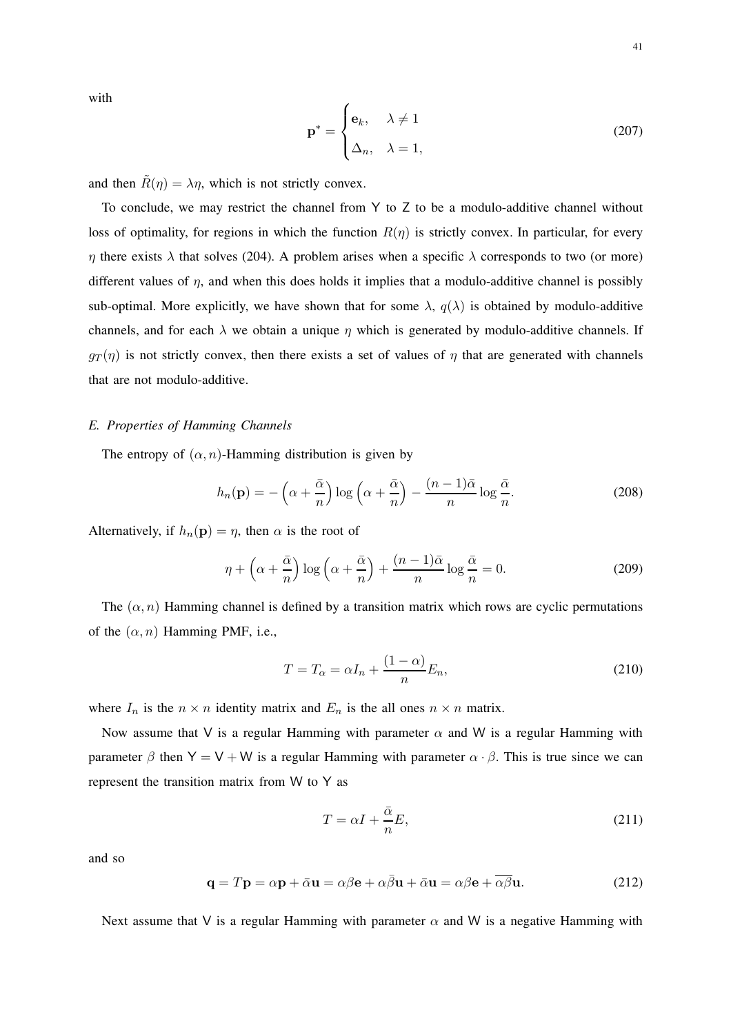with

$$\mathbf{p}^* = \begin{cases} \mathbf{e}_k, & \lambda \neq 1 \\ \Delta_n, & \lambda = 1, \end{cases} \tag{207}$$

and then $\tilde{R}(\eta) = \lambda\eta$, which is not strictly convex.

To conclude, we may restrict the channel from Y to Z to be a modulo-additive channel without loss of optimality, for regions in which the function $R(\eta)$ is strictly convex. In particular, for every $\eta$ there exists $\lambda$ that solves (204). A problem arises when a specific $\lambda$ corresponds to two (or more) different values of $\eta$, and when this does holds it implies that a modulo-additive channel is possibly sub-optimal. More explicitly, we have shown that for some $\lambda$, $q(\lambda)$ is obtained by modulo-additive channels, and for each $\lambda$ we obtain a unique $\eta$ which is generated by modulo-additive channels. If $g_T(\eta)$ is not strictly convex, then there exists a set of values of $\eta$ that are generated with channels that are not modulo-additive.

### *E. Properties of Hamming Channels*

The entropy of $(\alpha, n)$-Hamming distribution is given by

$$h_n(\mathbf{p}) = -\left(\alpha + \frac{\bar{\alpha}}{n}\right)\log\left(\alpha + \frac{\bar{\alpha}}{n}\right) - \frac{(n-1)\bar{\alpha}}{n}\log\frac{\bar{\alpha}}{n}. \tag{208}$$

Alternatively, if $h_n(\mathbf{p}) = \eta$, then $\alpha$ is the root of

$$\eta + \left(\alpha + \frac{\bar{\alpha}}{n}\right)\log\left(\alpha + \frac{\bar{\alpha}}{n}\right) + \frac{(n-1)\bar{\alpha}}{n}\log\frac{\bar{\alpha}}{n} = 0. \tag{209}$$

The $(\alpha, n)$ Hamming channel is defined by a transition matrix which rows are cyclic permutations of the $(\alpha, n)$ Hamming PMF, i.e.,

$$T = T_\alpha = \alpha I_n + \frac{(1-\alpha)}{n}E_n, \tag{210}$$

where $I_n$ is the $n \times n$ identity matrix and $E_n$ is the all ones $n \times n$ matrix.

Now assume that V is a regular Hamming with parameter $\alpha$ and W is a regular Hamming with parameter $\beta$ then $\mathsf{Y} = \mathsf{V} + \mathsf{W}$ is a regular Hamming with parameter $\alpha \cdot \beta$. This is true since we can represent the transition matrix from W to Y as

$$T = \alpha I + \frac{\bar{\alpha}}{n}E, \tag{211}$$

and so

$$\mathbf{q} = T\mathbf{p} = \alpha\mathbf{p} + \bar{\alpha}\mathbf{u} = \alpha\beta\mathbf{e} + \alpha\bar{\beta}\mathbf{u} + \bar{\alpha}\mathbf{u} = \alpha\beta\mathbf{e} + \overline{\alpha\beta}\mathbf{u}. \tag{212}$$

Next assume that V is a regular Hamming with parameter $\alpha$ and W is a negative Hamming with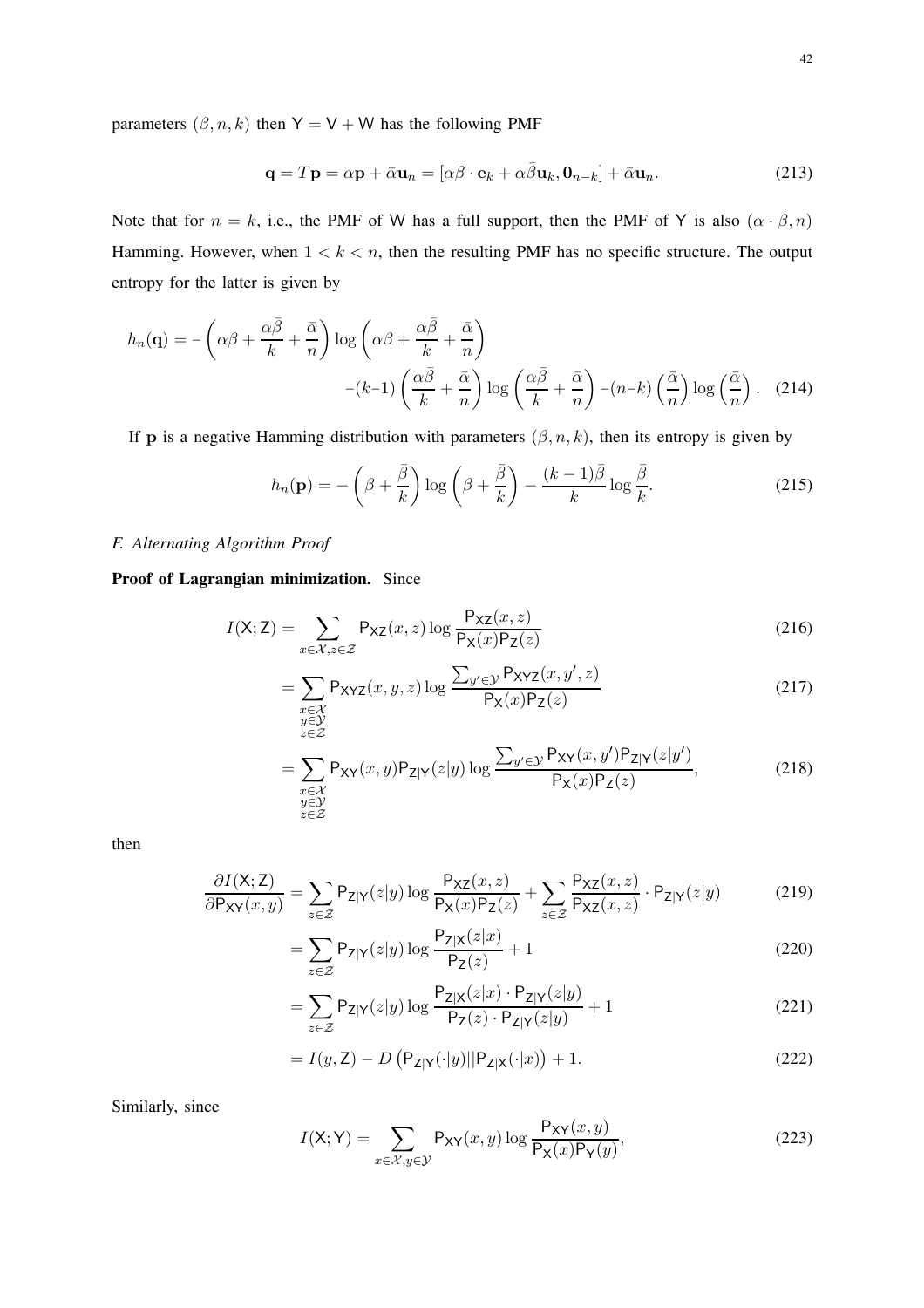parameters $(\beta, n, k)$ then $\mathsf{Y} = \mathsf{V} + \mathsf{W}$ has the following PMF

$$\mathbf{q} = T\mathbf{p} = \alpha\mathbf{p} + \bar{\alpha}\mathbf{u}_n = [\alpha\beta \cdot \mathbf{e}_k + \alpha\bar{\beta}\mathbf{u}_k, \mathbf{0}_{n-k}] + \bar{\alpha}\mathbf{u}_n. \tag{213}$$

Note that for $n = k$, i.e., the PMF of W has a full support, then the PMF of Y is also $(\alpha \cdot \beta, n)$ Hamming. However, when $1 < k < n$, then the resulting PMF has no specific structure. The output entropy for the latter is given by

$$h_n(\mathbf{q}) = -\left(\alpha\beta + \frac{\alpha\bar{\beta}}{k} + \frac{\bar{\alpha}}{n}\right) \log\left(\alpha\beta + \frac{\alpha\bar{\beta}}{k} + \frac{\bar{\alpha}}{n}\right) \\ -(k-1)\left(\frac{\alpha\bar{\beta}}{k} + \frac{\bar{\alpha}}{n}\right) \log\left(\frac{\alpha\bar{\beta}}{k} + \frac{\bar{\alpha}}{n}\right) - (n-k)\left(\frac{\bar{\alpha}}{n}\right) \log\left(\frac{\bar{\alpha}}{n}\right). \tag{214}$$

If $\mathbf{p}$ is a negative Hamming distribution with parameters $(\beta, n, k)$, then its entropy is given by

$$h_n(\mathbf{p}) = -\left(\beta + \frac{\bar{\beta}}{k}\right) \log\left(\beta + \frac{\bar{\beta}}{k}\right) - \frac{(k-1)\bar{\beta}}{k} \log \frac{\bar{\beta}}{k}. \tag{215}$$

### *F. Alternating Algorithm Proof*

**Proof of Lagrangian minimization.** Since

$$I(\mathsf{X};\mathsf{Z}) = \sum_{x\in\mathcal{X}, z\in\mathcal{Z}} \mathsf{P}_{\mathsf{XZ}}(x,z) \log \frac{\mathsf{P}_{\mathsf{XZ}}(x,z)}{\mathsf{P}_{\mathsf{X}}(x)\mathsf{P}_{\mathsf{Z}}(z)} \tag{216}$$

$$= \sum_{\substack{x\in\mathcal{X}\\ y\in\mathcal{Y}\\ z\in\mathcal{Z}}} \mathsf{P}_{\mathsf{XYZ}}(x,y,z) \log \frac{\sum_{y'\in\mathcal{Y}} \mathsf{P}_{\mathsf{XYZ}}(x,y',z)}{\mathsf{P}_{\mathsf{X}}(x)\mathsf{P}_{\mathsf{Z}}(z)} \tag{217}$$

$$= \sum_{\substack{x\in\mathcal{X}\\ y\in\mathcal{Y}\\ z\in\mathcal{Z}}} \mathsf{P}_{\mathsf{XY}}(x,y)\mathsf{P}_{\mathsf{Z|Y}}(z|y) \log \frac{\sum_{y'\in\mathcal{Y}} \mathsf{P}_{\mathsf{XY}}(x,y')\mathsf{P}_{\mathsf{Z|Y}}(z|y')}{\mathsf{P}_{\mathsf{X}}(x)\mathsf{P}_{\mathsf{Z}}(z)}, \tag{218}$$

then

$$\frac{\partial I(\mathsf{X};\mathsf{Z})}{\partial \mathsf{P}_{\mathsf{XY}}(x,y)} = \sum_{z\in\mathcal{Z}} \mathsf{P}_{\mathsf{Z|Y}}(z|y) \log \frac{\mathsf{P}_{\mathsf{XZ}}(x,z)}{\mathsf{P}_{\mathsf{X}}(x)\mathsf{P}_{\mathsf{Z}}(z)} + \sum_{z\in\mathcal{Z}} \frac{\mathsf{P}_{\mathsf{XZ}}(x,z)}{\mathsf{P}_{\mathsf{XZ}}(x,z)} \cdot \mathsf{P}_{\mathsf{Z|Y}}(z|y) \tag{219}$$

$$= \sum_{z\in\mathcal{Z}} \mathsf{P}_{\mathsf{Z|Y}}(z|y) \log \frac{\mathsf{P}_{\mathsf{Z|X}}(z|x)}{\mathsf{P}_{\mathsf{Z}}(z)} + 1 \tag{220}$$

$$= \sum_{z\in\mathcal{Z}} \mathsf{P}_{\mathsf{Z|Y}}(z|y) \log \frac{\mathsf{P}_{\mathsf{Z|X}}(z|x) \cdot \mathsf{P}_{\mathsf{Z|Y}}(z|y)}{\mathsf{P}_{\mathsf{Z}}(z) \cdot \mathsf{P}_{\mathsf{Z|Y}}(z|y)} + 1 \tag{221}$$

$$= I(y,\mathsf{Z}) - D\left(\mathsf{P}_{\mathsf{Z|Y}}(\cdot|y) || \mathsf{P}_{\mathsf{Z|X}}(\cdot|x)\right) + 1. \tag{222}$$

Similarly, since

$$I(\mathsf{X};\mathsf{Y}) = \sum_{x\in\mathcal{X}, y\in\mathcal{Y}} \mathsf{P}_{\mathsf{XY}}(x,y) \log \frac{\mathsf{P}_{\mathsf{XY}}(x,y)}{\mathsf{P}_{\mathsf{X}}(x)\mathsf{P}_{\mathsf{Y}}(y)}, \tag{223}$$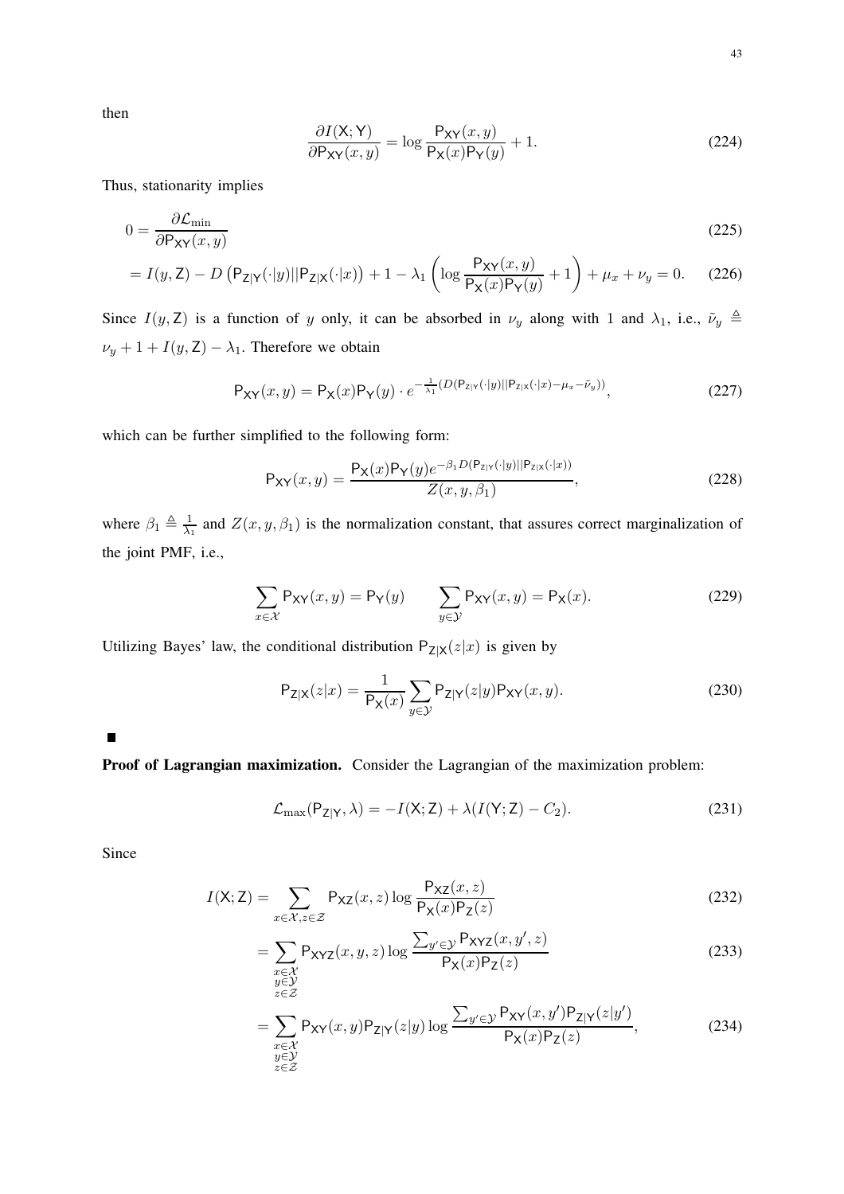then

$$\frac{\partial I(\mathsf{X};\mathsf{Y})}{\partial \mathsf{P}_{\mathsf{XY}}(x,y)} = \log \frac{\mathsf{P}_{\mathsf{XY}}(x,y)}{\mathsf{P}_{\mathsf{X}}(x)\mathsf{P}_{\mathsf{Y}}(y)} + 1. \tag{224}$$

Thus, stationarity implies

$$0 = \frac{\partial \mathcal{L}_{\min}}{\partial \mathsf{P}_{\mathsf{XY}}(x,y)} \tag{225}$$

$$= I(y,\mathsf{Z}) - D\left(\mathsf{P}_{\mathsf{Z}|\mathsf{Y}}(\cdot|y)||\mathsf{P}_{\mathsf{Z}|\mathsf{X}}(\cdot|x)\right) + 1 - \lambda_1 \left(\log \frac{\mathsf{P}_{\mathsf{XY}}(x,y)}{\mathsf{P}_{\mathsf{X}}(x)\mathsf{P}_{\mathsf{Y}}(y)} + 1\right) + \mu_x + \nu_y = 0. \tag{226}$$

Since $I(y,\mathsf{Z})$ is a function of $y$ only, it can be absorbed in $\nu_y$ along with 1 and $\lambda_1$, i.e., $\tilde{\nu}_y \triangleq \nu_y + 1 + I(y,\mathsf{Z}) - \lambda_1$. Therefore we obtain

$$\mathsf{P}_{\mathsf{XY}}(x,y) = \mathsf{P}_{\mathsf{X}}(x)\mathsf{P}_{\mathsf{Y}}(y) \cdot e^{-\frac{1}{\lambda_1}\left(D(\mathsf{P}_{\mathsf{Z}|\mathsf{Y}}(\cdot|y)||\mathsf{P}_{\mathsf{Z}|\mathsf{X}}(\cdot|x) - \mu_x - \tilde{\nu}_y)\right)}, \tag{227}$$

which can be further simplified to the following form:

$$\mathsf{P}_{\mathsf{XY}}(x,y) = \frac{\mathsf{P}_{\mathsf{X}}(x)\mathsf{P}_{\mathsf{Y}}(y)e^{-\beta_1 D(\mathsf{P}_{\mathsf{Z}|\mathsf{Y}}(\cdot|y)||\mathsf{P}_{\mathsf{Z}|\mathsf{X}}(\cdot|x))}}{Z(x,y,\beta_1)}, \tag{228}$$

where $\beta_1 \triangleq \frac{1}{\lambda_1}$ and $Z(x,y,\beta_1)$ is the normalization constant, that assures correct marginalization of the joint PMF, i.e.,

$$\sum_{x\in\mathcal{X}} \mathsf{P}_{\mathsf{XY}}(x,y) = \mathsf{P}_{\mathsf{Y}}(y) \qquad \sum_{y\in\mathcal{Y}} \mathsf{P}_{\mathsf{XY}}(x,y) = \mathsf{P}_{\mathsf{X}}(x). \tag{229}$$

Utilizing Bayes' law, the conditional distribution $\mathsf{P}_{\mathsf{Z}|\mathsf{X}}(z|x)$ is given by

$$\mathsf{P}_{\mathsf{Z}|\mathsf{X}}(z|x) = \frac{1}{\mathsf{P}_{\mathsf{X}}(x)} \sum_{y\in\mathcal{Y}} \mathsf{P}_{\mathsf{Z}|\mathsf{Y}}(z|y)\mathsf{P}_{\mathsf{XY}}(x,y). \tag{230}$$

■

**Proof of Lagrangian maximization.** Consider the Lagrangian of the maximization problem:

$$\mathcal{L}_{\max}(\mathsf{P}_{\mathsf{Z}|\mathsf{Y}},\lambda) = -I(\mathsf{X};\mathsf{Z}) + \lambda(I(\mathsf{Y};\mathsf{Z}) - C_2). \tag{231}$$

Since

$$I(\mathsf{X};\mathsf{Z}) = \sum_{x\in\mathcal{X},z\in\mathcal{Z}} \mathsf{P}_{\mathsf{XZ}}(x,z) \log \frac{\mathsf{P}_{\mathsf{XZ}}(x,z)}{\mathsf{P}_{\mathsf{X}}(x)\mathsf{P}_{\mathsf{Z}}(z)} \tag{232}$$

$$= \sum_{\substack{x\in\mathcal{X}\\y\in\mathcal{Y}\\z\in\mathcal{Z}}} \mathsf{P}_{\mathsf{XYZ}}(x,y,z) \log \frac{\sum_{y'\in\mathcal{Y}} \mathsf{P}_{\mathsf{XYZ}}(x,y',z)}{\mathsf{P}_{\mathsf{X}}(x)\mathsf{P}_{\mathsf{Z}}(z)} \tag{233}$$

$$= \sum_{\substack{x\in\mathcal{X}\\y\in\mathcal{Y}\\z\in\mathcal{Z}}} \mathsf{P}_{\mathsf{XY}}(x,y)\mathsf{P}_{\mathsf{Z}|\mathsf{Y}}(z|y) \log \frac{\sum_{y'\in\mathcal{Y}} \mathsf{P}_{\mathsf{XY}}(x,y')\mathsf{P}_{\mathsf{Z}|\mathsf{Y}}(z|y')}{\mathsf{P}_{\mathsf{X}}(x)\mathsf{P}_{\mathsf{Z}}(z)}, \tag{234}$$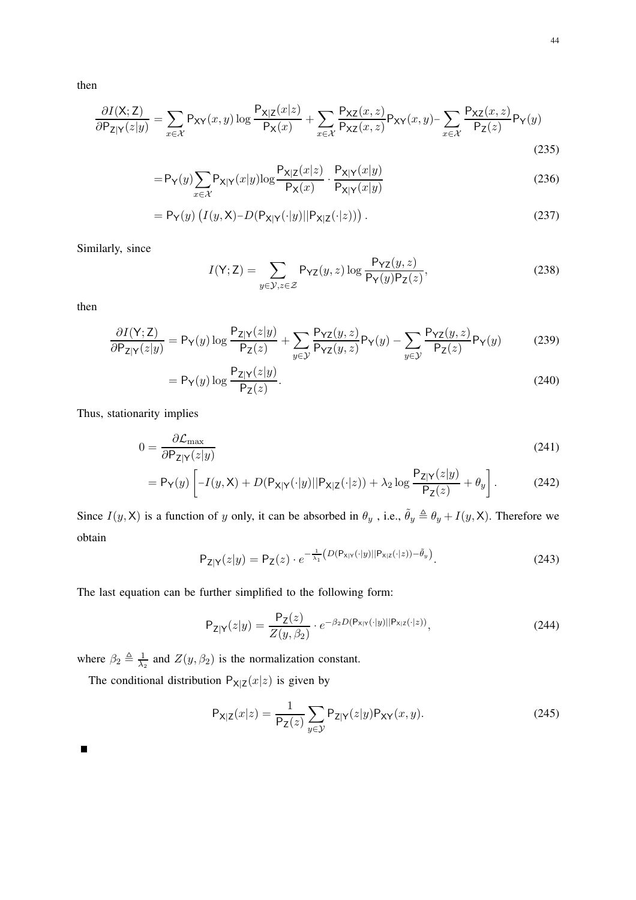then

$$\frac{\partial I(\mathsf{X};\mathsf{Z})}{\partial \mathsf{P}_{\mathsf{Z}|\mathsf{Y}}(z|y)} = \sum_{x\in\mathcal{X}} \mathsf{P}_{\mathsf{XY}}(x,y)\log\frac{\mathsf{P}_{\mathsf{X}|\mathsf{Z}}(x|z)}{\mathsf{P}_{\mathsf{X}}(x)} + \sum_{x\in\mathcal{X}} \frac{\mathsf{P}_{\mathsf{XZ}}(x,z)}{\mathsf{P}_{\mathsf{XZ}}(x,z)}\mathsf{P}_{\mathsf{XY}}(x,y) - \sum_{x\in\mathcal{X}} \frac{\mathsf{P}_{\mathsf{XZ}}(x,z)}{\mathsf{P}_{\mathsf{Z}}(z)}\mathsf{P}_{\mathsf{Y}}(y) \tag{235}$$

$$= \mathsf{P}_{\mathsf{Y}}(y)\sum_{x\in\mathcal{X}} \mathsf{P}_{\mathsf{X}|\mathsf{Y}}(x|y)\log\frac{\mathsf{P}_{\mathsf{X}|\mathsf{Z}}(x|z)}{\mathsf{P}_{\mathsf{X}}(x)}\cdot\frac{\mathsf{P}_{\mathsf{X}|\mathsf{Y}}(x|y)}{\mathsf{P}_{\mathsf{X}|\mathsf{Y}}(x|y)} \tag{236}$$

$$= \mathsf{P}_{\mathsf{Y}}(y)\left(I(y,\mathsf{X}) - D(\mathsf{P}_{\mathsf{X}|\mathsf{Y}}(\cdot|y)||\mathsf{P}_{\mathsf{X}|\mathsf{Z}}(\cdot|z))\right). \tag{237}$$

Similarly, since

$$I(\mathsf{Y};\mathsf{Z}) = \sum_{y\in\mathcal{Y}, z\in\mathcal{Z}} \mathsf{P}_{\mathsf{YZ}}(y,z)\log\frac{\mathsf{P}_{\mathsf{YZ}}(y,z)}{\mathsf{P}_{\mathsf{Y}}(y)\mathsf{P}_{\mathsf{Z}}(z)}, \tag{238}$$

then

$$\frac{\partial I(\mathsf{Y};\mathsf{Z})}{\partial \mathsf{P}_{\mathsf{Z}|\mathsf{Y}}(z|y)} = \mathsf{P}_{\mathsf{Y}}(y)\log\frac{\mathsf{P}_{\mathsf{Z}|\mathsf{Y}}(z|y)}{\mathsf{P}_{\mathsf{Z}}(z)} + \sum_{y\in\mathcal{Y}}\frac{\mathsf{P}_{\mathsf{YZ}}(y,z)}{\mathsf{P}_{\mathsf{YZ}}(y,z)}\mathsf{P}_{\mathsf{Y}}(y) - \sum_{y\in\mathcal{Y}}\frac{\mathsf{P}_{\mathsf{YZ}}(y,z)}{\mathsf{P}_{\mathsf{Z}}(z)}\mathsf{P}_{\mathsf{Y}}(y) \tag{239}$$

$$= \mathsf{P}_{\mathsf{Y}}(y)\log\frac{\mathsf{P}_{\mathsf{Z}|\mathsf{Y}}(z|y)}{\mathsf{P}_{\mathsf{Z}}(z)}. \tag{240}$$

Thus, stationarity implies

$$0 = \frac{\partial \mathcal{L}_{\max}}{\partial \mathsf{P}_{\mathsf{Z}|\mathsf{Y}}(z|y)} \tag{241}$$

$$= \mathsf{P}_{\mathsf{Y}}(y)\left[-I(y,\mathsf{X}) + D(\mathsf{P}_{\mathsf{X}|\mathsf{Y}}(\cdot|y)||\mathsf{P}_{\mathsf{X}|\mathsf{Z}}(\cdot|z)) + \lambda_2\log\frac{\mathsf{P}_{\mathsf{Z}|\mathsf{Y}}(z|y)}{\mathsf{P}_{\mathsf{Z}}(z)} + \theta_y\right]. \tag{242}$$

Since $I(y,\mathsf{X})$ is a function of $y$ only, it can be absorbed in $\theta_y$ , i.e., $\tilde{\theta}_y \triangleq \theta_y + I(y,\mathsf{X})$. Therefore we obtain

$$\mathsf{P}_{\mathsf{Z}|\mathsf{Y}}(z|y) = \mathsf{P}_{\mathsf{Z}}(z)\cdot e^{-\frac{1}{\lambda_1}\left(D(\mathsf{P}_{\mathsf{X}|\mathsf{Y}}(\cdot|y)||\mathsf{P}_{\mathsf{X}|\mathsf{Z}}(\cdot|z)) - \tilde{\theta}_y\right)}. \tag{243}$$

The last equation can be further simplified to the following form:

$$\mathsf{P}_{\mathsf{Z}|\mathsf{Y}}(z|y) = \frac{\mathsf{P}_{\mathsf{Z}}(z)}{Z(y,\beta_2)}\cdot e^{-\beta_2 D(\mathsf{P}_{\mathsf{X}|\mathsf{Y}}(\cdot|y)||\mathsf{P}_{\mathsf{X}|\mathsf{Z}}(\cdot|z))}, \tag{244}$$

where $\beta_2 \triangleq \frac{1}{\lambda_2}$ and $Z(y,\beta_2)$ is the normalization constant.

The conditional distribution $\mathsf{P}_{\mathsf{X}|\mathsf{Z}}(x|z)$ is given by

$$\mathsf{P}_{\mathsf{X}|\mathsf{Z}}(x|z) = \frac{1}{\mathsf{P}_{\mathsf{Z}}(z)}\sum_{y\in\mathcal{Y}}\mathsf{P}_{\mathsf{Z}|\mathsf{Y}}(z|y)\mathsf{P}_{\mathsf{XY}}(x,y). \tag{245}$$

■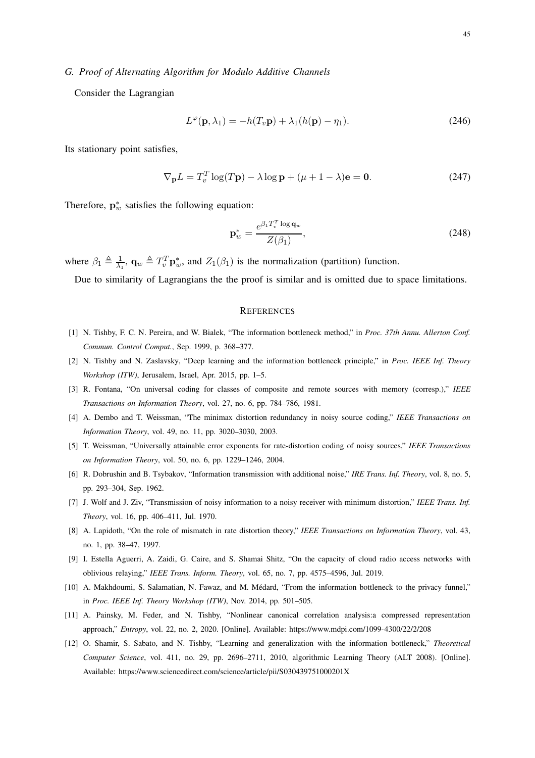### G. Proof of Alternating Algorithm for Modulo Additive Channels

Consider the Lagrangian

$$L^{\varphi}(\mathbf{p}, \lambda_1) = -h(T_v \mathbf{p}) + \lambda_1 (h(\mathbf{p}) - \eta_1). \tag{246}$$

Its stationary point satisfies,

$$\nabla_{\mathbf{p}} L = T_v^T \log(T\mathbf{p}) - \lambda \log \mathbf{p} + (\mu + 1 - \lambda)\mathbf{e} = \mathbf{0}. \tag{247}$$

Therefore, $\mathbf{p}_w^*$ satisfies the following equation:

$$\mathbf{p}_w^* = \frac{e^{\beta_1 T_v^T \log \mathbf{q}_w}}{Z(\beta_1)}, \tag{248}$$

where $\beta_1 \triangleq \frac{1}{\lambda_1}$, $\mathbf{q}_w \triangleq T_v^T \mathbf{p}_w^*$, and $Z_1(\beta_1)$ is the normalization (partition) function.

Due to similarity of Lagrangians the the proof is similar and is omitted due to space limitations.

## REFERENCES

[1] N. Tishby, F. C. N. Pereira, and W. Bialek, "The information bottleneck method," in *Proc. 37th Annu. Allerton Conf. Commun. Control Comput.*, Sep. 1999, p. 368–377.

[2] N. Tishby and N. Zaslavsky, "Deep learning and the information bottleneck principle," in *Proc. IEEE Inf. Theory Workshop (ITW)*, Jerusalem, Israel, Apr. 2015, pp. 1–5.

[3] R. Fontana, "On universal coding for classes of composite and remote sources with memory (corresp.)," *IEEE Transactions on Information Theory*, vol. 27, no. 6, pp. 784–786, 1981.

[4] A. Dembo and T. Weissman, "The minimax distortion redundancy in noisy source coding," *IEEE Transactions on Information Theory*, vol. 49, no. 11, pp. 3020–3030, 2003.

[5] T. Weissman, "Universally attainable error exponents for rate-distortion coding of noisy sources," *IEEE Transactions on Information Theory*, vol. 50, no. 6, pp. 1229–1246, 2004.

[6] R. Dobrushin and B. Tsybakov, "Information transmission with additional noise," *IRE Trans. Inf. Theory*, vol. 8, no. 5, pp. 293–304, Sep. 1962.

[7] J. Wolf and J. Ziv, "Transmission of noisy information to a noisy receiver with minimum distortion," *IEEE Trans. Inf. Theory*, vol. 16, pp. 406–411, Jul. 1970.

[8] A. Lapidoth, "On the role of mismatch in rate distortion theory," *IEEE Transactions on Information Theory*, vol. 43, no. 1, pp. 38–47, 1997.

[9] I. Estella Aguerri, A. Zaidi, G. Caire, and S. Shamai Shitz, "On the capacity of cloud radio access networks with oblivious relaying," *IEEE Trans. Inform. Theory*, vol. 65, no. 7, pp. 4575–4596, Jul. 2019.

[10] A. Makhdoumi, S. Salamatian, N. Fawaz, and M. Médard, "From the information bottleneck to the privacy funnel," in *Proc. IEEE Inf. Theory Workshop (ITW)*, Nov. 2014, pp. 501–505.

[11] A. Painsky, M. Feder, and N. Tishby, "Nonlinear canonical correlation analysis:a compressed representation approach," *Entropy*, vol. 22, no. 2, 2020. [Online]. Available: https://www.mdpi.com/1099-4300/22/2/208

[12] O. Shamir, S. Sabato, and N. Tishby, "Learning and generalization with the information bottleneck," *Theoretical Computer Science*, vol. 411, no. 29, pp. 2696–2711, 2010, algorithmic Learning Theory (ALT 2008). [Online]. Available: https://www.sciencedirect.com/science/article/pii/S030439751000201X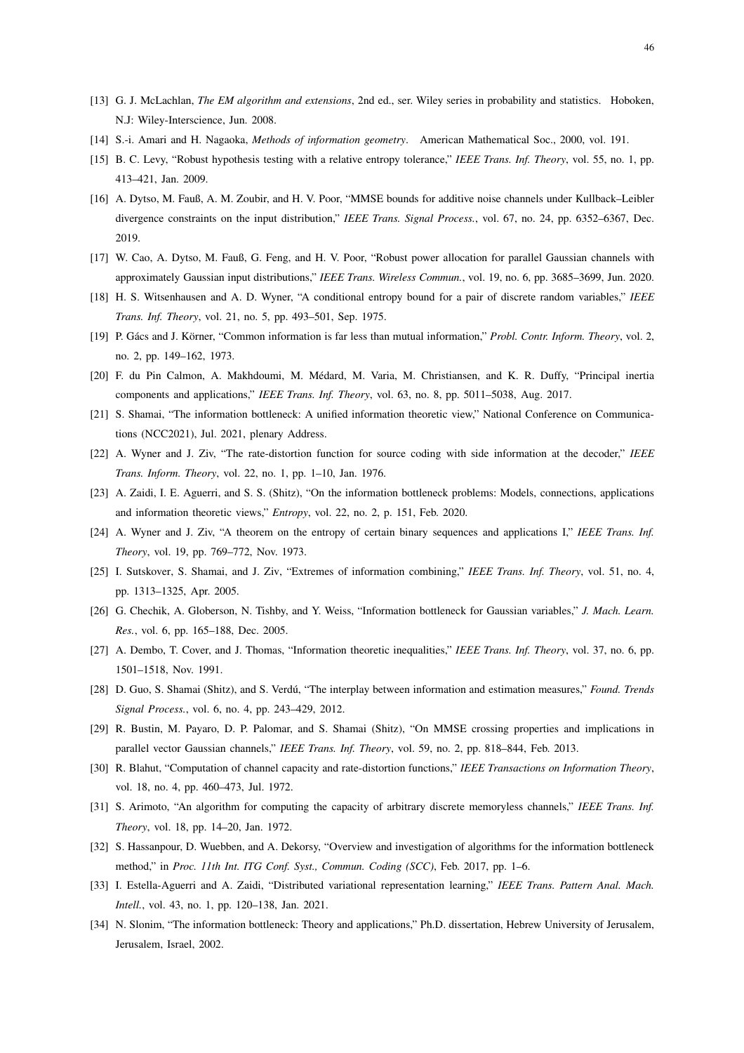[13] G. J. McLachlan, *The EM algorithm and extensions*, 2nd ed., ser. Wiley series in probability and statistics. Hoboken, N.J: Wiley-Interscience, Jun. 2008.

[14] S.-i. Amari and H. Nagaoka, *Methods of information geometry*. American Mathematical Soc., 2000, vol. 191.

[15] B. C. Levy, "Robust hypothesis testing with a relative entropy tolerance," *IEEE Trans. Inf. Theory*, vol. 55, no. 1, pp. 413–421, Jan. 2009.

[16] A. Dytso, M. Fauß, A. M. Zoubir, and H. V. Poor, "MMSE bounds for additive noise channels under Kullback–Leibler divergence constraints on the input distribution," *IEEE Trans. Signal Process.*, vol. 67, no. 24, pp. 6352–6367, Dec. 2019.

[17] W. Cao, A. Dytso, M. Fauß, G. Feng, and H. V. Poor, "Robust power allocation for parallel Gaussian channels with approximately Gaussian input distributions," *IEEE Trans. Wireless Commun.*, vol. 19, no. 6, pp. 3685–3699, Jun. 2020.

[18] H. S. Witsenhausen and A. D. Wyner, "A conditional entropy bound for a pair of discrete random variables," *IEEE Trans. Inf. Theory*, vol. 21, no. 5, pp. 493–501, Sep. 1975.

[19] P. Gács and J. Körner, "Common information is far less than mutual information," *Probl. Contr. Inform. Theory*, vol. 2, no. 2, pp. 149–162, 1973.

[20] F. du Pin Calmon, A. Makhdoumi, M. Médard, M. Varia, M. Christiansen, and K. R. Duffy, "Principal inertia components and applications," *IEEE Trans. Inf. Theory*, vol. 63, no. 8, pp. 5011–5038, Aug. 2017.

[21] S. Shamai, "The information bottleneck: A unified information theoretic view," National Conference on Communications (NCC2021), Jul. 2021, plenary Address.

[22] A. Wyner and J. Ziv, "The rate-distortion function for source coding with side information at the decoder," *IEEE Trans. Inform. Theory*, vol. 22, no. 1, pp. 1–10, Jan. 1976.

[23] A. Zaidi, I. E. Aguerri, and S. S. (Shitz), "On the information bottleneck problems: Models, connections, applications and information theoretic views," *Entropy*, vol. 22, no. 2, p. 151, Feb. 2020.

[24] A. Wyner and J. Ziv, "A theorem on the entropy of certain binary sequences and applications I," *IEEE Trans. Inf. Theory*, vol. 19, pp. 769–772, Nov. 1973.

[25] I. Sutskover, S. Shamai, and J. Ziv, "Extremes of information combining," *IEEE Trans. Inf. Theory*, vol. 51, no. 4, pp. 1313–1325, Apr. 2005.

[26] G. Chechik, A. Globerson, N. Tishby, and Y. Weiss, "Information bottleneck for Gaussian variables," *J. Mach. Learn. Res.*, vol. 6, pp. 165–188, Dec. 2005.

[27] A. Dembo, T. Cover, and J. Thomas, "Information theoretic inequalities," *IEEE Trans. Inf. Theory*, vol. 37, no. 6, pp. 1501–1518, Nov. 1991.

[28] D. Guo, S. Shamai (Shitz), and S. Verdú, "The interplay between information and estimation measures," *Found. Trends Signal Process.*, vol. 6, no. 4, pp. 243–429, 2012.

[29] R. Bustin, M. Payaro, D. P. Palomar, and S. Shamai (Shitz), "On MMSE crossing properties and implications in parallel vector Gaussian channels," *IEEE Trans. Inf. Theory*, vol. 59, no. 2, pp. 818–844, Feb. 2013.

[30] R. Blahut, "Computation of channel capacity and rate-distortion functions," *IEEE Transactions on Information Theory*, vol. 18, no. 4, pp. 460–473, Jul. 1972.

[31] S. Arimoto, "An algorithm for computing the capacity of arbitrary discrete memoryless channels," *IEEE Trans. Inf. Theory*, vol. 18, pp. 14–20, Jan. 1972.

[32] S. Hassanpour, D. Wuebben, and A. Dekorsy, "Overview and investigation of algorithms for the information bottleneck method," in *Proc. 11th Int. ITG Conf. Syst., Commun. Coding (SCC)*, Feb. 2017, pp. 1–6.

[33] I. Estella-Aguerri and A. Zaidi, "Distributed variational representation learning," *IEEE Trans. Pattern Anal. Mach. Intell.*, vol. 43, no. 1, pp. 120–138, Jan. 2021.

[34] N. Slonim, "The information bottleneck: Theory and applications," Ph.D. dissertation, Hebrew University of Jerusalem, Jerusalem, Israel, 2002.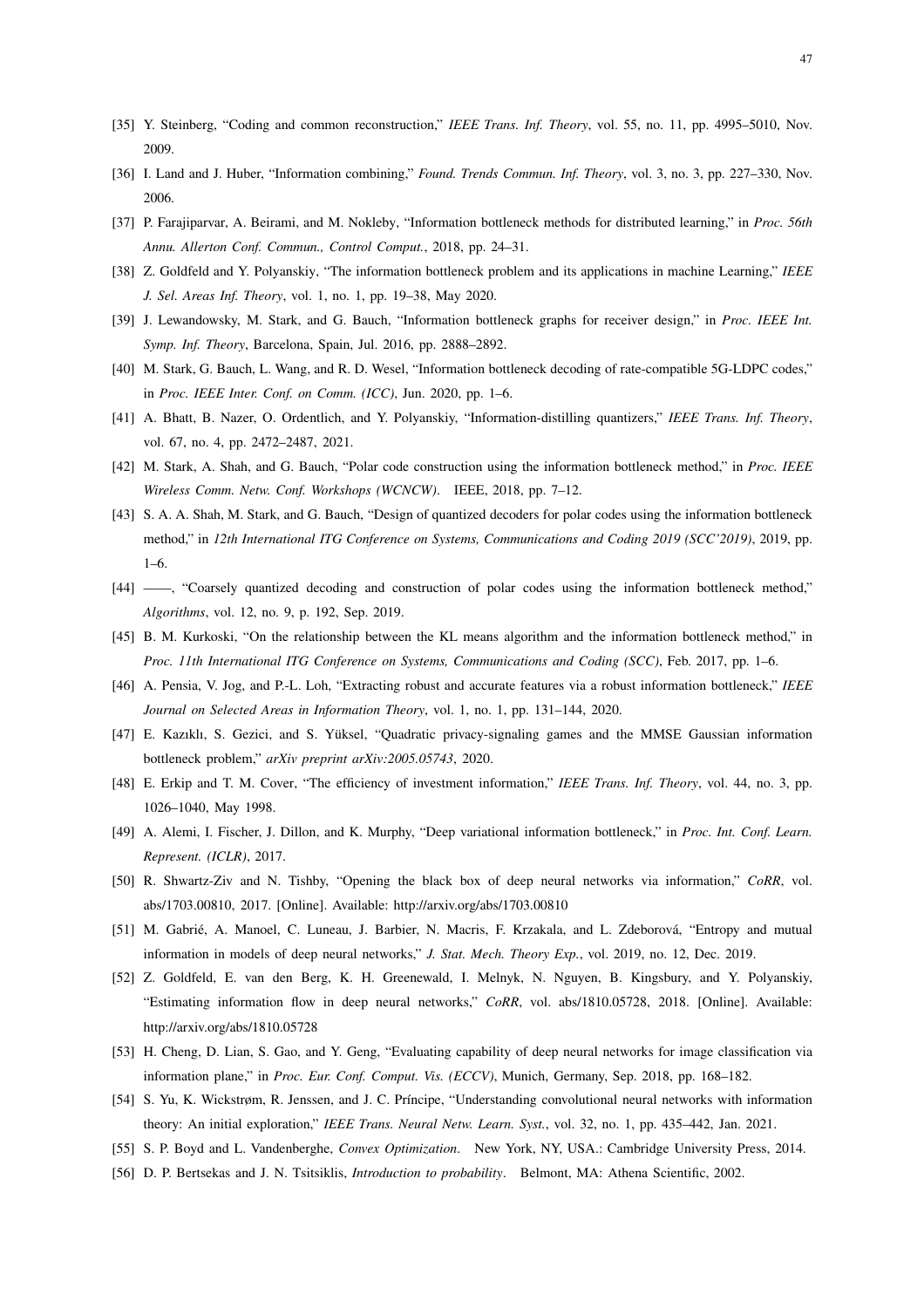[35] Y. Steinberg, "Coding and common reconstruction," *IEEE Trans. Inf. Theory*, vol. 55, no. 11, pp. 4995–5010, Nov. 2009.

[36] I. Land and J. Huber, "Information combining," *Found. Trends Commun. Inf. Theory*, vol. 3, no. 3, pp. 227–330, Nov. 2006.

[37] P. Farajiparvar, A. Beirami, and M. Nokleby, "Information bottleneck methods for distributed learning," in *Proc. 56th Annu. Allerton Conf. Commun., Control Comput.*, 2018, pp. 24–31.

[38] Z. Goldfeld and Y. Polyanskiy, "The information bottleneck problem and its applications in machine Learning," *IEEE J. Sel. Areas Inf. Theory*, vol. 1, no. 1, pp. 19–38, May 2020.

[39] J. Lewandowsky, M. Stark, and G. Bauch, "Information bottleneck graphs for receiver design," in *Proc. IEEE Int. Symp. Inf. Theory*, Barcelona, Spain, Jul. 2016, pp. 2888–2892.

[40] M. Stark, G. Bauch, L. Wang, and R. D. Wesel, "Information bottleneck decoding of rate-compatible 5G-LDPC codes," in *Proc. IEEE Inter. Conf. on Comm. (ICC)*, Jun. 2020, pp. 1–6.

[41] A. Bhatt, B. Nazer, O. Ordentlich, and Y. Polyanskiy, "Information-distilling quantizers," *IEEE Trans. Inf. Theory*, vol. 67, no. 4, pp. 2472–2487, 2021.

[42] M. Stark, A. Shah, and G. Bauch, "Polar code construction using the information bottleneck method," in *Proc. IEEE Wireless Comm. Netw. Conf. Workshops (WCNCW)*. IEEE, 2018, pp. 7–12.

[43] S. A. A. Shah, M. Stark, and G. Bauch, "Design of quantized decoders for polar codes using the information bottleneck method," in *12th International ITG Conference on Systems, Communications and Coding 2019 (SCC'2019)*, 2019, pp. 1–6.

[44] ——, "Coarsely quantized decoding and construction of polar codes using the information bottleneck method," *Algorithms*, vol. 12, no. 9, p. 192, Sep. 2019.

[45] B. M. Kurkoski, "On the relationship between the KL means algorithm and the information bottleneck method," in *Proc. 11th International ITG Conference on Systems, Communications and Coding (SCC)*, Feb. 2017, pp. 1–6.

[46] A. Pensia, V. Jog, and P.-L. Loh, "Extracting robust and accurate features via a robust information bottleneck," *IEEE Journal on Selected Areas in Information Theory*, vol. 1, no. 1, pp. 131–144, 2020.

[47] E. Kazıklı, S. Gezici, and S. Yüksel, "Quadratic privacy-signaling games and the MMSE Gaussian information bottleneck problem," *arXiv preprint arXiv:2005.05743*, 2020.

[48] E. Erkip and T. M. Cover, "The efficiency of investment information," *IEEE Trans. Inf. Theory*, vol. 44, no. 3, pp. 1026–1040, May 1998.

[49] A. Alemi, I. Fischer, J. Dillon, and K. Murphy, "Deep variational information bottleneck," in *Proc. Int. Conf. Learn. Represent. (ICLR)*, 2017.

[50] R. Shwartz-Ziv and N. Tishby, "Opening the black box of deep neural networks via information," *CoRR*, vol. abs/1703.00810, 2017. [Online]. Available: http://arxiv.org/abs/1703.00810

[51] M. Gabrié, A. Manoel, C. Luneau, J. Barbier, N. Macris, F. Krzakala, and L. Zdeborová, "Entropy and mutual information in models of deep neural networks," *J. Stat. Mech. Theory Exp.*, vol. 2019, no. 12, Dec. 2019.

[52] Z. Goldfeld, E. van den Berg, K. H. Greenewald, I. Melnyk, N. Nguyen, B. Kingsbury, and Y. Polyanskiy, "Estimating information flow in deep neural networks," *CoRR*, vol. abs/1810.05728, 2018. [Online]. Available: http://arxiv.org/abs/1810.05728

[53] H. Cheng, D. Lian, S. Gao, and Y. Geng, "Evaluating capability of deep neural networks for image classification via information plane," in *Proc. Eur. Conf. Comput. Vis. (ECCV)*, Munich, Germany, Sep. 2018, pp. 168–182.

[54] S. Yu, K. Wickstrøm, R. Jenssen, and J. C. Príncipe, "Understanding convolutional neural networks with information theory: An initial exploration," *IEEE Trans. Neural Netw. Learn. Syst.*, vol. 32, no. 1, pp. 435–442, Jan. 2021.

[55] S. P. Boyd and L. Vandenberghe, *Convex Optimization*. New York, NY, USA.: Cambridge University Press, 2014.

[56] D. P. Bertsekas and J. N. Tsitsiklis, *Introduction to probability*. Belmont, MA: Athena Scientific, 2002.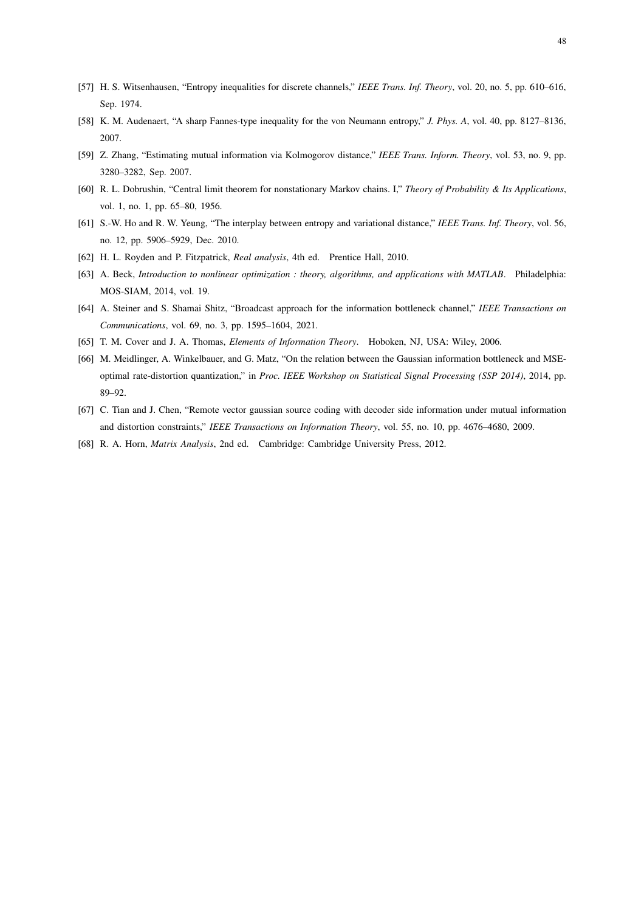[57] H. S. Witsenhausen, "Entropy inequalities for discrete channels," *IEEE Trans. Inf. Theory*, vol. 20, no. 5, pp. 610–616, Sep. 1974.

[58] K. M. Audenaert, "A sharp Fannes-type inequality for the von Neumann entropy," *J. Phys. A*, vol. 40, pp. 8127–8136, 2007.

[59] Z. Zhang, "Estimating mutual information via Kolmogorov distance," *IEEE Trans. Inform. Theory*, vol. 53, no. 9, pp. 3280–3282, Sep. 2007.

[60] R. L. Dobrushin, "Central limit theorem for nonstationary Markov chains. I," *Theory of Probability & Its Applications*, vol. 1, no. 1, pp. 65–80, 1956.

[61] S.-W. Ho and R. W. Yeung, "The interplay between entropy and variational distance," *IEEE Trans. Inf. Theory*, vol. 56, no. 12, pp. 5906–5929, Dec. 2010.

[62] H. L. Royden and P. Fitzpatrick, *Real analysis*, 4th ed. Prentice Hall, 2010.

[63] A. Beck, *Introduction to nonlinear optimization : theory, algorithms, and applications with MATLAB*. Philadelphia: MOS-SIAM, 2014, vol. 19.

[64] A. Steiner and S. Shamai Shitz, "Broadcast approach for the information bottleneck channel," *IEEE Transactions on Communications*, vol. 69, no. 3, pp. 1595–1604, 2021.

[65] T. M. Cover and J. A. Thomas, *Elements of Information Theory*. Hoboken, NJ, USA: Wiley, 2006.

[66] M. Meidlinger, A. Winkelbauer, and G. Matz, "On the relation between the Gaussian information bottleneck and MSE-optimal rate-distortion quantization," in *Proc. IEEE Workshop on Statistical Signal Processing (SSP 2014)*, 2014, pp. 89–92.

[67] C. Tian and J. Chen, "Remote vector gaussian source coding with decoder side information under mutual information and distortion constraints," *IEEE Transactions on Information Theory*, vol. 55, no. 10, pp. 4676–4680, 2009.

[68] R. A. Horn, *Matrix Analysis*, 2nd ed. Cambridge: Cambridge University Press, 2012.